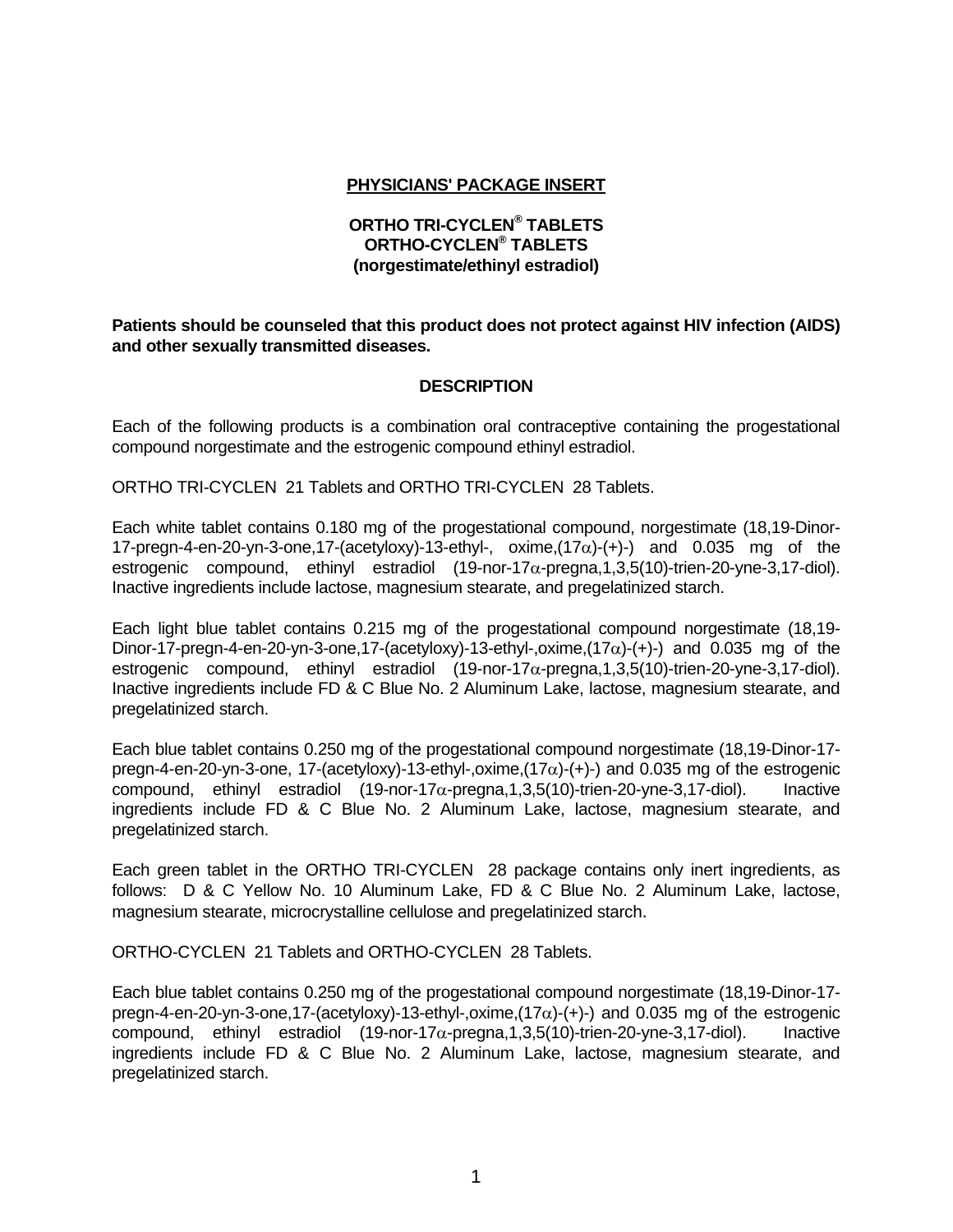**PHYSICIANS' PACKAGE INSERT**

**ORTHO TRI-CYCLEN® TABLETS**
**ORTHO-CYCLEN® TABLETS**
**(norgestimate/ethinyl estradiol)**

**Patients should be counseled that this product does not protect against HIV infection (AIDS) and other sexually transmitted diseases.**

## DESCRIPTION

Each of the following products is a combination oral contraceptive containing the progestational compound norgestimate and the estrogenic compound ethinyl estradiol.

ORTHO TRI-CYCLEN 21 Tablets and ORTHO TRI-CYCLEN 28 Tablets.

Each white tablet contains 0.180 mg of the progestational compound, norgestimate (18,19-Dinor-17-pregn-4-en-20-yn-3-one,17-(acetyloxy)-13-ethyl-, oxime,(17α)-(+)-) and 0.035 mg of the estrogenic compound, ethinyl estradiol (19-nor-17α-pregna,1,3,5(10)-trien-20-yne-3,17-diol). Inactive ingredients include lactose, magnesium stearate, and pregelatinized starch.

Each light blue tablet contains 0.215 mg of the progestational compound norgestimate (18,19-Dinor-17-pregn-4-en-20-yn-3-one,17-(acetyloxy)-13-ethyl-,oxime,(17α)-(+)-) and 0.035 mg of the estrogenic compound, ethinyl estradiol (19-nor-17α-pregna,1,3,5(10)-trien-20-yne-3,17-diol). Inactive ingredients include FD & C Blue No. 2 Aluminum Lake, lactose, magnesium stearate, and pregelatinized starch.

Each blue tablet contains 0.250 mg of the progestational compound norgestimate (18,19-Dinor-17-pregn-4-en-20-yn-3-one, 17-(acetyloxy)-13-ethyl-,oxime,(17α)-(+)-) and 0.035 mg of the estrogenic compound, ethinyl estradiol (19-nor-17α-pregna,1,3,5(10)-trien-20-yne-3,17-diol). Inactive ingredients include FD & C Blue No. 2 Aluminum Lake, lactose, magnesium stearate, and pregelatinized starch.

Each green tablet in the ORTHO TRI-CYCLEN 28 package contains only inert ingredients, as follows: D & C Yellow No. 10 Aluminum Lake, FD & C Blue No. 2 Aluminum Lake, lactose, magnesium stearate, microcrystalline cellulose and pregelatinized starch.

ORTHO-CYCLEN 21 Tablets and ORTHO-CYCLEN 28 Tablets.

Each blue tablet contains 0.250 mg of the progestational compound norgestimate (18,19-Dinor-17-pregn-4-en-20-yn-3-one,17-(acetyloxy)-13-ethyl-,oxime,(17α)-(+)-) and 0.035 mg of the estrogenic compound, ethinyl estradiol (19-nor-17α-pregna,1,3,5(10)-trien-20-yne-3,17-diol). Inactive ingredients include FD & C Blue No. 2 Aluminum Lake, lactose, magnesium stearate, and pregelatinized starch.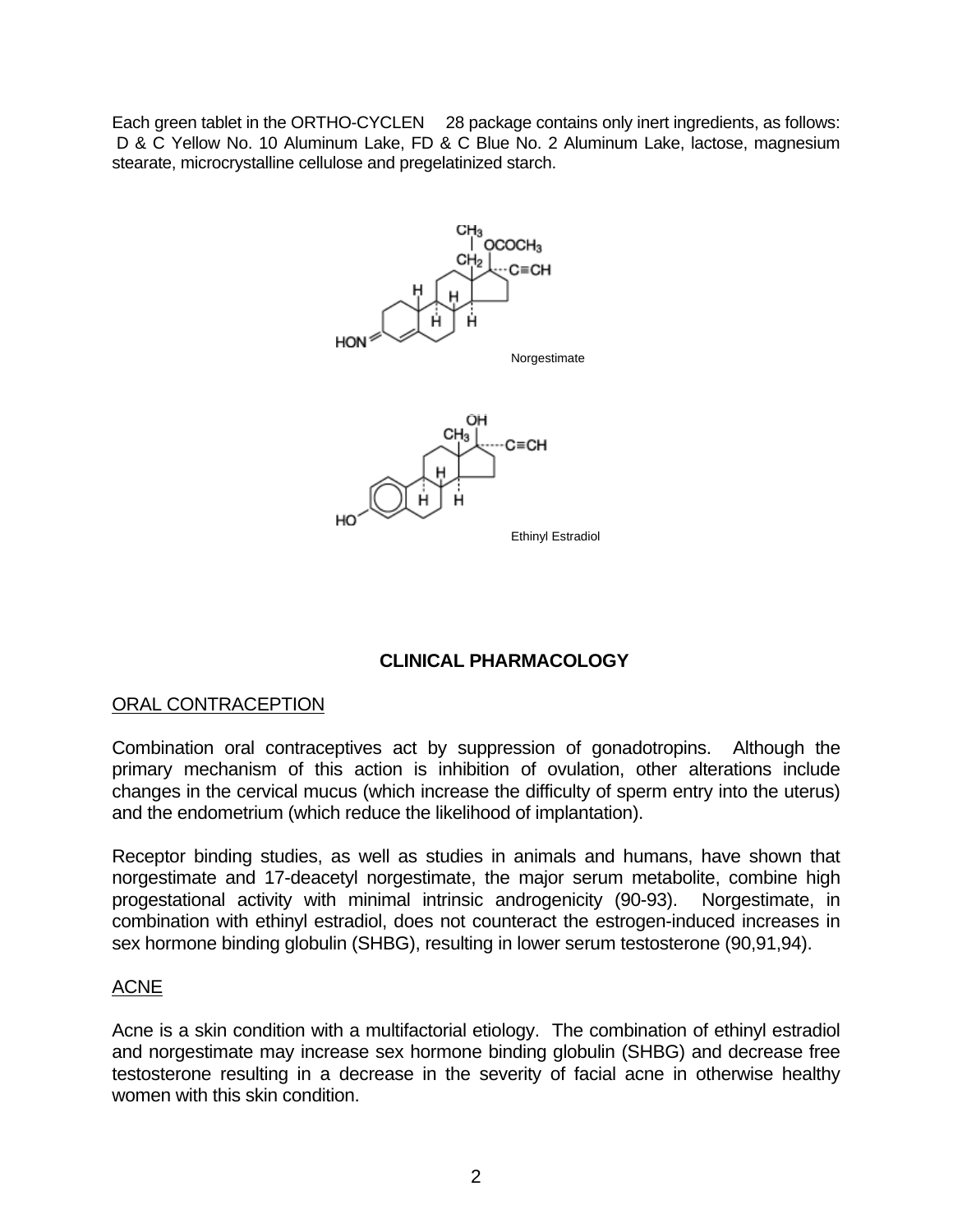Each green tablet in the ORTHO-CYCLEN 28 package contains only inert ingredients, as follows: D & C Yellow No. 10 Aluminum Lake, FD & C Blue No. 2 Aluminum Lake, lactose, magnesium stearate, microcrystalline cellulose and pregelatinized starch.

Norgestimate

Ethinyl Estradiol

## CLINICAL PHARMACOLOGY

### ORAL CONTRACEPTION

Combination oral contraceptives act by suppression of gonadotropins. Although the primary mechanism of this action is inhibition of ovulation, other alterations include changes in the cervical mucus (which increase the difficulty of sperm entry into the uterus) and the endometrium (which reduce the likelihood of implantation).

Receptor binding studies, as well as studies in animals and humans, have shown that norgestimate and 17-deacetyl norgestimate, the major serum metabolite, combine high progestational activity with minimal intrinsic androgenicity (90-93). Norgestimate, in combination with ethinyl estradiol, does not counteract the estrogen-induced increases in sex hormone binding globulin (SHBG), resulting in lower serum testosterone (90,91,94).

### ACNE

Acne is a skin condition with a multifactorial etiology. The combination of ethinyl estradiol and norgestimate may increase sex hormone binding globulin (SHBG) and decrease free testosterone resulting in a decrease in the severity of facial acne in otherwise healthy women with this skin condition.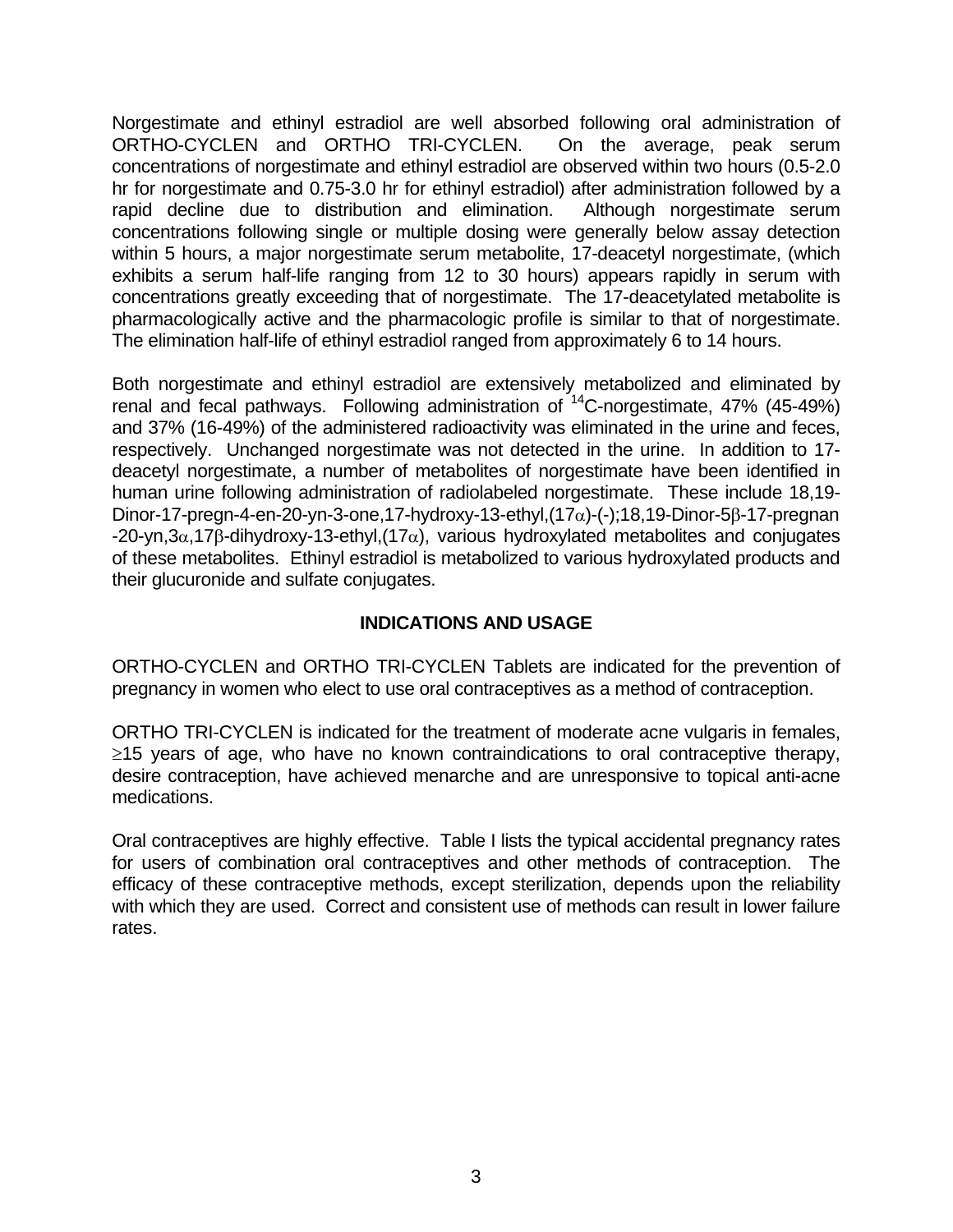Norgestimate and ethinyl estradiol are well absorbed following oral administration of ORTHO-CYCLEN and ORTHO TRI-CYCLEN. On the average, peak serum concentrations of norgestimate and ethinyl estradiol are observed within two hours (0.5-2.0 hr for norgestimate and 0.75-3.0 hr for ethinyl estradiol) after administration followed by a rapid decline due to distribution and elimination. Although norgestimate serum concentrations following single or multiple dosing were generally below assay detection within 5 hours, a major norgestimate serum metabolite, 17-deacetyl norgestimate, (which exhibits a serum half-life ranging from 12 to 30 hours) appears rapidly in serum with concentrations greatly exceeding that of norgestimate. The 17-deacetylated metabolite is pharmacologically active and the pharmacologic profile is similar to that of norgestimate. The elimination half-life of ethinyl estradiol ranged from approximately 6 to 14 hours.

Both norgestimate and ethinyl estradiol are extensively metabolized and eliminated by renal and fecal pathways. Following administration of $^{14}$C-norgestimate, 47% (45-49%) and 37% (16-49%) of the administered radioactivity was eliminated in the urine and feces, respectively. Unchanged norgestimate was not detected in the urine. In addition to 17-deacetyl norgestimate, a number of metabolites of norgestimate have been identified in human urine following administration of radiolabeled norgestimate. These include 18,19-Dinor-17-pregn-4-en-20-yn-3-one,17-hydroxy-13-ethyl,(17α)-(-);18,19-Dinor-5β-17-pregnan-20-yn,3α,17β-dihydroxy-13-ethyl,(17α), various hydroxylated metabolites and conjugates of these metabolites. Ethinyl estradiol is metabolized to various hydroxylated products and their glucuronide and sulfate conjugates.

## INDICATIONS AND USAGE

ORTHO-CYCLEN and ORTHO TRI-CYCLEN Tablets are indicated for the prevention of pregnancy in women who elect to use oral contraceptives as a method of contraception.

ORTHO TRI-CYCLEN is indicated for the treatment of moderate acne vulgaris in females, ≥15 years of age, who have no known contraindications to oral contraceptive therapy, desire contraception, have achieved menarche and are unresponsive to topical anti-acne medications.

Oral contraceptives are highly effective. Table I lists the typical accidental pregnancy rates for users of combination oral contraceptives and other methods of contraception. The efficacy of these contraceptive methods, except sterilization, depends upon the reliability with which they are used. Correct and consistent use of methods can result in lower failure rates.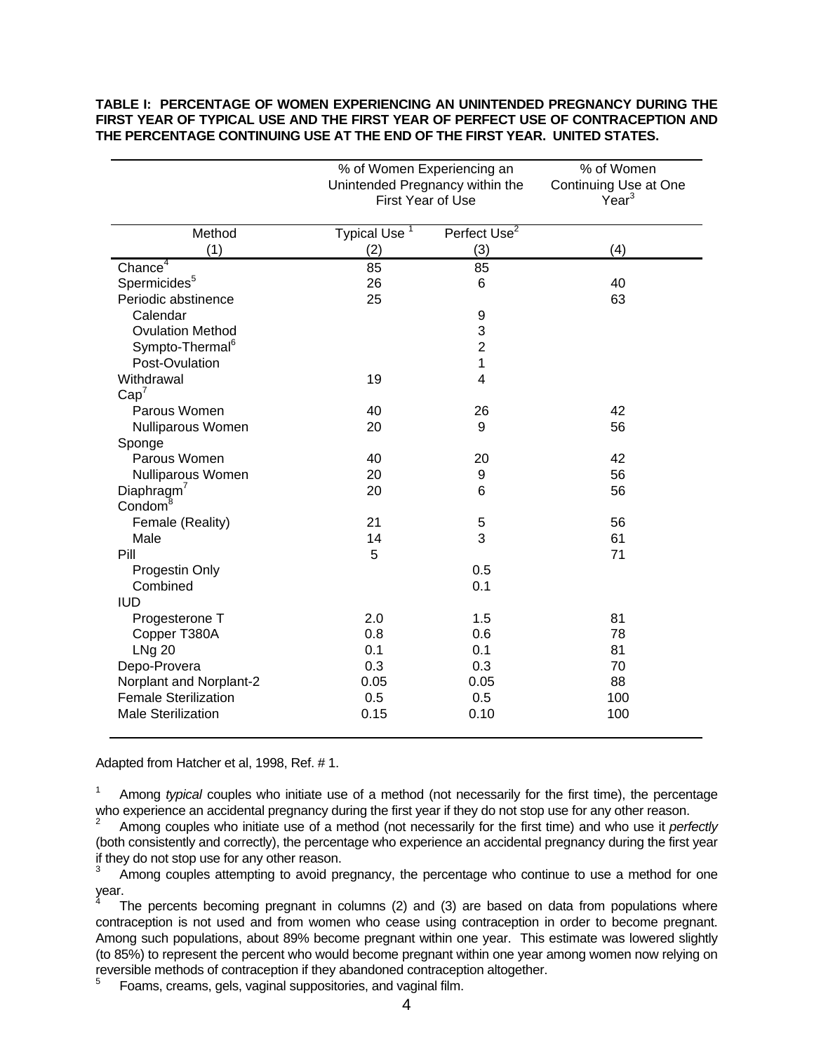**TABLE I: PERCENTAGE OF WOMEN EXPERIENCING AN UNINTENDED PREGNANCY DURING THE FIRST YEAR OF TYPICAL USE AND THE FIRST YEAR OF PERFECT USE OF CONTRACEPTION AND THE PERCENTAGE CONTINUING USE AT THE END OF THE FIRST YEAR. UNITED STATES.**

| | % of Women Experiencing an Unintended Pregnancy within the First Year of Use | | % of Women Continuing Use at One Year[3] |
|---|---|---|---|
| Method | Typical Use [1] | Perfect Use[2] | |
| (1) | (2) | (3) | (4) |
| Chance[4] | 85 | 85 | |
| Spermicides[5] | 26 | 6 | 40 |
| Periodic abstinence | 25 | | 63 |
| Calendar | | 9 | |
| Ovulation Method | | 3 | |
| Sympto-Thermal[6] | | 2 | |
| Post-Ovulation | | 1 | |
| Withdrawal | 19 | 4 | |
| Cap[7] | | | |
| Parous Women | 40 | 26 | 42 |
| Nulliparous Women | 20 | 9 | 56 |
| Sponge | | | |
| Parous Women | 40 | 20 | 42 |
| Nulliparous Women | 20 | 9 | 56 |
| Diaphragm[7] | 20 | 6 | 56 |
| Condom[8] | | | |
| Female (Reality) | 21 | 5 | 56 |
| Male | 14 | 3 | 61 |
| Pill | 5 | | 71 |
| Progestin Only | | 0.5 | |
| Combined | | 0.1 | |
| IUD | | | |
| Progesterone T | 2.0 | 1.5 | 81 |
| Copper T380A | 0.8 | 0.6 | 78 |
| LNg 20 | 0.1 | 0.1 | 81 |
| Depo-Provera | 0.3 | 0.3 | 70 |
| Norplant and Norplant-2 | 0.05 | 0.05 | 88 |
| Female Sterilization | 0.5 | 0.5 | 100 |
| Male Sterilization | 0.15 | 0.10 | 100 |

Adapted from Hatcher et al, 1998, Ref. # 1.

[1] Among *typical* couples who initiate use of a method (not necessarily for the first time), the percentage who experience an accidental pregnancy during the first year if they do not stop use for any other reason.

[2] Among couples who initiate use of a method (not necessarily for the first time) and who use it *perfectly* (both consistently and correctly), the percentage who experience an accidental pregnancy during the first year if they do not stop use for any other reason.

[3] Among couples attempting to avoid pregnancy, the percentage who continue to use a method for one year.

[4] The percents becoming pregnant in columns (2) and (3) are based on data from populations where contraception is not used and from women who cease using contraception in order to become pregnant. Among such populations, about 89% become pregnant within one year. This estimate was lowered slightly (to 85%) to represent the percent who would become pregnant within one year among women now relying on reversible methods of contraception if they abandoned contraception altogether.

[5] Foams, creams, gels, vaginal suppositories, and vaginal film.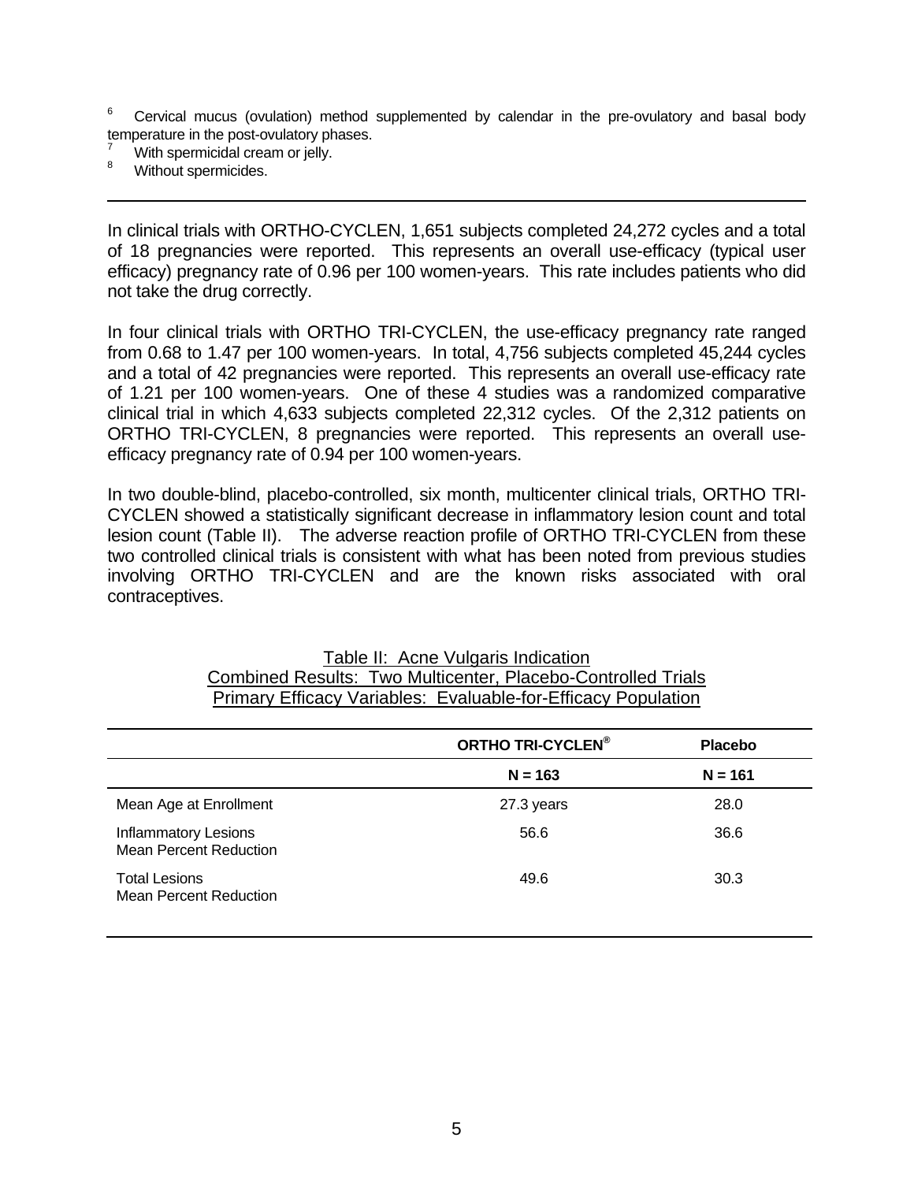[6] Cervical mucus (ovulation) method supplemented by calendar in the pre-ovulatory and basal body temperature in the post-ovulatory phases.

[7] With spermicidal cream or jelly.

[8] Without spermicides.

---

In clinical trials with ORTHO-CYCLEN, 1,651 subjects completed 24,272 cycles and a total of 18 pregnancies were reported. This represents an overall use-efficacy (typical user efficacy) pregnancy rate of 0.96 per 100 women-years. This rate includes patients who did not take the drug correctly.

In four clinical trials with ORTHO TRI-CYCLEN, the use-efficacy pregnancy rate ranged from 0.68 to 1.47 per 100 women-years. In total, 4,756 subjects completed 45,244 cycles and a total of 42 pregnancies were reported. This represents an overall use-efficacy rate of 1.21 per 100 women-years. One of these 4 studies was a randomized comparative clinical trial in which 4,633 subjects completed 22,312 cycles. Of the 2,312 patients on ORTHO TRI-CYCLEN, 8 pregnancies were reported. This represents an overall use-efficacy pregnancy rate of 0.94 per 100 women-years.

In two double-blind, placebo-controlled, six month, multicenter clinical trials, ORTHO TRI-CYCLEN showed a statistically significant decrease in inflammatory lesion count and total lesion count (Table II). The adverse reaction profile of ORTHO TRI-CYCLEN from these two controlled clinical trials is consistent with what has been noted from previous studies involving ORTHO TRI-CYCLEN and are the known risks associated with oral contraceptives.

Table II: Acne Vulgaris Indication
Combined Results: Two Multicenter, Placebo-Controlled Trials
Primary Efficacy Variables: Evaluable-for-Efficacy Population

| | **ORTHO TRI-CYCLEN®** | **Placebo** |
|---|---|---|
| | **N = 163** | **N = 161** |
| Mean Age at Enrollment | 27.3 years | 28.0 |
| Inflammatory Lesions Mean Percent Reduction | 56.6 | 36.6 |
| Total Lesions Mean Percent Reduction | 49.6 | 30.3 |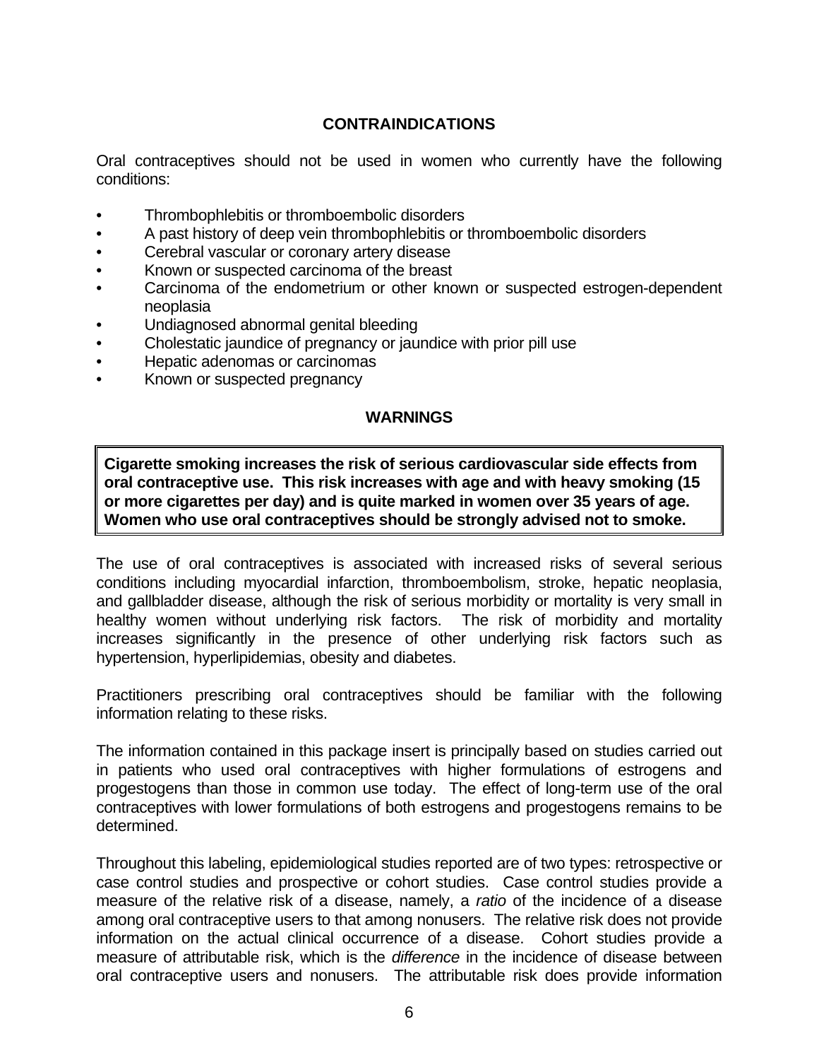## CONTRAINDICATIONS

Oral contraceptives should not be used in women who currently have the following conditions:

- Thrombophlebitis or thromboembolic disorders
- A past history of deep vein thrombophlebitis or thromboembolic disorders
- Cerebral vascular or coronary artery disease
- Known or suspected carcinoma of the breast
- Carcinoma of the endometrium or other known or suspected estrogen-dependent neoplasia
- Undiagnosed abnormal genital bleeding
- Cholestatic jaundice of pregnancy or jaundice with prior pill use
- Hepatic adenomas or carcinomas
- Known or suspected pregnancy

## WARNINGS

**Cigarette smoking increases the risk of serious cardiovascular side effects from oral contraceptive use. This risk increases with age and with heavy smoking (15 or more cigarettes per day) and is quite marked in women over 35 years of age. Women who use oral contraceptives should be strongly advised not to smoke.**

The use of oral contraceptives is associated with increased risks of several serious conditions including myocardial infarction, thromboembolism, stroke, hepatic neoplasia, and gallbladder disease, although the risk of serious morbidity or mortality is very small in healthy women without underlying risk factors. The risk of morbidity and mortality increases significantly in the presence of other underlying risk factors such as hypertension, hyperlipidemias, obesity and diabetes.

Practitioners prescribing oral contraceptives should be familiar with the following information relating to these risks.

The information contained in this package insert is principally based on studies carried out in patients who used oral contraceptives with higher formulations of estrogens and progestogens than those in common use today. The effect of long-term use of the oral contraceptives with lower formulations of both estrogens and progestogens remains to be determined.

Throughout this labeling, epidemiological studies reported are of two types: retrospective or case control studies and prospective or cohort studies. Case control studies provide a measure of the relative risk of a disease, namely, a *ratio* of the incidence of a disease among oral contraceptive users to that among nonusers. The relative risk does not provide information on the actual clinical occurrence of a disease. Cohort studies provide a measure of attributable risk, which is the *difference* in the incidence of disease between oral contraceptive users and nonusers. The attributable risk does provide information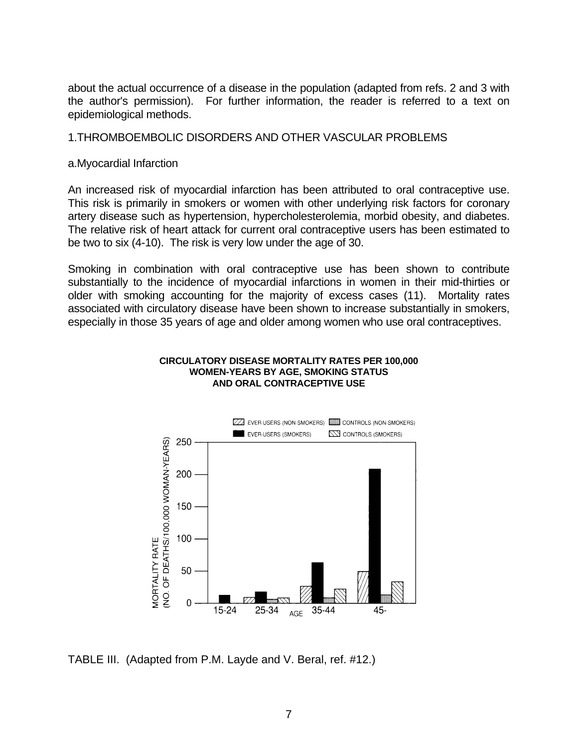about the actual occurrence of a disease in the population (adapted from refs. 2 and 3 with the author's permission). For further information, the reader is referred to a text on epidemiological methods.

1.THROMBOEMBOLIC DISORDERS AND OTHER VASCULAR PROBLEMS

a.Myocardial Infarction

An increased risk of myocardial infarction has been attributed to oral contraceptive use. This risk is primarily in smokers or women with other underlying risk factors for coronary artery disease such as hypertension, hypercholesterolemia, morbid obesity, and diabetes. The relative risk of heart attack for current oral contraceptive users has been estimated to be two to six (4-10). The risk is very low under the age of 30.

Smoking in combination with oral contraceptive use has been shown to contribute substantially to the incidence of myocardial infarctions in women in their mid-thirties or older with smoking accounting for the majority of excess cases (11). Mortality rates associated with circulatory disease have been shown to increase substantially in smokers, especially in those 35 years of age and older among women who use oral contraceptives.

**CIRCULATORY DISEASE MORTALITY RATES PER 100,000 WOMEN-YEARS BY AGE, SMOKING STATUS AND ORAL CONTRACEPTIVE USE**

TABLE III. (Adapted from P.M. Layde and V. Beral, ref. #12.)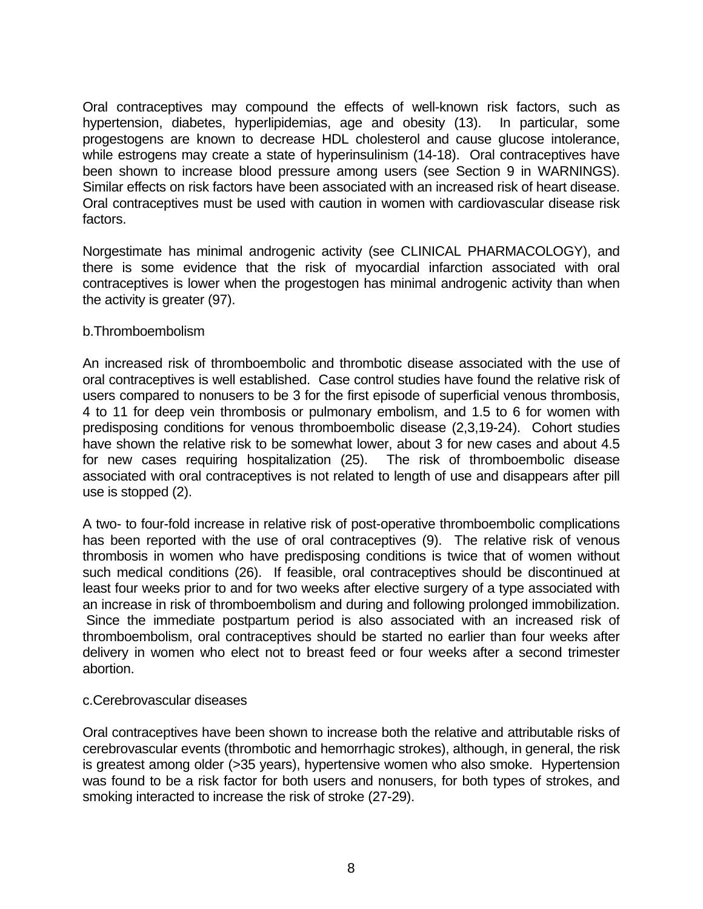Oral contraceptives may compound the effects of well-known risk factors, such as hypertension, diabetes, hyperlipidemias, age and obesity (13). In particular, some progestogens are known to decrease HDL cholesterol and cause glucose intolerance, while estrogens may create a state of hyperinsulinism (14-18). Oral contraceptives have been shown to increase blood pressure among users (see Section 9 in WARNINGS). Similar effects on risk factors have been associated with an increased risk of heart disease. Oral contraceptives must be used with caution in women with cardiovascular disease risk factors.

Norgestimate has minimal androgenic activity (see CLINICAL PHARMACOLOGY), and there is some evidence that the risk of myocardial infarction associated with oral contraceptives is lower when the progestogen has minimal androgenic activity than when the activity is greater (97).

b.Thromboembolism

An increased risk of thromboembolic and thrombotic disease associated with the use of oral contraceptives is well established. Case control studies have found the relative risk of users compared to nonusers to be 3 for the first episode of superficial venous thrombosis, 4 to 11 for deep vein thrombosis or pulmonary embolism, and 1.5 to 6 for women with predisposing conditions for venous thromboembolic disease (2,3,19-24). Cohort studies have shown the relative risk to be somewhat lower, about 3 for new cases and about 4.5 for new cases requiring hospitalization (25). The risk of thromboembolic disease associated with oral contraceptives is not related to length of use and disappears after pill use is stopped (2).

A two- to four-fold increase in relative risk of post-operative thromboembolic complications has been reported with the use of oral contraceptives (9). The relative risk of venous thrombosis in women who have predisposing conditions is twice that of women without such medical conditions (26). If feasible, oral contraceptives should be discontinued at least four weeks prior to and for two weeks after elective surgery of a type associated with an increase in risk of thromboembolism and during and following prolonged immobilization. Since the immediate postpartum period is also associated with an increased risk of thromboembolism, oral contraceptives should be started no earlier than four weeks after delivery in women who elect not to breast feed or four weeks after a second trimester abortion.

c.Cerebrovascular diseases

Oral contraceptives have been shown to increase both the relative and attributable risks of cerebrovascular events (thrombotic and hemorrhagic strokes), although, in general, the risk is greatest among older (>35 years), hypertensive women who also smoke. Hypertension was found to be a risk factor for both users and nonusers, for both types of strokes, and smoking interacted to increase the risk of stroke (27-29).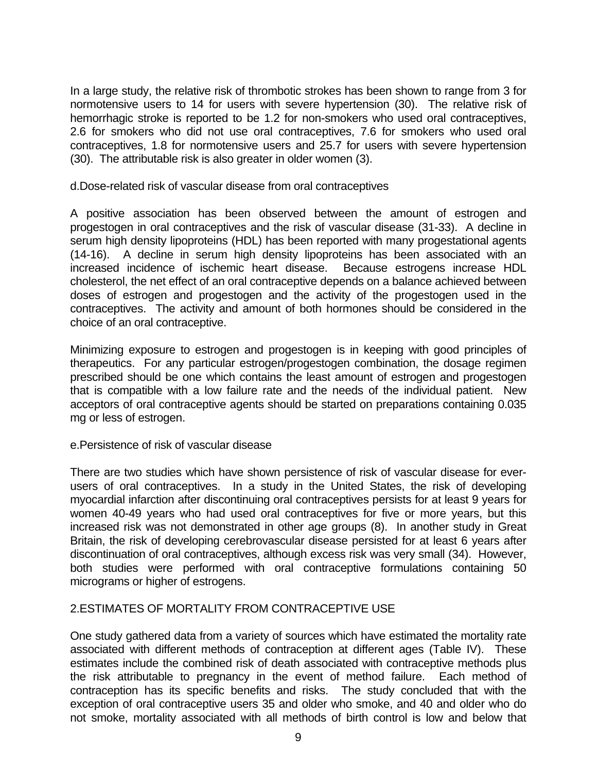In a large study, the relative risk of thrombotic strokes has been shown to range from 3 for normotensive users to 14 for users with severe hypertension (30). The relative risk of hemorrhagic stroke is reported to be 1.2 for non-smokers who used oral contraceptives, 2.6 for smokers who did not use oral contraceptives, 7.6 for smokers who used oral contraceptives, 1.8 for normotensive users and 25.7 for users with severe hypertension (30). The attributable risk is also greater in older women (3).

d.Dose-related risk of vascular disease from oral contraceptives

A positive association has been observed between the amount of estrogen and progestogen in oral contraceptives and the risk of vascular disease (31-33). A decline in serum high density lipoproteins (HDL) has been reported with many progestational agents (14-16). A decline in serum high density lipoproteins has been associated with an increased incidence of ischemic heart disease. Because estrogens increase HDL cholesterol, the net effect of an oral contraceptive depends on a balance achieved between doses of estrogen and progestogen and the activity of the progestogen used in the contraceptives. The activity and amount of both hormones should be considered in the choice of an oral contraceptive.

Minimizing exposure to estrogen and progestogen is in keeping with good principles of therapeutics. For any particular estrogen/progestogen combination, the dosage regimen prescribed should be one which contains the least amount of estrogen and progestogen that is compatible with a low failure rate and the needs of the individual patient. New acceptors of oral contraceptive agents should be started on preparations containing 0.035 mg or less of estrogen.

e.Persistence of risk of vascular disease

There are two studies which have shown persistence of risk of vascular disease for ever-users of oral contraceptives. In a study in the United States, the risk of developing myocardial infarction after discontinuing oral contraceptives persists for at least 9 years for women 40-49 years who had used oral contraceptives for five or more years, but this increased risk was not demonstrated in other age groups (8). In another study in Great Britain, the risk of developing cerebrovascular disease persisted for at least 6 years after discontinuation of oral contraceptives, although excess risk was very small (34). However, both studies were performed with oral contraceptive formulations containing 50 micrograms or higher of estrogens.

2.ESTIMATES OF MORTALITY FROM CONTRACEPTIVE USE

One study gathered data from a variety of sources which have estimated the mortality rate associated with different methods of contraception at different ages (Table IV). These estimates include the combined risk of death associated with contraceptive methods plus the risk attributable to pregnancy in the event of method failure. Each method of contraception has its specific benefits and risks. The study concluded that with the exception of oral contraceptive users 35 and older who smoke, and 40 and older who do not smoke, mortality associated with all methods of birth control is low and below that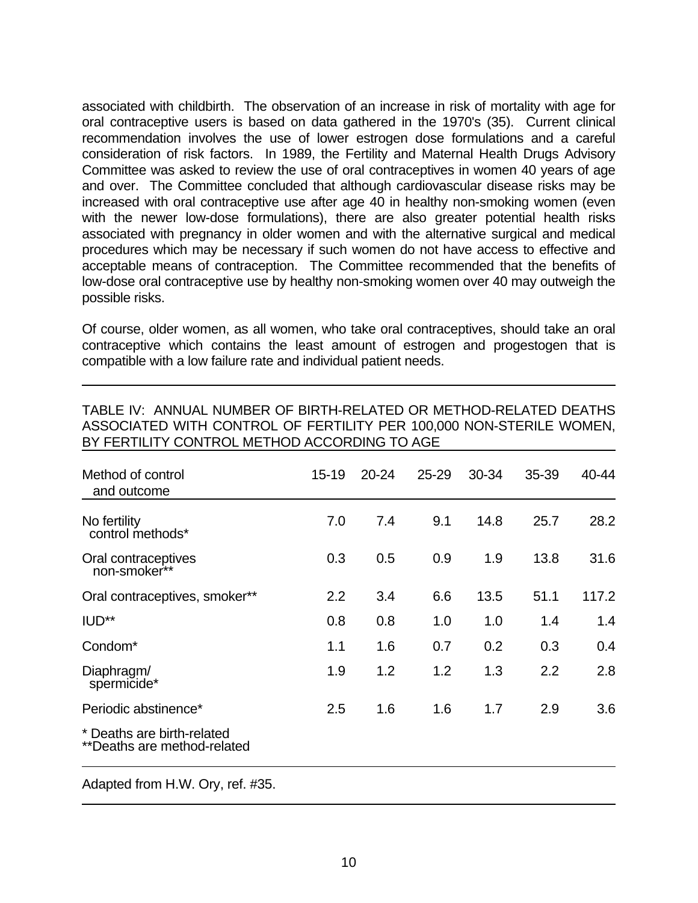associated with childbirth. The observation of an increase in risk of mortality with age for oral contraceptive users is based on data gathered in the 1970's (35). Current clinical recommendation involves the use of lower estrogen dose formulations and a careful consideration of risk factors. In 1989, the Fertility and Maternal Health Drugs Advisory Committee was asked to review the use of oral contraceptives in women 40 years of age and over. The Committee concluded that although cardiovascular disease risks may be increased with oral contraceptive use after age 40 in healthy non-smoking women (even with the newer low-dose formulations), there are also greater potential health risks associated with pregnancy in older women and with the alternative surgical and medical procedures which may be necessary if such women do not have access to effective and acceptable means of contraception. The Committee recommended that the benefits of low-dose oral contraceptive use by healthy non-smoking women over 40 may outweigh the possible risks.

Of course, older women, as all women, who take oral contraceptives, should take an oral contraceptive which contains the least amount of estrogen and progestogen that is compatible with a low failure rate and individual patient needs.

TABLE IV: ANNUAL NUMBER OF BIRTH-RELATED OR METHOD-RELATED DEATHS ASSOCIATED WITH CONTROL OF FERTILITY PER 100,000 NON-STERILE WOMEN, BY FERTILITY CONTROL METHOD ACCORDING TO AGE

| Method of control and outcome | 15-19 | 20-24 | 25-29 | 30-34 | 35-39 | 40-44 |
|---|---|---|---|---|---|---|
| No fertility control methods* | 7.0 | 7.4 | 9.1 | 14.8 | 25.7 | 28.2 |
| Oral contraceptives non-smoker** | 0.3 | 0.5 | 0.9 | 1.9 | 13.8 | 31.6 |
| Oral contraceptives, smoker** | 2.2 | 3.4 | 6.6 | 13.5 | 51.1 | 117.2 |
| IUD** | 0.8 | 0.8 | 1.0 | 1.0 | 1.4 | 1.4 |
| Condom* | 1.1 | 1.6 | 0.7 | 0.2 | 0.3 | 0.4 |
| Diaphragm/ spermicide* | 1.9 | 1.2 | 1.2 | 1.3 | 2.2 | 2.8 |
| Periodic abstinence* | 2.5 | 1.6 | 1.6 | 1.7 | 2.9 | 3.6 |

* Deaths are birth-related
**Deaths are method-related

Adapted from H.W. Ory, ref. #35.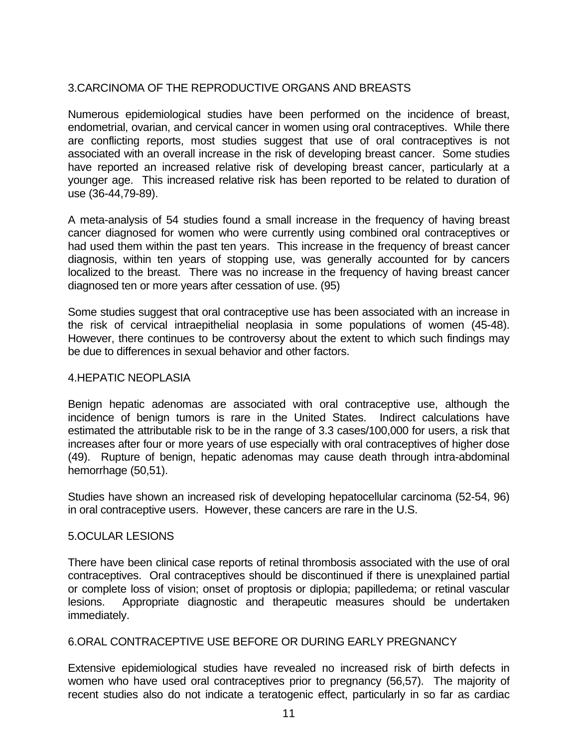### 3.CARCINOMA OF THE REPRODUCTIVE ORGANS AND BREASTS

Numerous epidemiological studies have been performed on the incidence of breast, endometrial, ovarian, and cervical cancer in women using oral contraceptives. While there are conflicting reports, most studies suggest that use of oral contraceptives is not associated with an overall increase in the risk of developing breast cancer. Some studies have reported an increased relative risk of developing breast cancer, particularly at a younger age. This increased relative risk has been reported to be related to duration of use (36-44,79-89).

A meta-analysis of 54 studies found a small increase in the frequency of having breast cancer diagnosed for women who were currently using combined oral contraceptives or had used them within the past ten years. This increase in the frequency of breast cancer diagnosis, within ten years of stopping use, was generally accounted for by cancers localized to the breast. There was no increase in the frequency of having breast cancer diagnosed ten or more years after cessation of use. (95)

Some studies suggest that oral contraceptive use has been associated with an increase in the risk of cervical intraepithelial neoplasia in some populations of women (45-48). However, there continues to be controversy about the extent to which such findings may be due to differences in sexual behavior and other factors.

### 4.HEPATIC NEOPLASIA

Benign hepatic adenomas are associated with oral contraceptive use, although the incidence of benign tumors is rare in the United States. Indirect calculations have estimated the attributable risk to be in the range of 3.3 cases/100,000 for users, a risk that increases after four or more years of use especially with oral contraceptives of higher dose (49). Rupture of benign, hepatic adenomas may cause death through intra-abdominal hemorrhage (50,51).

Studies have shown an increased risk of developing hepatocellular carcinoma (52-54, 96) in oral contraceptive users. However, these cancers are rare in the U.S.

### 5.OCULAR LESIONS

There have been clinical case reports of retinal thrombosis associated with the use of oral contraceptives. Oral contraceptives should be discontinued if there is unexplained partial or complete loss of vision; onset of proptosis or diplopia; papilledema; or retinal vascular lesions. Appropriate diagnostic and therapeutic measures should be undertaken immediately.

### 6.ORAL CONTRACEPTIVE USE BEFORE OR DURING EARLY PREGNANCY

Extensive epidemiological studies have revealed no increased risk of birth defects in women who have used oral contraceptives prior to pregnancy (56,57). The majority of recent studies also do not indicate a teratogenic effect, particularly in so far as cardiac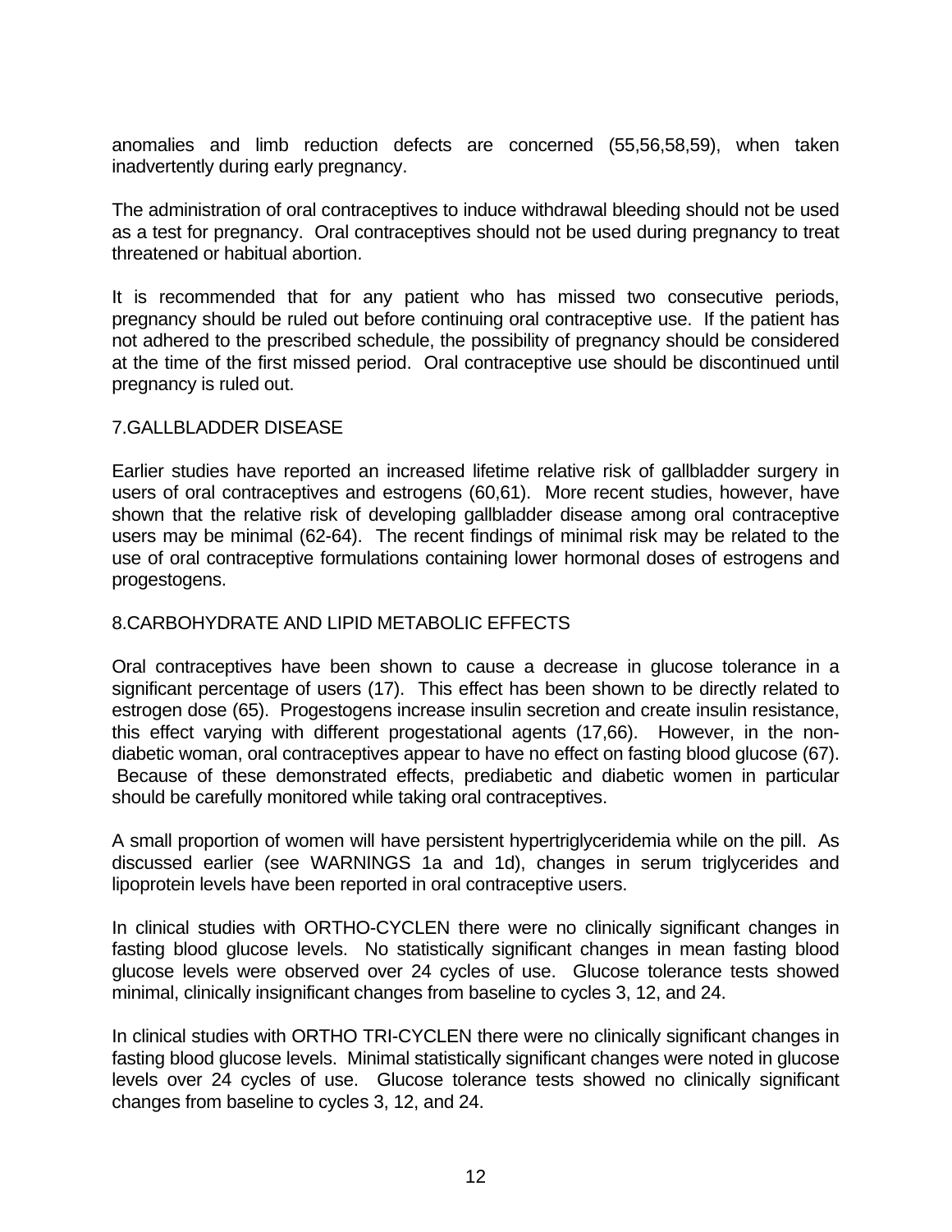anomalies and limb reduction defects are concerned (55,56,58,59), when taken inadvertently during early pregnancy.

The administration of oral contraceptives to induce withdrawal bleeding should not be used as a test for pregnancy. Oral contraceptives should not be used during pregnancy to treat threatened or habitual abortion.

It is recommended that for any patient who has missed two consecutive periods, pregnancy should be ruled out before continuing oral contraceptive use. If the patient has not adhered to the prescribed schedule, the possibility of pregnancy should be considered at the time of the first missed period. Oral contraceptive use should be discontinued until pregnancy is ruled out.

### 7.GALLBLADDER DISEASE

Earlier studies have reported an increased lifetime relative risk of gallbladder surgery in users of oral contraceptives and estrogens (60,61). More recent studies, however, have shown that the relative risk of developing gallbladder disease among oral contraceptive users may be minimal (62-64). The recent findings of minimal risk may be related to the use of oral contraceptive formulations containing lower hormonal doses of estrogens and progestogens.

### 8.CARBOHYDRATE AND LIPID METABOLIC EFFECTS

Oral contraceptives have been shown to cause a decrease in glucose tolerance in a significant percentage of users (17). This effect has been shown to be directly related to estrogen dose (65). Progestogens increase insulin secretion and create insulin resistance, this effect varying with different progestational agents (17,66). However, in the non-diabetic woman, oral contraceptives appear to have no effect on fasting blood glucose (67). Because of these demonstrated effects, prediabetic and diabetic women in particular should be carefully monitored while taking oral contraceptives.

A small proportion of women will have persistent hypertriglyceridemia while on the pill. As discussed earlier (see WARNINGS 1a and 1d), changes in serum triglycerides and lipoprotein levels have been reported in oral contraceptive users.

In clinical studies with ORTHO-CYCLEN there were no clinically significant changes in fasting blood glucose levels. No statistically significant changes in mean fasting blood glucose levels were observed over 24 cycles of use. Glucose tolerance tests showed minimal, clinically insignificant changes from baseline to cycles 3, 12, and 24.

In clinical studies with ORTHO TRI-CYCLEN there were no clinically significant changes in fasting blood glucose levels. Minimal statistically significant changes were noted in glucose levels over 24 cycles of use. Glucose tolerance tests showed no clinically significant changes from baseline to cycles 3, 12, and 24.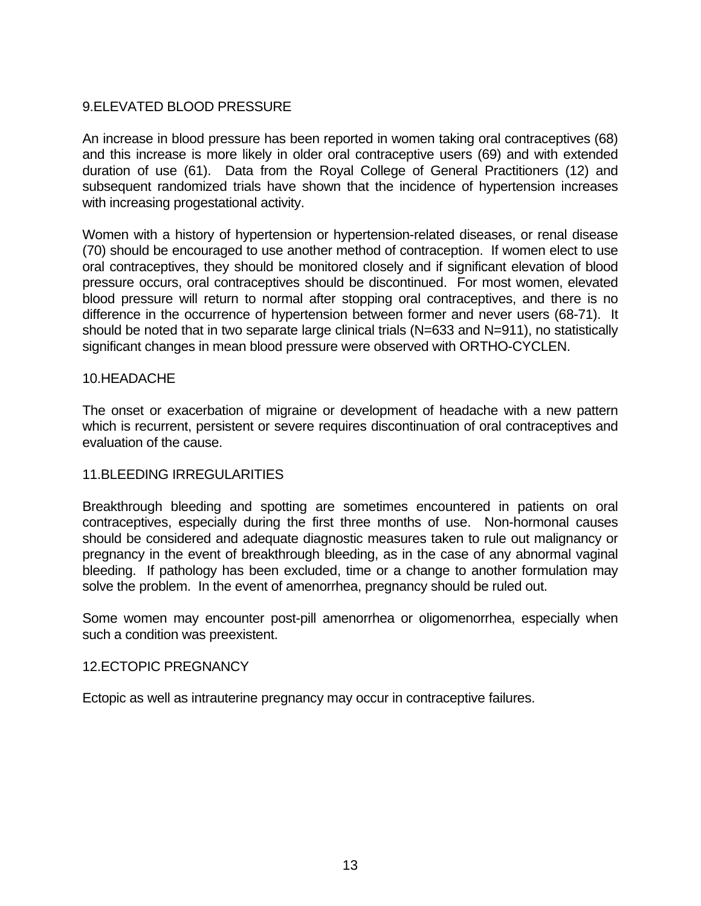## 9.ELEVATED BLOOD PRESSURE

An increase in blood pressure has been reported in women taking oral contraceptives (68) and this increase is more likely in older oral contraceptive users (69) and with extended duration of use (61). Data from the Royal College of General Practitioners (12) and subsequent randomized trials have shown that the incidence of hypertension increases with increasing progestational activity.

Women with a history of hypertension or hypertension-related diseases, or renal disease (70) should be encouraged to use another method of contraception. If women elect to use oral contraceptives, they should be monitored closely and if significant elevation of blood pressure occurs, oral contraceptives should be discontinued. For most women, elevated blood pressure will return to normal after stopping oral contraceptives, and there is no difference in the occurrence of hypertension between former and never users (68-71). It should be noted that in two separate large clinical trials (N=633 and N=911), no statistically significant changes in mean blood pressure were observed with ORTHO-CYCLEN.

## 10.HEADACHE

The onset or exacerbation of migraine or development of headache with a new pattern which is recurrent, persistent or severe requires discontinuation of oral contraceptives and evaluation of the cause.

## 11.BLEEDING IRREGULARITIES

Breakthrough bleeding and spotting are sometimes encountered in patients on oral contraceptives, especially during the first three months of use. Non-hormonal causes should be considered and adequate diagnostic measures taken to rule out malignancy or pregnancy in the event of breakthrough bleeding, as in the case of any abnormal vaginal bleeding. If pathology has been excluded, time or a change to another formulation may solve the problem. In the event of amenorrhea, pregnancy should be ruled out.

Some women may encounter post-pill amenorrhea or oligomenorrhea, especially when such a condition was preexistent.

## 12.ECTOPIC PREGNANCY

Ectopic as well as intrauterine pregnancy may occur in contraceptive failures.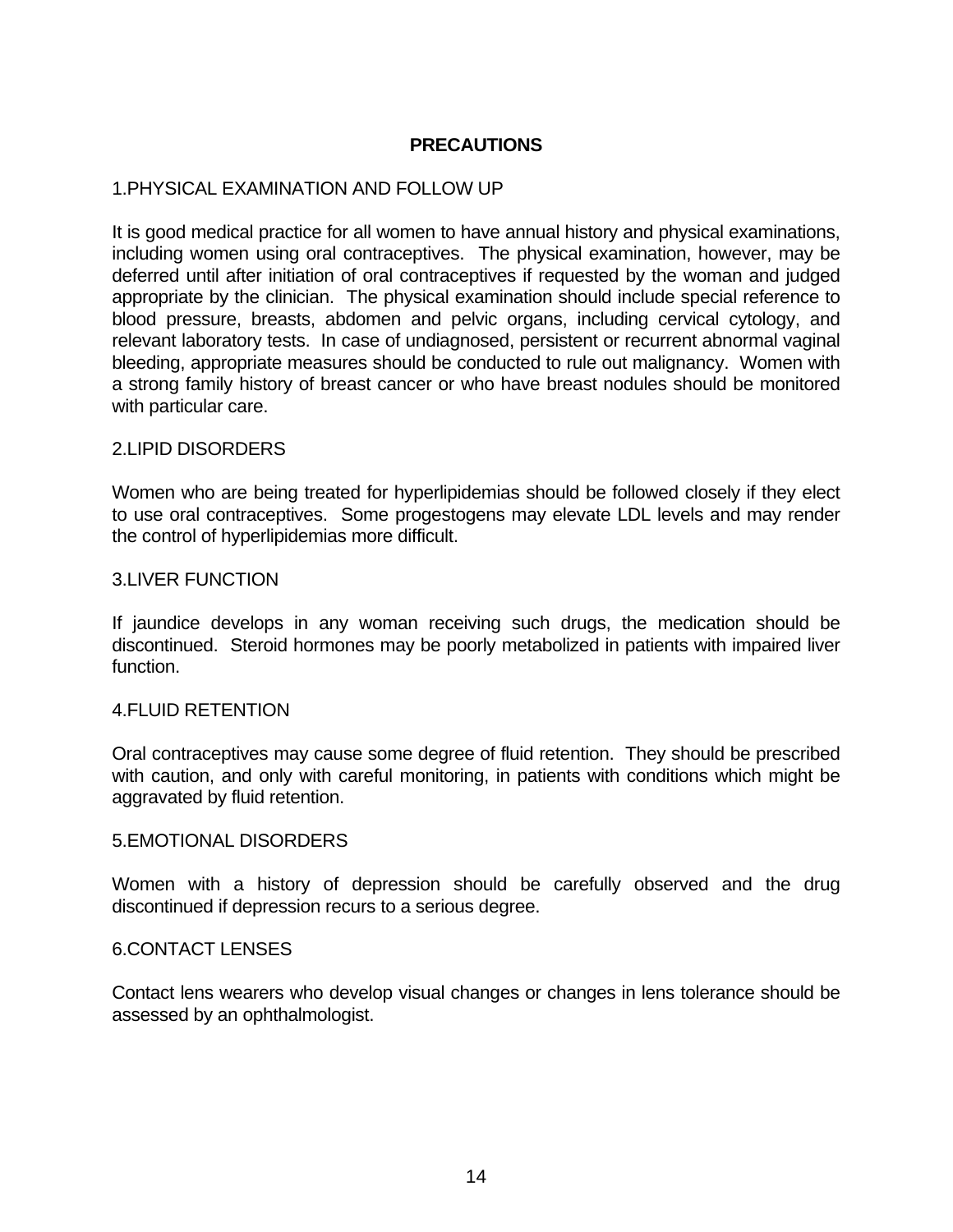## PRECAUTIONS

### 1.PHYSICAL EXAMINATION AND FOLLOW UP

It is good medical practice for all women to have annual history and physical examinations, including women using oral contraceptives. The physical examination, however, may be deferred until after initiation of oral contraceptives if requested by the woman and judged appropriate by the clinician. The physical examination should include special reference to blood pressure, breasts, abdomen and pelvic organs, including cervical cytology, and relevant laboratory tests. In case of undiagnosed, persistent or recurrent abnormal vaginal bleeding, appropriate measures should be conducted to rule out malignancy. Women with a strong family history of breast cancer or who have breast nodules should be monitored with particular care.

### 2.LIPID DISORDERS

Women who are being treated for hyperlipidemias should be followed closely if they elect to use oral contraceptives. Some progestogens may elevate LDL levels and may render the control of hyperlipidemias more difficult.

### 3.LIVER FUNCTION

If jaundice develops in any woman receiving such drugs, the medication should be discontinued. Steroid hormones may be poorly metabolized in patients with impaired liver function.

### 4.FLUID RETENTION

Oral contraceptives may cause some degree of fluid retention. They should be prescribed with caution, and only with careful monitoring, in patients with conditions which might be aggravated by fluid retention.

### 5.EMOTIONAL DISORDERS

Women with a history of depression should be carefully observed and the drug discontinued if depression recurs to a serious degree.

### 6.CONTACT LENSES

Contact lens wearers who develop visual changes or changes in lens tolerance should be assessed by an ophthalmologist.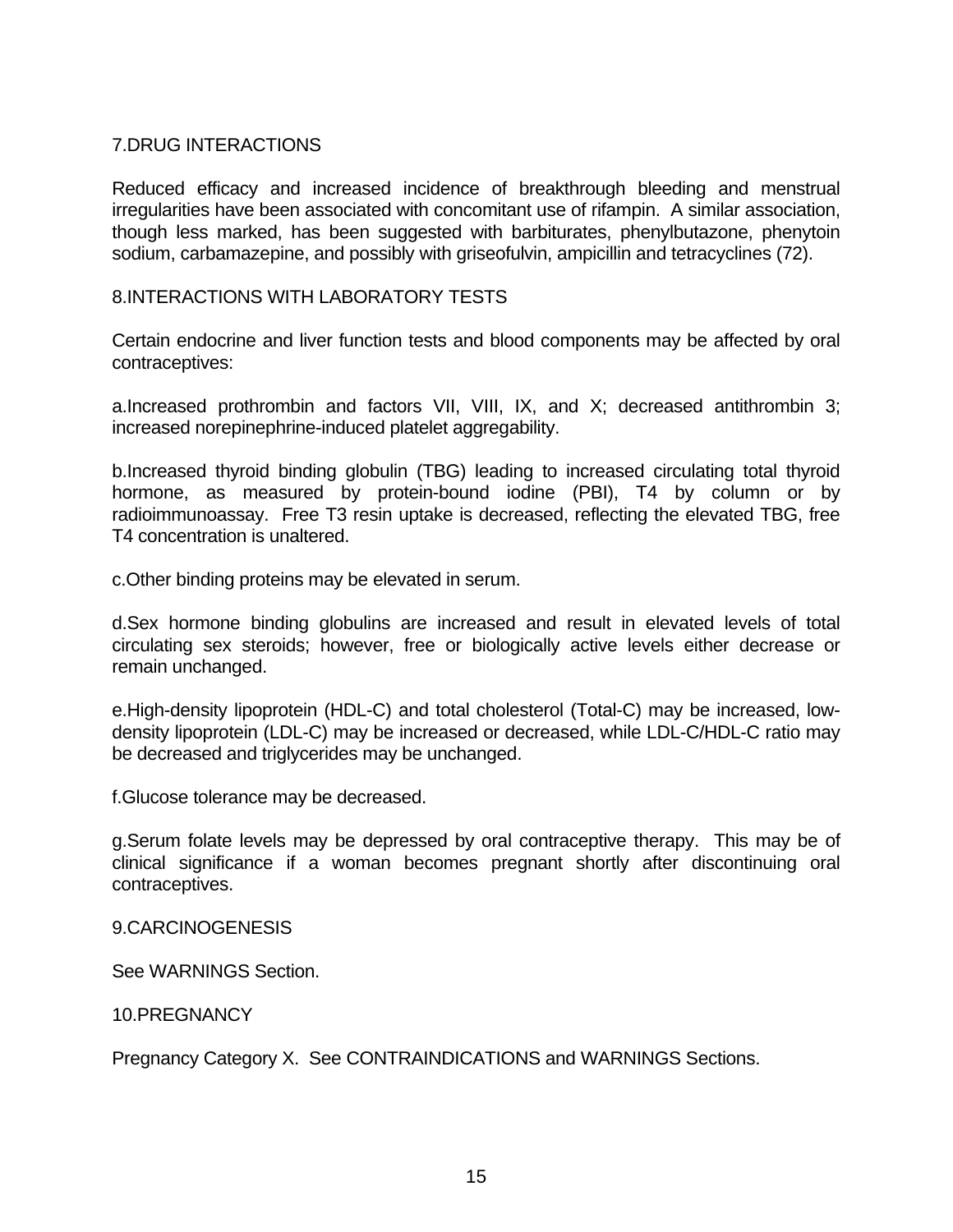## 7.DRUG INTERACTIONS

Reduced efficacy and increased incidence of breakthrough bleeding and menstrual irregularities have been associated with concomitant use of rifampin. A similar association, though less marked, has been suggested with barbiturates, phenylbutazone, phenytoin sodium, carbamazepine, and possibly with griseofulvin, ampicillin and tetracyclines (72).

## 8.INTERACTIONS WITH LABORATORY TESTS

Certain endocrine and liver function tests and blood components may be affected by oral contraceptives:

a.Increased prothrombin and factors VII, VIII, IX, and X; decreased antithrombin 3; increased norepinephrine-induced platelet aggregability.

b.Increased thyroid binding globulin (TBG) leading to increased circulating total thyroid hormone, as measured by protein-bound iodine (PBI), T4 by column or by radioimmunoassay. Free T3 resin uptake is decreased, reflecting the elevated TBG, free T4 concentration is unaltered.

c.Other binding proteins may be elevated in serum.

d.Sex hormone binding globulins are increased and result in elevated levels of total circulating sex steroids; however, free or biologically active levels either decrease or remain unchanged.

e.High-density lipoprotein (HDL-C) and total cholesterol (Total-C) may be increased, low-density lipoprotein (LDL-C) may be increased or decreased, while LDL-C/HDL-C ratio may be decreased and triglycerides may be unchanged.

f.Glucose tolerance may be decreased.

g.Serum folate levels may be depressed by oral contraceptive therapy. This may be of clinical significance if a woman becomes pregnant shortly after discontinuing oral contraceptives.

## 9.CARCINOGENESIS

See WARNINGS Section.

## 10.PREGNANCY

Pregnancy Category X. See CONTRAINDICATIONS and WARNINGS Sections.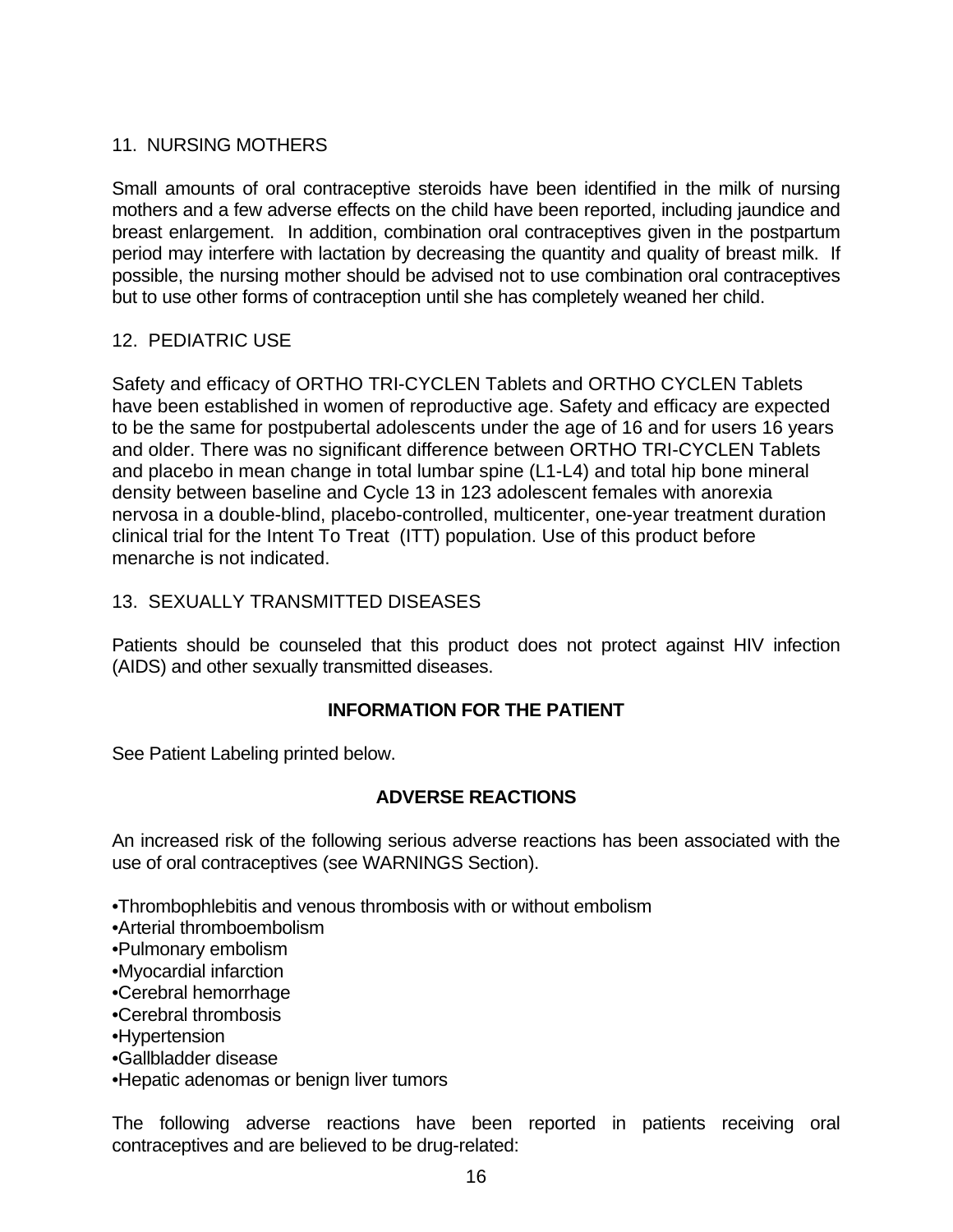### 11. NURSING MOTHERS

Small amounts of oral contraceptive steroids have been identified in the milk of nursing mothers and a few adverse effects on the child have been reported, including jaundice and breast enlargement. In addition, combination oral contraceptives given in the postpartum period may interfere with lactation by decreasing the quantity and quality of breast milk. If possible, the nursing mother should be advised not to use combination oral contraceptives but to use other forms of contraception until she has completely weaned her child.

### 12. PEDIATRIC USE

Safety and efficacy of ORTHO TRI-CYCLEN Tablets and ORTHO CYCLEN Tablets have been established in women of reproductive age. Safety and efficacy are expected to be the same for postpubertal adolescents under the age of 16 and for users 16 years and older. There was no significant difference between ORTHO TRI-CYCLEN Tablets and placebo in mean change in total lumbar spine (L1-L4) and total hip bone mineral density between baseline and Cycle 13 in 123 adolescent females with anorexia nervosa in a double-blind, placebo-controlled, multicenter, one-year treatment duration clinical trial for the Intent To Treat (ITT) population. Use of this product before menarche is not indicated.

### 13. SEXUALLY TRANSMITTED DISEASES

Patients should be counseled that this product does not protect against HIV infection (AIDS) and other sexually transmitted diseases.

## INFORMATION FOR THE PATIENT

See Patient Labeling printed below.

## ADVERSE REACTIONS

An increased risk of the following serious adverse reactions has been associated with the use of oral contraceptives (see WARNINGS Section).

- Thrombophlebitis and venous thrombosis with or without embolism
- Arterial thromboembolism
- Pulmonary embolism
- Myocardial infarction
- Cerebral hemorrhage
- Cerebral thrombosis
- Hypertension
- Gallbladder disease
- Hepatic adenomas or benign liver tumors

The following adverse reactions have been reported in patients receiving oral contraceptives and are believed to be drug-related: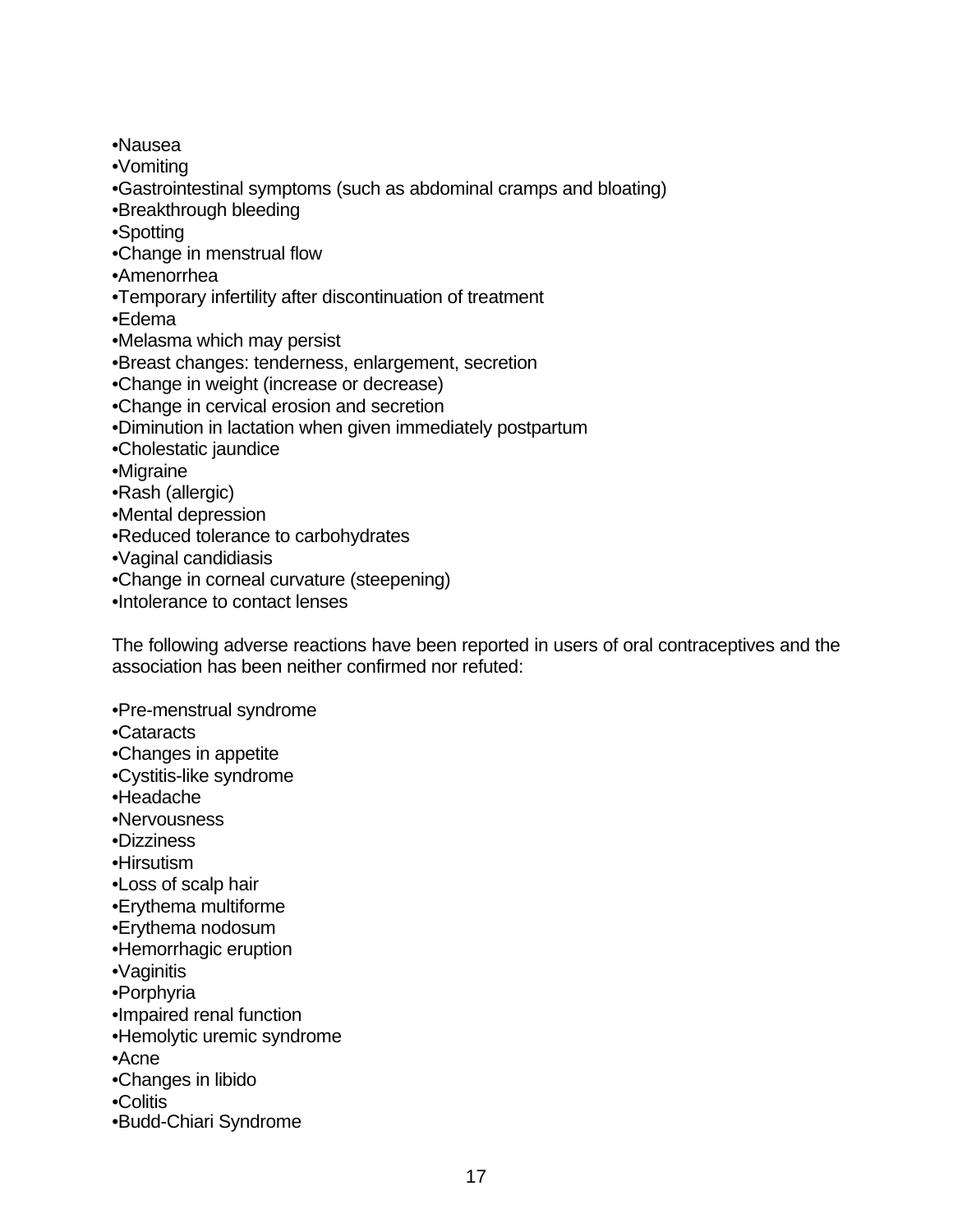- Nausea
- Vomiting
- Gastrointestinal symptoms (such as abdominal cramps and bloating)
- Breakthrough bleeding
- Spotting
- Change in menstrual flow
- Amenorrhea
- Temporary infertility after discontinuation of treatment
- Edema
- Melasma which may persist
- Breast changes: tenderness, enlargement, secretion
- Change in weight (increase or decrease)
- Change in cervical erosion and secretion
- Diminution in lactation when given immediately postpartum
- Cholestatic jaundice
- Migraine
- Rash (allergic)
- Mental depression
- Reduced tolerance to carbohydrates
- Vaginal candidiasis
- Change in corneal curvature (steepening)
- Intolerance to contact lenses

The following adverse reactions have been reported in users of oral contraceptives and the association has been neither confirmed nor refuted:

- Pre-menstrual syndrome
- Cataracts
- Changes in appetite
- Cystitis-like syndrome
- Headache
- Nervousness
- Dizziness
- Hirsutism
- Loss of scalp hair
- Erythema multiforme
- Erythema nodosum
- Hemorrhagic eruption
- Vaginitis
- Porphyria
- Impaired renal function
- Hemolytic uremic syndrome
- Acne
- Changes in libido
- Colitis
- Budd-Chiari Syndrome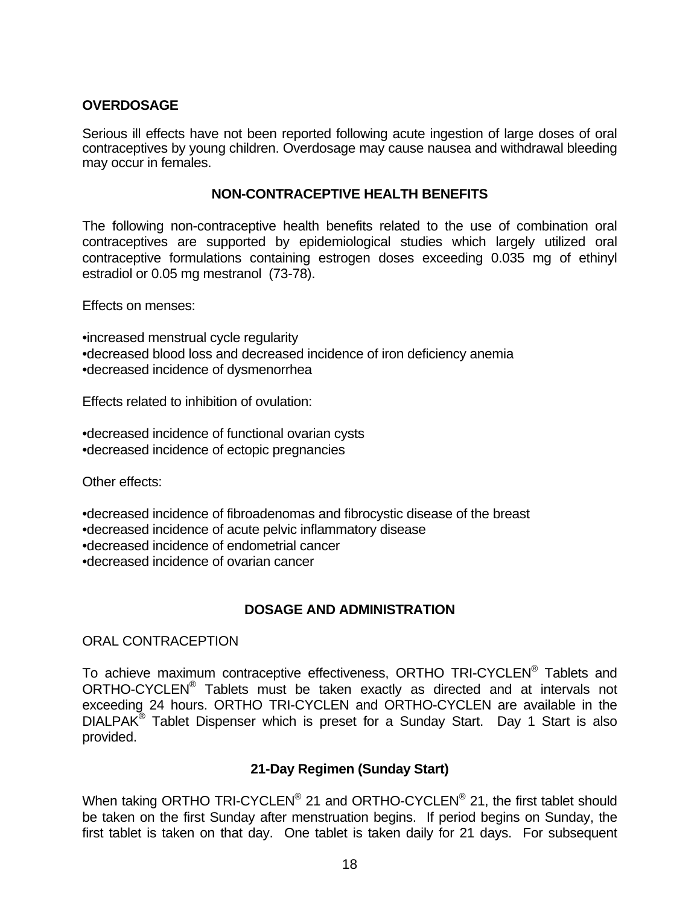## OVERDOSAGE

Serious ill effects have not been reported following acute ingestion of large doses of oral contraceptives by young children. Overdosage may cause nausea and withdrawal bleeding may occur in females.

## NON-CONTRACEPTIVE HEALTH BENEFITS

The following non-contraceptive health benefits related to the use of combination oral contraceptives are supported by epidemiological studies which largely utilized oral contraceptive formulations containing estrogen doses exceeding 0.035 mg of ethinyl estradiol or 0.05 mg mestranol (73-78).

Effects on menses:

- increased menstrual cycle regularity
- decreased blood loss and decreased incidence of iron deficiency anemia
- decreased incidence of dysmenorrhea

Effects related to inhibition of ovulation:

- decreased incidence of functional ovarian cysts
- decreased incidence of ectopic pregnancies

Other effects:

- decreased incidence of fibroadenomas and fibrocystic disease of the breast
- decreased incidence of acute pelvic inflammatory disease
- decreased incidence of endometrial cancer
- decreased incidence of ovarian cancer

## DOSAGE AND ADMINISTRATION

ORAL CONTRACEPTION

To achieve maximum contraceptive effectiveness, ORTHO TRI-CYCLEN® Tablets and ORTHO-CYCLEN® Tablets must be taken exactly as directed and at intervals not exceeding 24 hours. ORTHO TRI-CYCLEN and ORTHO-CYCLEN are available in the DIALPAK® Tablet Dispenser which is preset for a Sunday Start. Day 1 Start is also provided.

### 21-Day Regimen (Sunday Start)

When taking ORTHO TRI-CYCLEN® 21 and ORTHO-CYCLEN® 21, the first tablet should be taken on the first Sunday after menstruation begins. If period begins on Sunday, the first tablet is taken on that day. One tablet is taken daily for 21 days. For subsequent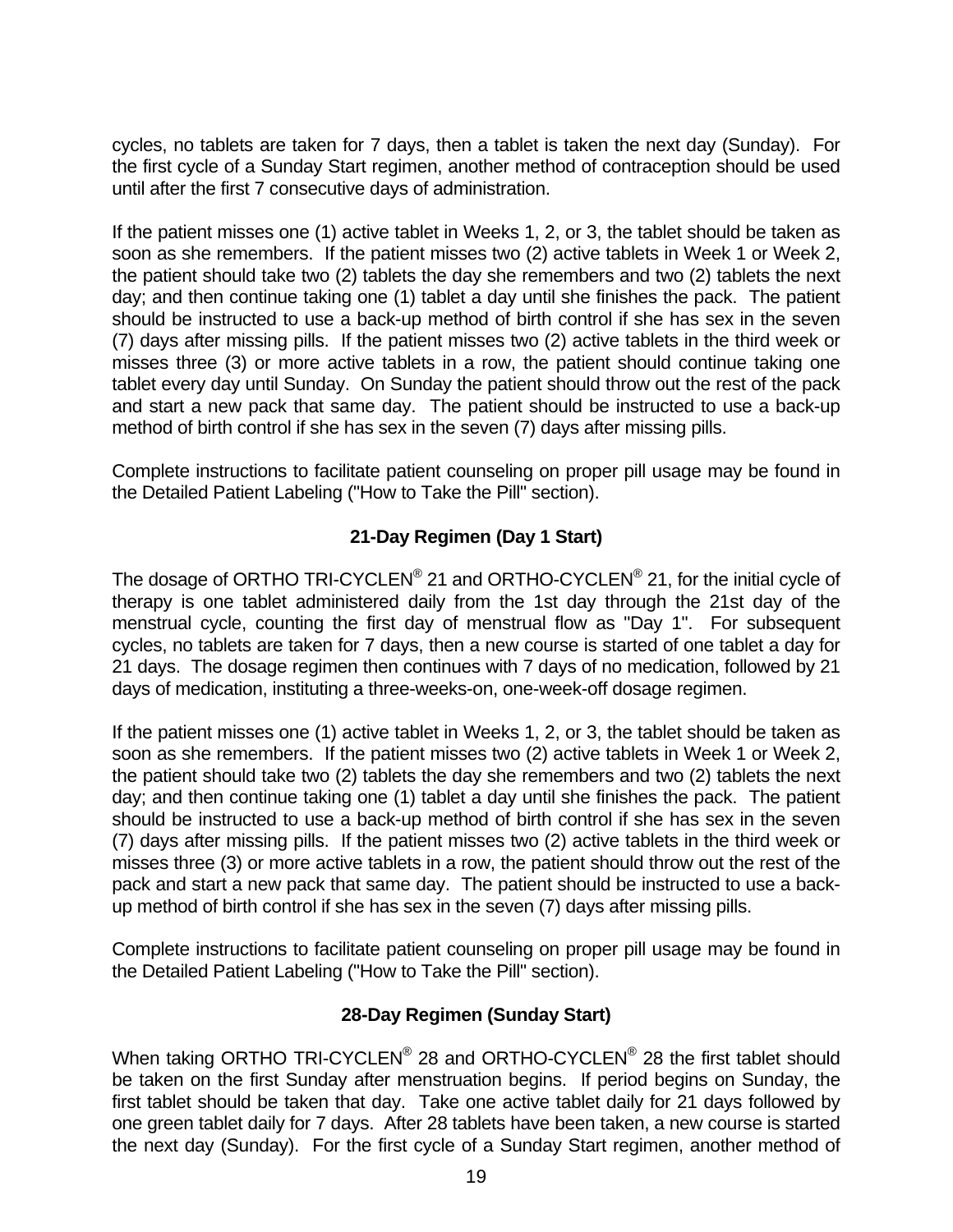cycles, no tablets are taken for 7 days, then a tablet is taken the next day (Sunday). For the first cycle of a Sunday Start regimen, another method of contraception should be used until after the first 7 consecutive days of administration.

If the patient misses one (1) active tablet in Weeks 1, 2, or 3, the tablet should be taken as soon as she remembers. If the patient misses two (2) active tablets in Week 1 or Week 2, the patient should take two (2) tablets the day she remembers and two (2) tablets the next day; and then continue taking one (1) tablet a day until she finishes the pack. The patient should be instructed to use a back-up method of birth control if she has sex in the seven (7) days after missing pills. If the patient misses two (2) active tablets in the third week or misses three (3) or more active tablets in a row, the patient should continue taking one tablet every day until Sunday. On Sunday the patient should throw out the rest of the pack and start a new pack that same day. The patient should be instructed to use a back-up method of birth control if she has sex in the seven (7) days after missing pills.

Complete instructions to facilitate patient counseling on proper pill usage may be found in the Detailed Patient Labeling ("How to Take the Pill" section).

### 21-Day Regimen (Day 1 Start)

The dosage of ORTHO TRI-CYCLEN® 21 and ORTHO-CYCLEN® 21, for the initial cycle of therapy is one tablet administered daily from the 1st day through the 21st day of the menstrual cycle, counting the first day of menstrual flow as "Day 1". For subsequent cycles, no tablets are taken for 7 days, then a new course is started of one tablet a day for 21 days. The dosage regimen then continues with 7 days of no medication, followed by 21 days of medication, instituting a three-weeks-on, one-week-off dosage regimen.

If the patient misses one (1) active tablet in Weeks 1, 2, or 3, the tablet should be taken as soon as she remembers. If the patient misses two (2) active tablets in Week 1 or Week 2, the patient should take two (2) tablets the day she remembers and two (2) tablets the next day; and then continue taking one (1) tablet a day until she finishes the pack. The patient should be instructed to use a back-up method of birth control if she has sex in the seven (7) days after missing pills. If the patient misses two (2) active tablets in the third week or misses three (3) or more active tablets in a row, the patient should throw out the rest of the pack and start a new pack that same day. The patient should be instructed to use a back-up method of birth control if she has sex in the seven (7) days after missing pills.

Complete instructions to facilitate patient counseling on proper pill usage may be found in the Detailed Patient Labeling ("How to Take the Pill" section).

### 28-Day Regimen (Sunday Start)

When taking ORTHO TRI-CYCLEN® 28 and ORTHO-CYCLEN® 28 the first tablet should be taken on the first Sunday after menstruation begins. If period begins on Sunday, the first tablet should be taken that day. Take one active tablet daily for 21 days followed by one green tablet daily for 7 days. After 28 tablets have been taken, a new course is started the next day (Sunday). For the first cycle of a Sunday Start regimen, another method of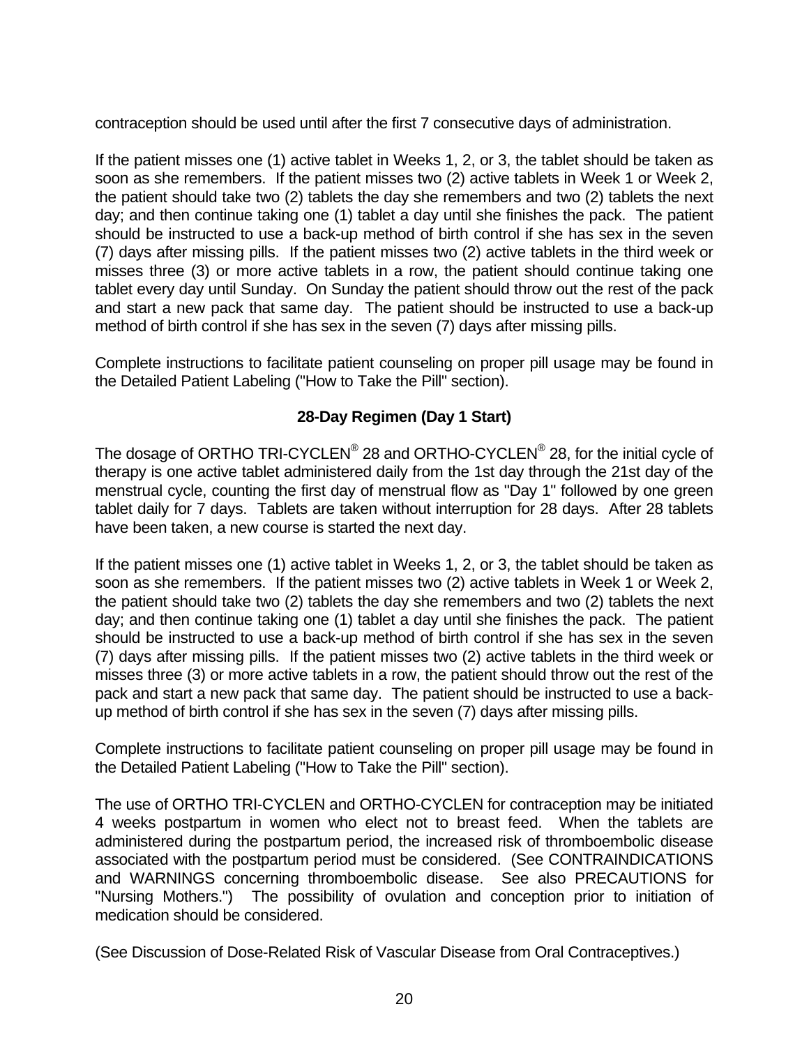contraception should be used until after the first 7 consecutive days of administration.

If the patient misses one (1) active tablet in Weeks 1, 2, or 3, the tablet should be taken as soon as she remembers. If the patient misses two (2) active tablets in Week 1 or Week 2, the patient should take two (2) tablets the day she remembers and two (2) tablets the next day; and then continue taking one (1) tablet a day until she finishes the pack. The patient should be instructed to use a back-up method of birth control if she has sex in the seven (7) days after missing pills. If the patient misses two (2) active tablets in the third week or misses three (3) or more active tablets in a row, the patient should continue taking one tablet every day until Sunday. On Sunday the patient should throw out the rest of the pack and start a new pack that same day. The patient should be instructed to use a back-up method of birth control if she has sex in the seven (7) days after missing pills.

Complete instructions to facilitate patient counseling on proper pill usage may be found in the Detailed Patient Labeling ("How to Take the Pill" section).

**28-Day Regimen (Day 1 Start)**

The dosage of ORTHO TRI-CYCLEN® 28 and ORTHO-CYCLEN® 28, for the initial cycle of therapy is one active tablet administered daily from the 1st day through the 21st day of the menstrual cycle, counting the first day of menstrual flow as "Day 1" followed by one green tablet daily for 7 days. Tablets are taken without interruption for 28 days. After 28 tablets have been taken, a new course is started the next day.

If the patient misses one (1) active tablet in Weeks 1, 2, or 3, the tablet should be taken as soon as she remembers. If the patient misses two (2) active tablets in Week 1 or Week 2, the patient should take two (2) tablets the day she remembers and two (2) tablets the next day; and then continue taking one (1) tablet a day until she finishes the pack. The patient should be instructed to use a back-up method of birth control if she has sex in the seven (7) days after missing pills. If the patient misses two (2) active tablets in the third week or misses three (3) or more active tablets in a row, the patient should throw out the rest of the pack and start a new pack that same day. The patient should be instructed to use a back-up method of birth control if she has sex in the seven (7) days after missing pills.

Complete instructions to facilitate patient counseling on proper pill usage may be found in the Detailed Patient Labeling ("How to Take the Pill" section).

The use of ORTHO TRI-CYCLEN and ORTHO-CYCLEN for contraception may be initiated 4 weeks postpartum in women who elect not to breast feed. When the tablets are administered during the postpartum period, the increased risk of thromboembolic disease associated with the postpartum period must be considered. (See CONTRAINDICATIONS and WARNINGS concerning thromboembolic disease. See also PRECAUTIONS for "Nursing Mothers.") The possibility of ovulation and conception prior to initiation of medication should be considered.

(See Discussion of Dose-Related Risk of Vascular Disease from Oral Contraceptives.)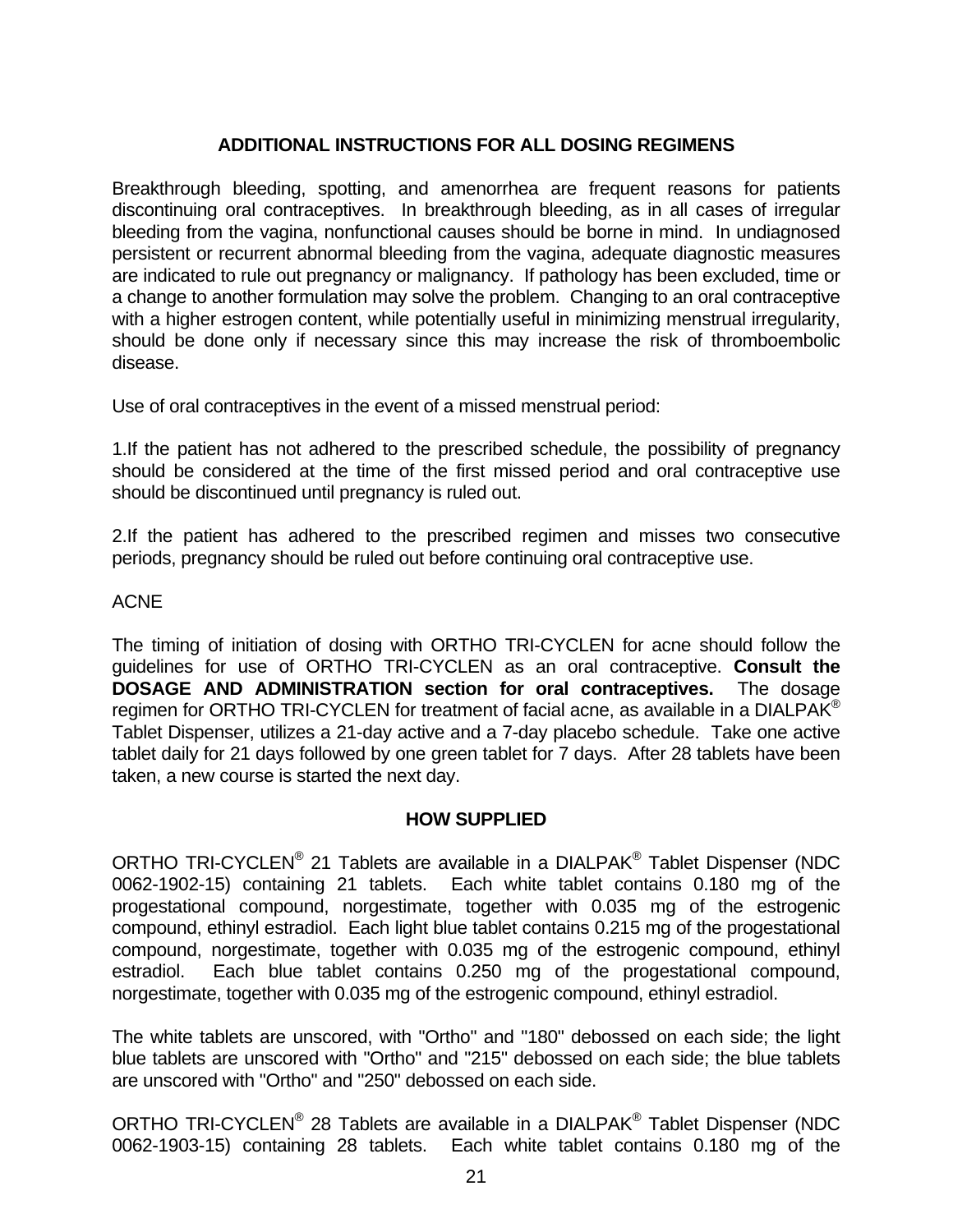## ADDITIONAL INSTRUCTIONS FOR ALL DOSING REGIMENS

Breakthrough bleeding, spotting, and amenorrhea are frequent reasons for patients discontinuing oral contraceptives. In breakthrough bleeding, as in all cases of irregular bleeding from the vagina, nonfunctional causes should be borne in mind. In undiagnosed persistent or recurrent abnormal bleeding from the vagina, adequate diagnostic measures are indicated to rule out pregnancy or malignancy. If pathology has been excluded, time or a change to another formulation may solve the problem. Changing to an oral contraceptive with a higher estrogen content, while potentially useful in minimizing menstrual irregularity, should be done only if necessary since this may increase the risk of thromboembolic disease.

Use of oral contraceptives in the event of a missed menstrual period:

1. If the patient has not adhered to the prescribed schedule, the possibility of pregnancy should be considered at the time of the first missed period and oral contraceptive use should be discontinued until pregnancy is ruled out.

2. If the patient has adhered to the prescribed regimen and misses two consecutive periods, pregnancy should be ruled out before continuing oral contraceptive use.

ACNE

The timing of initiation of dosing with ORTHO TRI-CYCLEN for acne should follow the guidelines for use of ORTHO TRI-CYCLEN as an oral contraceptive. **Consult the DOSAGE AND ADMINISTRATION section for oral contraceptives.** The dosage regimen for ORTHO TRI-CYCLEN for treatment of facial acne, as available in a DIALPAK® Tablet Dispenser, utilizes a 21-day active and a 7-day placebo schedule. Take one active tablet daily for 21 days followed by one green tablet for 7 days. After 28 tablets have been taken, a new course is started the next day.

## HOW SUPPLIED

ORTHO TRI-CYCLEN® 21 Tablets are available in a DIALPAK® Tablet Dispenser (NDC 0062-1902-15) containing 21 tablets. Each white tablet contains 0.180 mg of the progestational compound, norgestimate, together with 0.035 mg of the estrogenic compound, ethinyl estradiol. Each light blue tablet contains 0.215 mg of the progestational compound, norgestimate, together with 0.035 mg of the estrogenic compound, ethinyl estradiol. Each blue tablet contains 0.250 mg of the progestational compound, norgestimate, together with 0.035 mg of the estrogenic compound, ethinyl estradiol.

The white tablets are unscored, with "Ortho" and "180" debossed on each side; the light blue tablets are unscored with "Ortho" and "215" debossed on each side; the blue tablets are unscored with "Ortho" and "250" debossed on each side.

ORTHO TRI-CYCLEN® 28 Tablets are available in a DIALPAK® Tablet Dispenser (NDC 0062-1903-15) containing 28 tablets. Each white tablet contains 0.180 mg of the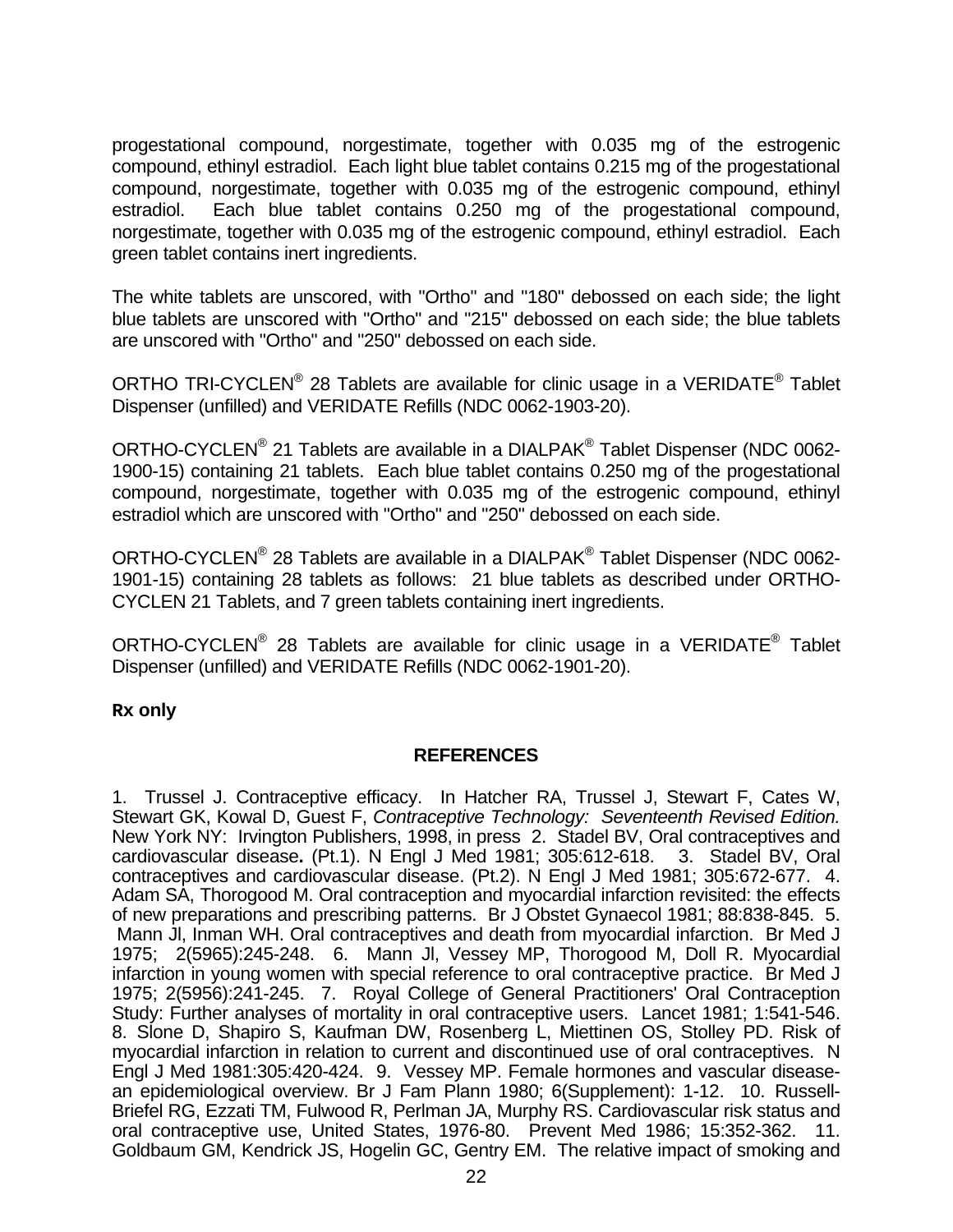progestational compound, norgestimate, together with 0.035 mg of the estrogenic compound, ethinyl estradiol. Each light blue tablet contains 0.215 mg of the progestational compound, norgestimate, together with 0.035 mg of the estrogenic compound, ethinyl estradiol. Each blue tablet contains 0.250 mg of the progestational compound, norgestimate, together with 0.035 mg of the estrogenic compound, ethinyl estradiol. Each green tablet contains inert ingredients.

The white tablets are unscored, with "Ortho" and "180" debossed on each side; the light blue tablets are unscored with "Ortho" and "215" debossed on each side; the blue tablets are unscored with "Ortho" and "250" debossed on each side.

ORTHO TRI-CYCLEN® 28 Tablets are available for clinic usage in a VERIDATE® Tablet Dispenser (unfilled) and VERIDATE Refills (NDC 0062-1903-20).

ORTHO-CYCLEN® 21 Tablets are available in a DIALPAK® Tablet Dispenser (NDC 0062-1900-15) containing 21 tablets. Each blue tablet contains 0.250 mg of the progestational compound, norgestimate, together with 0.035 mg of the estrogenic compound, ethinyl estradiol which are unscored with "Ortho" and "250" debossed on each side.

ORTHO-CYCLEN® 28 Tablets are available in a DIALPAK® Tablet Dispenser (NDC 0062-1901-15) containing 28 tablets as follows: 21 blue tablets as described under ORTHO-CYCLEN 21 Tablets, and 7 green tablets containing inert ingredients.

ORTHO-CYCLEN® 28 Tablets are available for clinic usage in a VERIDATE® Tablet Dispenser (unfilled) and VERIDATE Refills (NDC 0062-1901-20).

**Rx only**

## REFERENCES

1. Trussel J. Contraceptive efficacy. In Hatcher RA, Trussel J, Stewart F, Cates W, Stewart GK, Kowal D, Guest F, *Contraceptive Technology: Seventeenth Revised Edition.* New York NY: Irvington Publishers, 1998, in press 2. Stadel BV, Oral contraceptives and cardiovascular disease**.** (Pt.1). N Engl J Med 1981; 305:612-618. 3. Stadel BV, Oral contraceptives and cardiovascular disease. (Pt.2). N Engl J Med 1981; 305:672-677. 4. Adam SA, Thorogood M. Oral contraception and myocardial infarction revisited: the effects of new preparations and prescribing patterns. Br J Obstet Gynaecol 1981; 88:838-845. 5. Mann Jl, Inman WH. Oral contraceptives and death from myocardial infarction. Br Med J 1975; 2(5965):245-248. 6. Mann Jl, Vessey MP, Thorogood M, Doll R. Myocardial infarction in young women with special reference to oral contraceptive practice. Br Med J 1975; 2(5956):241-245. 7. Royal College of General Practitioners' Oral Contraception Study: Further analyses of mortality in oral contraceptive users. Lancet 1981; 1:541-546. 8. Slone D, Shapiro S, Kaufman DW, Rosenberg L, Miettinen OS, Stolley PD. Risk of myocardial infarction in relation to current and discontinued use of oral contraceptives. N Engl J Med 1981:305:420-424. 9. Vessey MP. Female hormones and vascular disease-an epidemiological overview. Br J Fam Plann 1980; 6(Supplement): 1-12. 10. Russell-Briefel RG, Ezzati TM, Fulwood R, Perlman JA, Murphy RS. Cardiovascular risk status and oral contraceptive use, United States, 1976-80. Prevent Med 1986; 15:352-362. 11. Goldbaum GM, Kendrick JS, Hogelin GC, Gentry EM. The relative impact of smoking and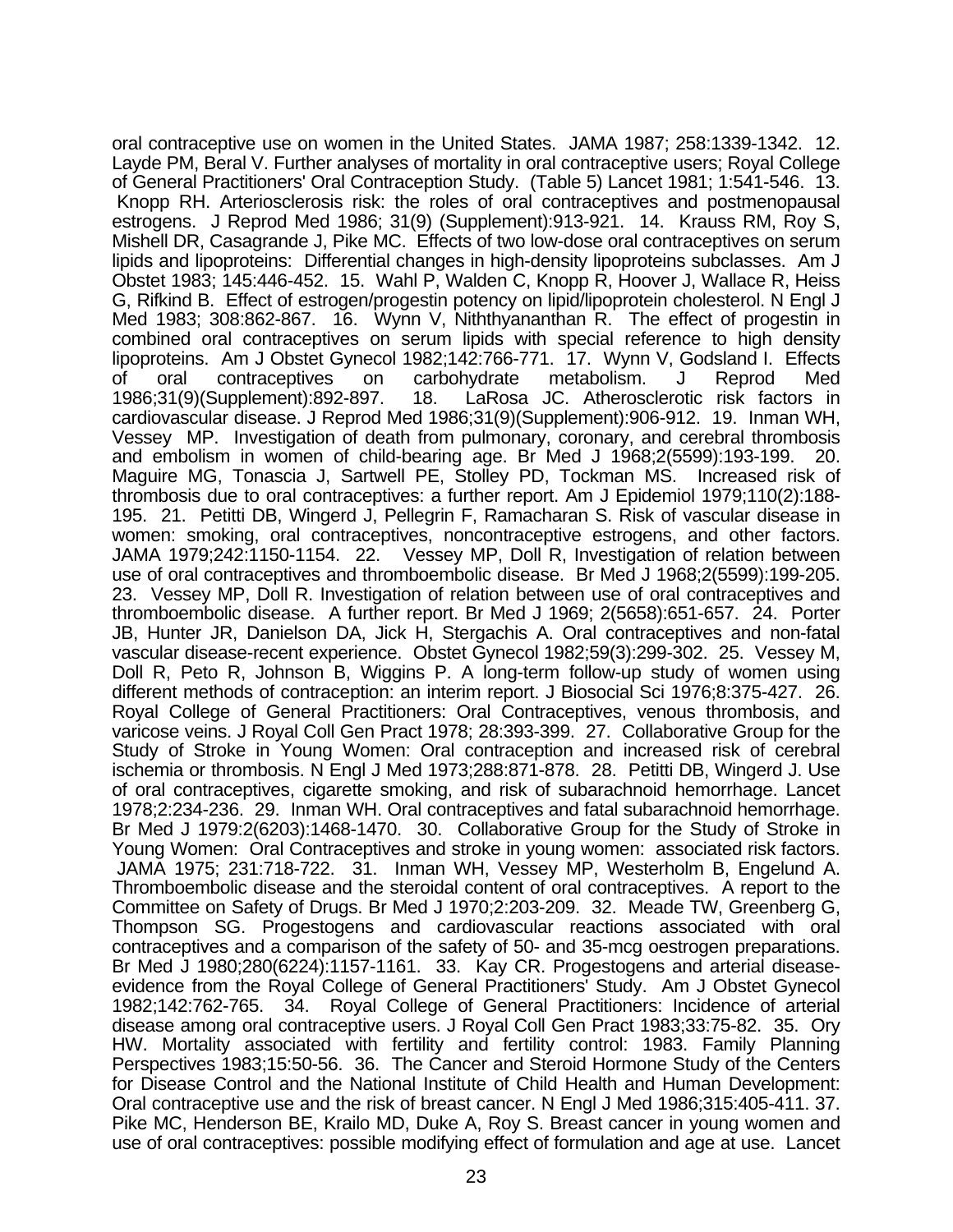oral contraceptive use on women in the United States. JAMA 1987; 258:1339-1342. 12. Layde PM, Beral V. Further analyses of mortality in oral contraceptive users; Royal College of General Practitioners' Oral Contraception Study. (Table 5) Lancet 1981; 1:541-546. 13. Knopp RH. Arteriosclerosis risk: the roles of oral contraceptives and postmenopausal estrogens. J Reprod Med 1986; 31(9) (Supplement):913-921. 14. Krauss RM, Roy S, Mishell DR, Casagrande J, Pike MC. Effects of two low-dose oral contraceptives on serum lipids and lipoproteins: Differential changes in high-density lipoproteins subclasses. Am J Obstet 1983; 145:446-452. 15. Wahl P, Walden C, Knopp R, Hoover J, Wallace R, Heiss G, Rifkind B. Effect of estrogen/progestin potency on lipid/lipoprotein cholesterol. N Engl J Med 1983; 308:862-867. 16. Wynn V, Niththyananthan R. The effect of progestin in combined oral contraceptives on serum lipids with special reference to high density lipoproteins. Am J Obstet Gynecol 1982;142:766-771. 17. Wynn V, Godsland I. Effects of oral contraceptives on carbohydrate metabolism. J Reprod Med 1986;31(9)(Supplement):892-897. 18. LaRosa JC. Atherosclerotic risk factors in cardiovascular disease. J Reprod Med 1986;31(9)(Supplement):906-912. 19. Inman WH, Vessey MP. Investigation of death from pulmonary, coronary, and cerebral thrombosis and embolism in women of child-bearing age. Br Med J 1968;2(5599):193-199. 20. Maguire MG, Tonascia J, Sartwell PE, Stolley PD, Tockman MS. Increased risk of thrombosis due to oral contraceptives: a further report. Am J Epidemiol 1979;110(2):188-195. 21. Petitti DB, Wingerd J, Pellegrin F, Ramacharan S. Risk of vascular disease in women: smoking, oral contraceptives, noncontraceptive estrogens, and other factors. JAMA 1979;242:1150-1154. 22. Vessey MP, Doll R, Investigation of relation between use of oral contraceptives and thromboembolic disease. Br Med J 1968;2(5599):199-205. 23. Vessey MP, Doll R. Investigation of relation between use of oral contraceptives and thromboembolic disease. A further report. Br Med J 1969; 2(5658):651-657. 24. Porter JB, Hunter JR, Danielson DA, Jick H, Stergachis A. Oral contraceptives and non-fatal vascular disease-recent experience. Obstet Gynecol 1982;59(3):299-302. 25. Vessey M, Doll R, Peto R, Johnson B, Wiggins P. A long-term follow-up study of women using different methods of contraception: an interim report. J Biosocial Sci 1976;8:375-427. 26. Royal College of General Practitioners: Oral Contraceptives, venous thrombosis, and varicose veins. J Royal Coll Gen Pract 1978; 28:393-399. 27. Collaborative Group for the Study of Stroke in Young Women: Oral contraception and increased risk of cerebral ischemia or thrombosis. N Engl J Med 1973;288:871-878. 28. Petitti DB, Wingerd J. Use of oral contraceptives, cigarette smoking, and risk of subarachnoid hemorrhage. Lancet 1978;2:234-236. 29. Inman WH. Oral contraceptives and fatal subarachnoid hemorrhage. Br Med J 1979:2(6203):1468-1470. 30. Collaborative Group for the Study of Stroke in Young Women: Oral Contraceptives and stroke in young women: associated risk factors. JAMA 1975; 231:718-722. 31. Inman WH, Vessey MP, Westerholm B, Engelund A. Thromboembolic disease and the steroidal content of oral contraceptives. A report to the Committee on Safety of Drugs. Br Med J 1970;2:203-209. 32. Meade TW, Greenberg G, Thompson SG. Progestogens and cardiovascular reactions associated with oral contraceptives and a comparison of the safety of 50- and 35-mcg oestrogen preparations. Br Med J 1980;280(6224):1157-1161. 33. Kay CR. Progestogens and arterial disease-evidence from the Royal College of General Practitioners' Study. Am J Obstet Gynecol 1982;142:762-765. 34. Royal College of General Practitioners: Incidence of arterial disease among oral contraceptive users. J Royal Coll Gen Pract 1983;33:75-82. 35. Ory HW. Mortality associated with fertility and fertility control: 1983. Family Planning Perspectives 1983;15:50-56. 36. The Cancer and Steroid Hormone Study of the Centers for Disease Control and the National Institute of Child Health and Human Development: Oral contraceptive use and the risk of breast cancer. N Engl J Med 1986;315:405-411. 37. Pike MC, Henderson BE, Krailo MD, Duke A, Roy S. Breast cancer in young women and use of oral contraceptives: possible modifying effect of formulation and age at use. Lancet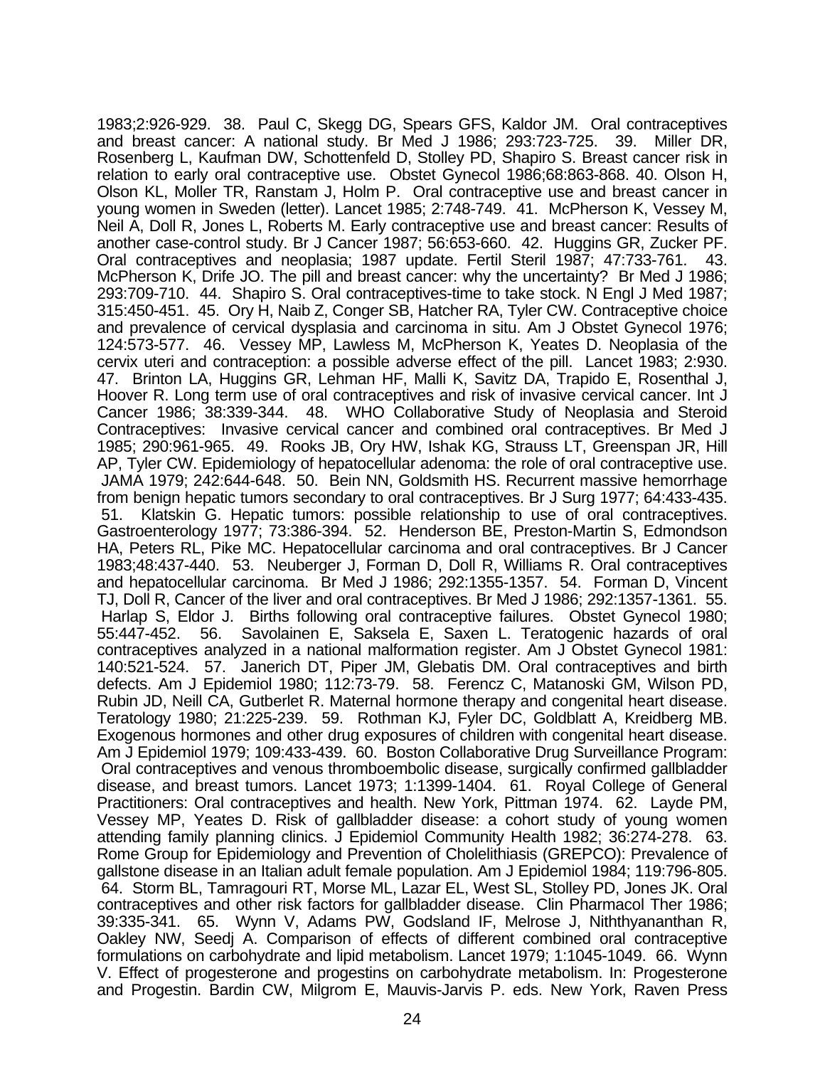1983;2:926-929. 38. Paul C, Skegg DG, Spears GFS, Kaldor JM. Oral contraceptives and breast cancer: A national study. Br Med J 1986; 293:723-725. 39. Miller DR, Rosenberg L, Kaufman DW, Schottenfeld D, Stolley PD, Shapiro S. Breast cancer risk in relation to early oral contraceptive use. Obstet Gynecol 1986;68:863-868. 40. Olson H, Olson KL, Moller TR, Ranstam J, Holm P. Oral contraceptive use and breast cancer in young women in Sweden (letter). Lancet 1985; 2:748-749. 41. McPherson K, Vessey M, Neil A, Doll R, Jones L, Roberts M. Early contraceptive use and breast cancer: Results of another case-control study. Br J Cancer 1987; 56:653-660. 42. Huggins GR, Zucker PF. Oral contraceptives and neoplasia; 1987 update. Fertil Steril 1987; 47:733-761. 43. McPherson K, Drife JO. The pill and breast cancer: why the uncertainty? Br Med J 1986; 293:709-710. 44. Shapiro S. Oral contraceptives-time to take stock. N Engl J Med 1987; 315:450-451. 45. Ory H, Naib Z, Conger SB, Hatcher RA, Tyler CW. Contraceptive choice and prevalence of cervical dysplasia and carcinoma in situ. Am J Obstet Gynecol 1976; 124:573-577. 46. Vessey MP, Lawless M, McPherson K, Yeates D. Neoplasia of the cervix uteri and contraception: a possible adverse effect of the pill. Lancet 1983; 2:930. 47. Brinton LA, Huggins GR, Lehman HF, Malli K, Savitz DA, Trapido E, Rosenthal J, Hoover R. Long term use of oral contraceptives and risk of invasive cervical cancer. Int J Cancer 1986; 38:339-344. 48. WHO Collaborative Study of Neoplasia and Steroid Contraceptives: Invasive cervical cancer and combined oral contraceptives. Br Med J 1985; 290:961-965. 49. Rooks JB, Ory HW, Ishak KG, Strauss LT, Greenspan JR, Hill AP, Tyler CW. Epidemiology of hepatocellular adenoma: the role of oral contraceptive use. JAMA 1979; 242:644-648. 50. Bein NN, Goldsmith HS. Recurrent massive hemorrhage from benign hepatic tumors secondary to oral contraceptives. Br J Surg 1977; 64:433-435. 51. Klatskin G. Hepatic tumors: possible relationship to use of oral contraceptives. Gastroenterology 1977; 73:386-394. 52. Henderson BE, Preston-Martin S, Edmondson HA, Peters RL, Pike MC. Hepatocellular carcinoma and oral contraceptives. Br J Cancer 1983;48:437-440. 53. Neuberger J, Forman D, Doll R, Williams R. Oral contraceptives and hepatocellular carcinoma. Br Med J 1986; 292:1355-1357. 54. Forman D, Vincent TJ, Doll R, Cancer of the liver and oral contraceptives. Br Med J 1986; 292:1357-1361. 55. Harlap S, Eldor J. Births following oral contraceptive failures. Obstet Gynecol 1980; 55:447-452. 56. Savolainen E, Saksela E, Saxen L. Teratogenic hazards of oral contraceptives analyzed in a national malformation register. Am J Obstet Gynecol 1981: 140:521-524. 57. Janerich DT, Piper JM, Glebatis DM. Oral contraceptives and birth defects. Am J Epidemiol 1980; 112:73-79. 58. Ferencz C, Matanoski GM, Wilson PD, Rubin JD, Neill CA, Gutberlet R. Maternal hormone therapy and congenital heart disease. Teratology 1980; 21:225-239. 59. Rothman KJ, Fyler DC, Goldblatt A, Kreidberg MB. Exogenous hormones and other drug exposures of children with congenital heart disease. Am J Epidemiol 1979; 109:433-439. 60. Boston Collaborative Drug Surveillance Program: Oral contraceptives and venous thromboembolic disease, surgically confirmed gallbladder disease, and breast tumors. Lancet 1973; 1:1399-1404. 61. Royal College of General Practitioners: Oral contraceptives and health. New York, Pittman 1974. 62. Layde PM, Vessey MP, Yeates D. Risk of gallbladder disease: a cohort study of young women attending family planning clinics. J Epidemiol Community Health 1982; 36:274-278. 63. Rome Group for Epidemiology and Prevention of Cholelithiasis (GREPCO): Prevalence of gallstone disease in an Italian adult female population. Am J Epidemiol 1984; 119:796-805. 64. Storm BL, Tamragouri RT, Morse ML, Lazar EL, West SL, Stolley PD, Jones JK. Oral contraceptives and other risk factors for gallbladder disease. Clin Pharmacol Ther 1986; 39:335-341. 65. Wynn V, Adams PW, Godsland IF, Melrose J, Niththyananthan R, Oakley NW, Seedj A. Comparison of effects of different combined oral contraceptive formulations on carbohydrate and lipid metabolism. Lancet 1979; 1:1045-1049. 66. Wynn V. Effect of progesterone and progestins on carbohydrate metabolism. In: Progesterone and Progestin. Bardin CW, Milgrom E, Mauvis-Jarvis P. eds. New York, Raven Press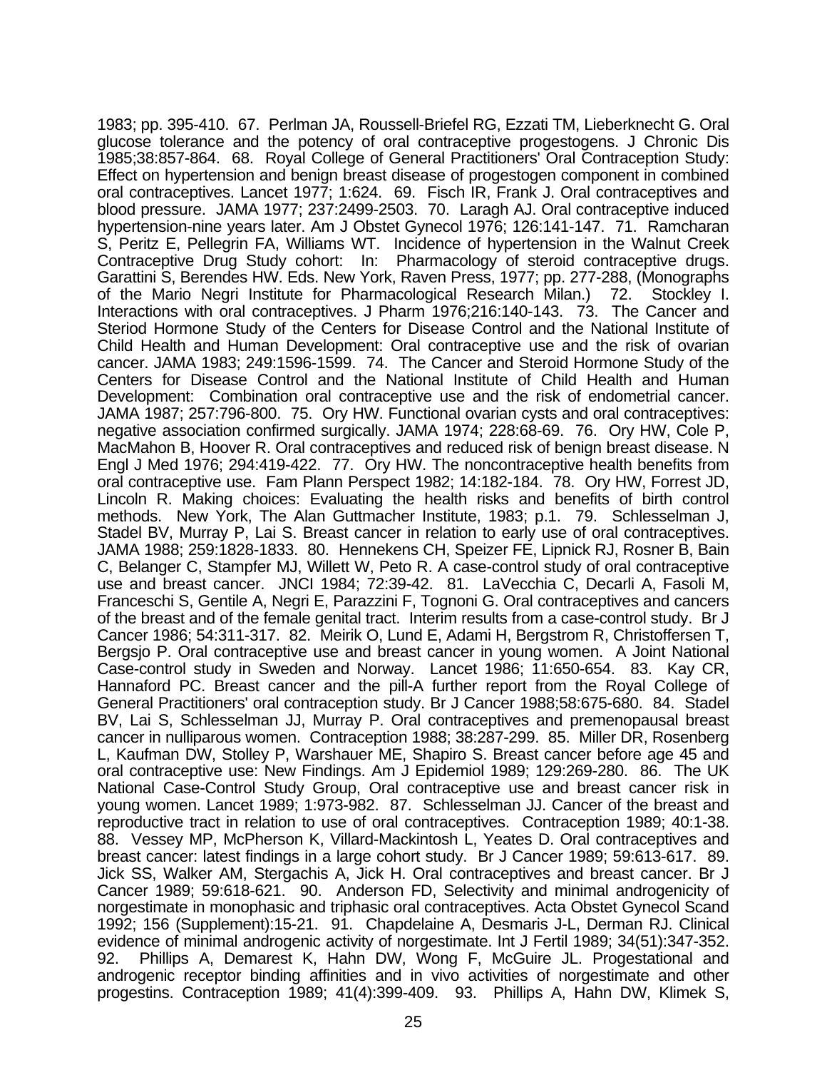1983; pp. 395-410. 67. Perlman JA, Roussell-Briefel RG, Ezzati TM, Lieberknecht G. Oral glucose tolerance and the potency of oral contraceptive progestogens. J Chronic Dis 1985;38:857-864. 68. Royal College of General Practitioners' Oral Contraception Study: Effect on hypertension and benign breast disease of progestogen component in combined oral contraceptives. Lancet 1977; 1:624. 69. Fisch IR, Frank J. Oral contraceptives and blood pressure. JAMA 1977; 237:2499-2503. 70. Laragh AJ. Oral contraceptive induced hypertension-nine years later. Am J Obstet Gynecol 1976; 126:141-147. 71. Ramcharan S, Peritz E, Pellegrin FA, Williams WT. Incidence of hypertension in the Walnut Creek Contraceptive Drug Study cohort: In: Pharmacology of steroid contraceptive drugs. Garattini S, Berendes HW. Eds. New York, Raven Press, 1977; pp. 277-288, (Monographs of the Mario Negri Institute for Pharmacological Research Milan.) 72. Stockley I. Interactions with oral contraceptives. J Pharm 1976;216:140-143. 73. The Cancer and Steriod Hormone Study of the Centers for Disease Control and the National Institute of Child Health and Human Development: Oral contraceptive use and the risk of ovarian cancer. JAMA 1983; 249:1596-1599. 74. The Cancer and Steroid Hormone Study of the Centers for Disease Control and the National Institute of Child Health and Human Development: Combination oral contraceptive use and the risk of endometrial cancer. JAMA 1987; 257:796-800. 75. Ory HW. Functional ovarian cysts and oral contraceptives: negative association confirmed surgically. JAMA 1974; 228:68-69. 76. Ory HW, Cole P, MacMahon B, Hoover R. Oral contraceptives and reduced risk of benign breast disease. N Engl J Med 1976; 294:419-422. 77. Ory HW. The noncontraceptive health benefits from oral contraceptive use. Fam Plann Perspect 1982; 14:182-184. 78. Ory HW, Forrest JD, Lincoln R. Making choices: Evaluating the health risks and benefits of birth control methods. New York, The Alan Guttmacher Institute, 1983; p.1. 79. Schlesselman J, Stadel BV, Murray P, Lai S. Breast cancer in relation to early use of oral contraceptives. JAMA 1988; 259:1828-1833. 80. Hennekens CH, Speizer FE, Lipnick RJ, Rosner B, Bain C, Belanger C, Stampfer MJ, Willett W, Peto R. A case-control study of oral contraceptive use and breast cancer. JNCI 1984; 72:39-42. 81. LaVecchia C, Decarli A, Fasoli M, Franceschi S, Gentile A, Negri E, Parazzini F, Tognoni G. Oral contraceptives and cancers of the breast and of the female genital tract. Interim results from a case-control study. Br J Cancer 1986; 54:311-317. 82. Meirik O, Lund E, Adami H, Bergstrom R, Christoffersen T, Bergsjo P. Oral contraceptive use and breast cancer in young women. A Joint National Case-control study in Sweden and Norway. Lancet 1986; 11:650-654. 83. Kay CR, Hannaford PC. Breast cancer and the pill-A further report from the Royal College of General Practitioners' oral contraception study. Br J Cancer 1988;58:675-680. 84. Stadel BV, Lai S, Schlesselman JJ, Murray P. Oral contraceptives and premenopausal breast cancer in nulliparous women. Contraception 1988; 38:287-299. 85. Miller DR, Rosenberg L, Kaufman DW, Stolley P, Warshauer ME, Shapiro S. Breast cancer before age 45 and oral contraceptive use: New Findings. Am J Epidemiol 1989; 129:269-280. 86. The UK National Case-Control Study Group, Oral contraceptive use and breast cancer risk in young women. Lancet 1989; 1:973-982. 87. Schlesselman JJ. Cancer of the breast and reproductive tract in relation to use of oral contraceptives. Contraception 1989; 40:1-38. 88. Vessey MP, McPherson K, Villard-Mackintosh L, Yeates D. Oral contraceptives and breast cancer: latest findings in a large cohort study. Br J Cancer 1989; 59:613-617. 89. Jick SS, Walker AM, Stergachis A, Jick H. Oral contraceptives and breast cancer. Br J Cancer 1989; 59:618-621. 90. Anderson FD, Selectivity and minimal androgenicity of norgestimate in monophasic and triphasic oral contraceptives. Acta Obstet Gynecol Scand 1992; 156 (Supplement):15-21. 91. Chapdelaine A, Desmaris J-L, Derman RJ. Clinical evidence of minimal androgenic activity of norgestimate. Int J Fertil 1989; 34(51):347-352. 92. Phillips A, Demarest K, Hahn DW, Wong F, McGuire JL. Progestational and androgenic receptor binding affinities and in vivo activities of norgestimate and other progestins. Contraception 1989; 41(4):399-409. 93. Phillips A, Hahn DW, Klimek S,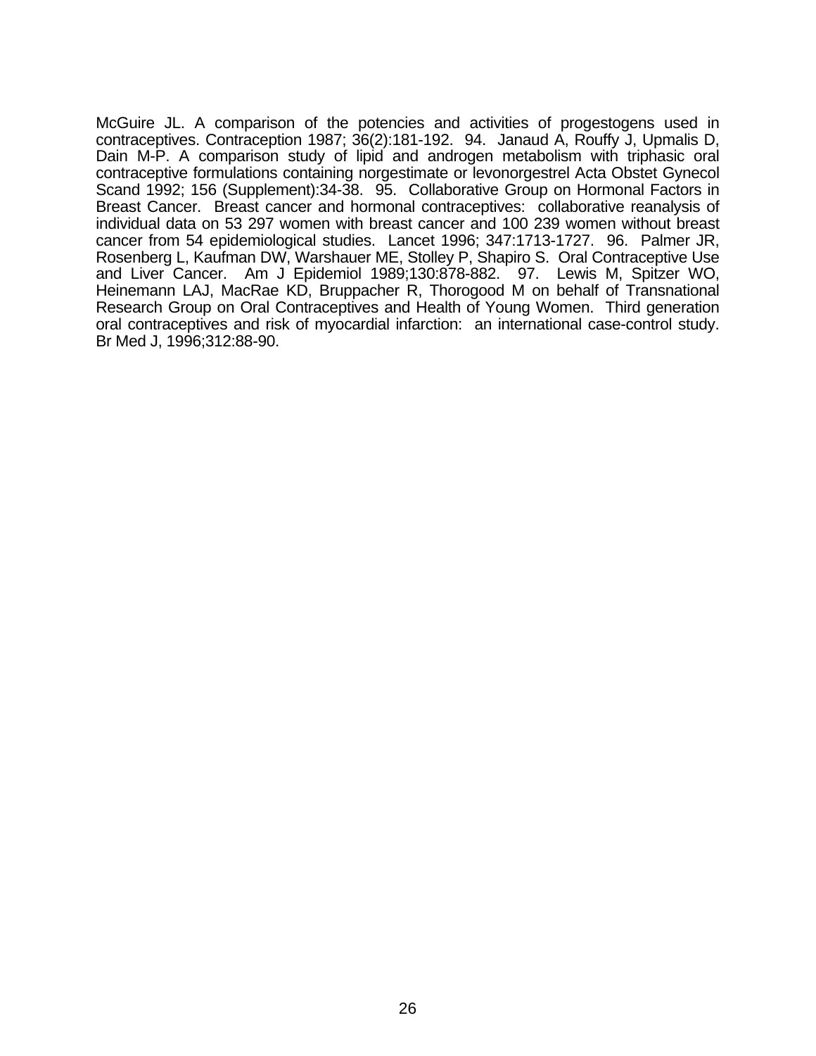McGuire JL. A comparison of the potencies and activities of progestogens used in contraceptives. Contraception 1987; 36(2):181-192. 94. Janaud A, Rouffy J, Upmalis D, Dain M-P. A comparison study of lipid and androgen metabolism with triphasic oral contraceptive formulations containing norgestimate or levonorgestrel Acta Obstet Gynecol Scand 1992; 156 (Supplement):34-38. 95. Collaborative Group on Hormonal Factors in Breast Cancer. Breast cancer and hormonal contraceptives: collaborative reanalysis of individual data on 53 297 women with breast cancer and 100 239 women without breast cancer from 54 epidemiological studies. Lancet 1996; 347:1713-1727. 96. Palmer JR, Rosenberg L, Kaufman DW, Warshauer ME, Stolley P, Shapiro S. Oral Contraceptive Use and Liver Cancer. Am J Epidemiol 1989;130:878-882. 97. Lewis M, Spitzer WO, Heinemann LAJ, MacRae KD, Bruppacher R, Thorogood M on behalf of Transnational Research Group on Oral Contraceptives and Health of Young Women. Third generation oral contraceptives and risk of myocardial infarction: an international case-control study. Br Med J, 1996;312:88-90.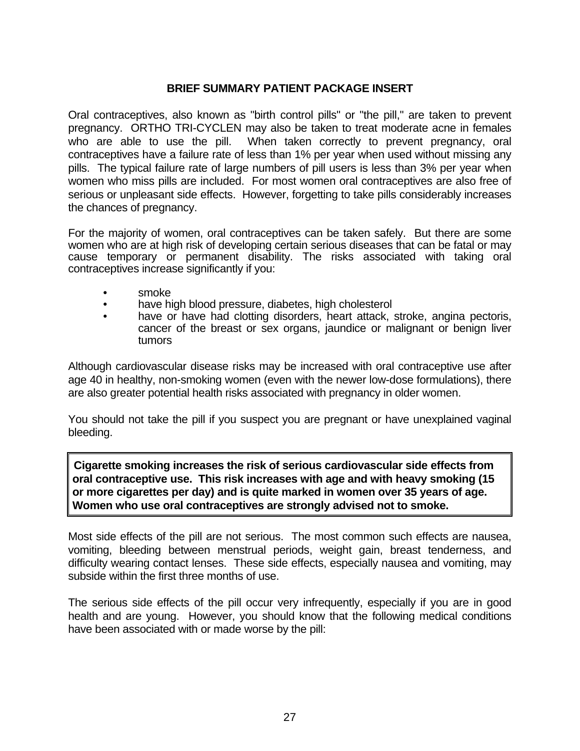# BRIEF SUMMARY PATIENT PACKAGE INSERT

Oral contraceptives, also known as "birth control pills" or "the pill," are taken to prevent pregnancy. ORTHO TRI-CYCLEN may also be taken to treat moderate acne in females who are able to use the pill. When taken correctly to prevent pregnancy, oral contraceptives have a failure rate of less than 1% per year when used without missing any pills. The typical failure rate of large numbers of pill users is less than 3% per year when women who miss pills are included. For most women oral contraceptives are also free of serious or unpleasant side effects. However, forgetting to take pills considerably increases the chances of pregnancy.

For the majority of women, oral contraceptives can be taken safely. But there are some women who are at high risk of developing certain serious diseases that can be fatal or may cause temporary or permanent disability. The risks associated with taking oral contraceptives increase significantly if you:

- smoke
- have high blood pressure, diabetes, high cholesterol
- have or have had clotting disorders, heart attack, stroke, angina pectoris, cancer of the breast or sex organs, jaundice or malignant or benign liver tumors

Although cardiovascular disease risks may be increased with oral contraceptive use after age 40 in healthy, non-smoking women (even with the newer low-dose formulations), there are also greater potential health risks associated with pregnancy in older women.

You should not take the pill if you suspect you are pregnant or have unexplained vaginal bleeding.

**Cigarette smoking increases the risk of serious cardiovascular side effects from oral contraceptive use. This risk increases with age and with heavy smoking (15 or more cigarettes per day) and is quite marked in women over 35 years of age. Women who use oral contraceptives are strongly advised not to smoke.**

Most side effects of the pill are not serious. The most common such effects are nausea, vomiting, bleeding between menstrual periods, weight gain, breast tenderness, and difficulty wearing contact lenses. These side effects, especially nausea and vomiting, may subside within the first three months of use.

The serious side effects of the pill occur very infrequently, especially if you are in good health and are young. However, you should know that the following medical conditions have been associated with or made worse by the pill: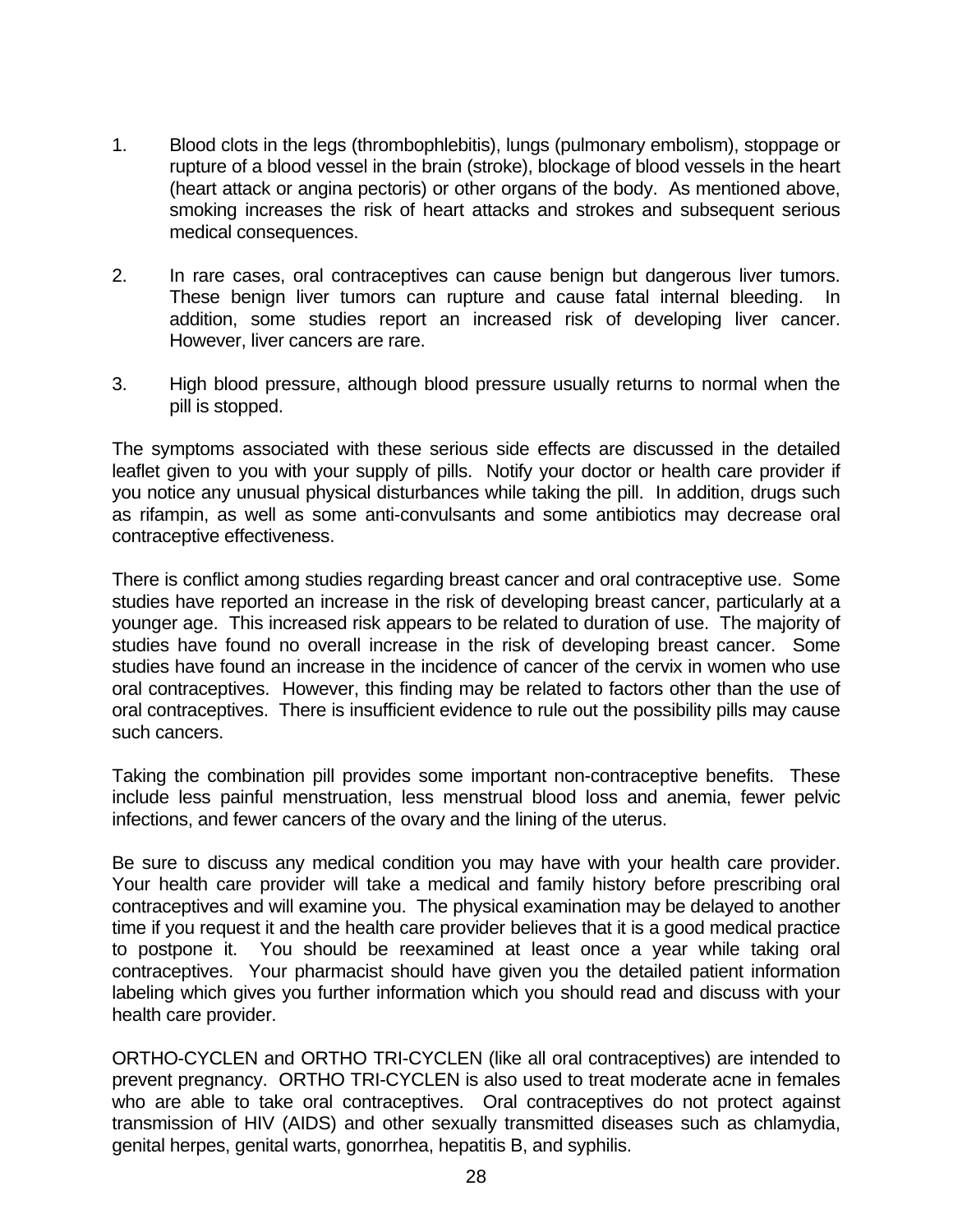1. Blood clots in the legs (thrombophlebitis), lungs (pulmonary embolism), stoppage or rupture of a blood vessel in the brain (stroke), blockage of blood vessels in the heart (heart attack or angina pectoris) or other organs of the body. As mentioned above, smoking increases the risk of heart attacks and strokes and subsequent serious medical consequences.

2. In rare cases, oral contraceptives can cause benign but dangerous liver tumors. These benign liver tumors can rupture and cause fatal internal bleeding. In addition, some studies report an increased risk of developing liver cancer. However, liver cancers are rare.

3. High blood pressure, although blood pressure usually returns to normal when the pill is stopped.

The symptoms associated with these serious side effects are discussed in the detailed leaflet given to you with your supply of pills. Notify your doctor or health care provider if you notice any unusual physical disturbances while taking the pill. In addition, drugs such as rifampin, as well as some anti-convulsants and some antibiotics may decrease oral contraceptive effectiveness.

There is conflict among studies regarding breast cancer and oral contraceptive use. Some studies have reported an increase in the risk of developing breast cancer, particularly at a younger age. This increased risk appears to be related to duration of use. The majority of studies have found no overall increase in the risk of developing breast cancer. Some studies have found an increase in the incidence of cancer of the cervix in women who use oral contraceptives. However, this finding may be related to factors other than the use of oral contraceptives. There is insufficient evidence to rule out the possibility pills may cause such cancers.

Taking the combination pill provides some important non-contraceptive benefits. These include less painful menstruation, less menstrual blood loss and anemia, fewer pelvic infections, and fewer cancers of the ovary and the lining of the uterus.

Be sure to discuss any medical condition you may have with your health care provider. Your health care provider will take a medical and family history before prescribing oral contraceptives and will examine you. The physical examination may be delayed to another time if you request it and the health care provider believes that it is a good medical practice to postpone it. You should be reexamined at least once a year while taking oral contraceptives. Your pharmacist should have given you the detailed patient information labeling which gives you further information which you should read and discuss with your health care provider.

ORTHO-CYCLEN and ORTHO TRI-CYCLEN (like all oral contraceptives) are intended to prevent pregnancy. ORTHO TRI-CYCLEN is also used to treat moderate acne in females who are able to take oral contraceptives. Oral contraceptives do not protect against transmission of HIV (AIDS) and other sexually transmitted diseases such as chlamydia, genital herpes, genital warts, gonorrhea, hepatitis B, and syphilis.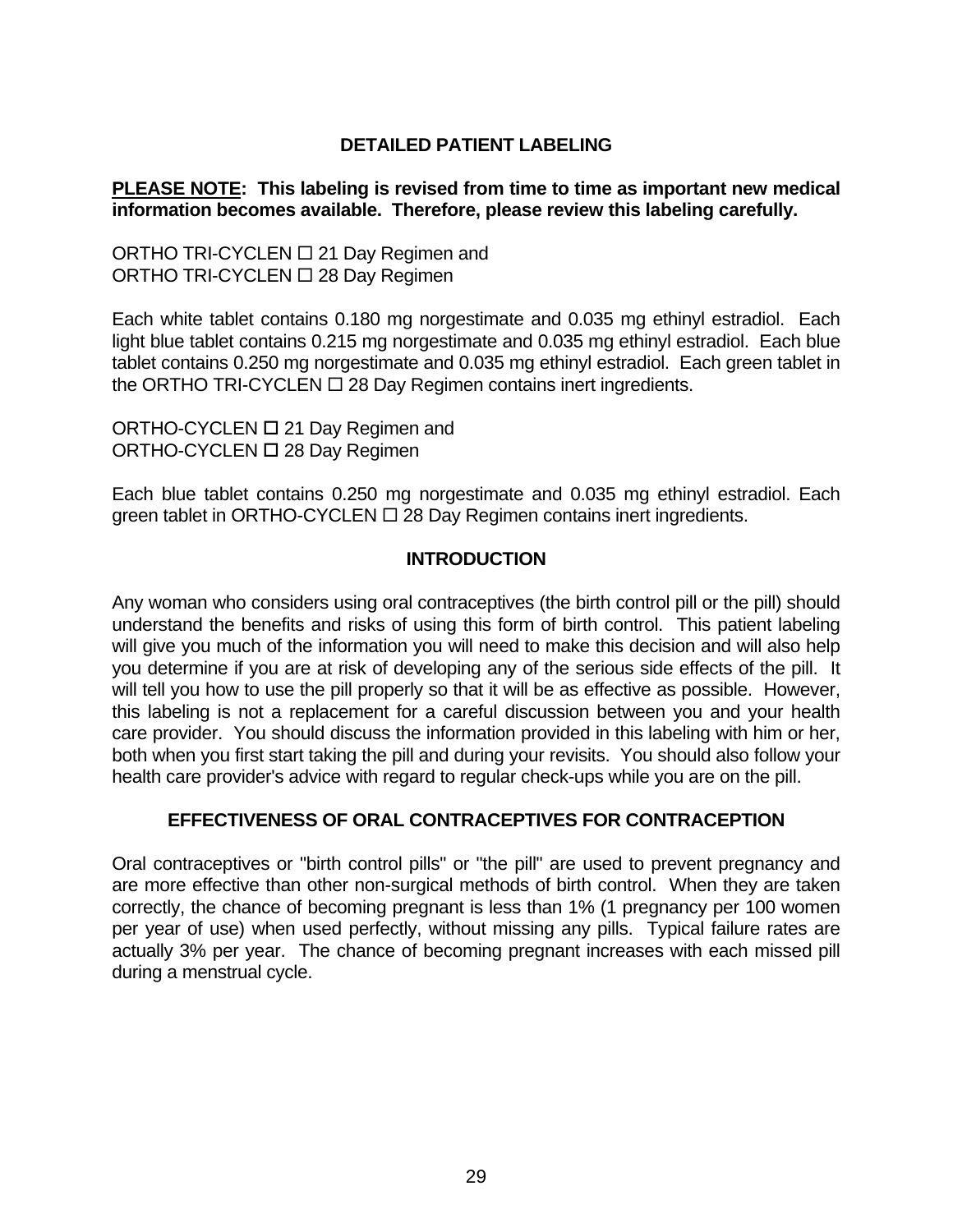## DETAILED PATIENT LABELING

**<u>PLEASE NOTE</u>: This labeling is revised from time to time as important new medical information becomes available. Therefore, please review this labeling carefully.**

ORTHO TRI-CYCLEN ☐ 21 Day Regimen and
ORTHO TRI-CYCLEN ☐ 28 Day Regimen

Each white tablet contains 0.180 mg norgestimate and 0.035 mg ethinyl estradiol. Each light blue tablet contains 0.215 mg norgestimate and 0.035 mg ethinyl estradiol. Each blue tablet contains 0.250 mg norgestimate and 0.035 mg ethinyl estradiol. Each green tablet in the ORTHO TRI-CYCLEN ☐ 28 Day Regimen contains inert ingredients.

ORTHO-CYCLEN ☐ 21 Day Regimen and
ORTHO-CYCLEN ☐ 28 Day Regimen

Each blue tablet contains 0.250 mg norgestimate and 0.035 mg ethinyl estradiol. Each green tablet in ORTHO-CYCLEN ☐ 28 Day Regimen contains inert ingredients.

## INTRODUCTION

Any woman who considers using oral contraceptives (the birth control pill or the pill) should understand the benefits and risks of using this form of birth control. This patient labeling will give you much of the information you will need to make this decision and will also help you determine if you are at risk of developing any of the serious side effects of the pill. It will tell you how to use the pill properly so that it will be as effective as possible. However, this labeling is not a replacement for a careful discussion between you and your health care provider. You should discuss the information provided in this labeling with him or her, both when you first start taking the pill and during your revisits. You should also follow your health care provider's advice with regard to regular check-ups while you are on the pill.

## EFFECTIVENESS OF ORAL CONTRACEPTIVES FOR CONTRACEPTION

Oral contraceptives or "birth control pills" or "the pill" are used to prevent pregnancy and are more effective than other non-surgical methods of birth control. When they are taken correctly, the chance of becoming pregnant is less than 1% (1 pregnancy per 100 women per year of use) when used perfectly, without missing any pills. Typical failure rates are actually 3% per year. The chance of becoming pregnant increases with each missed pill during a menstrual cycle.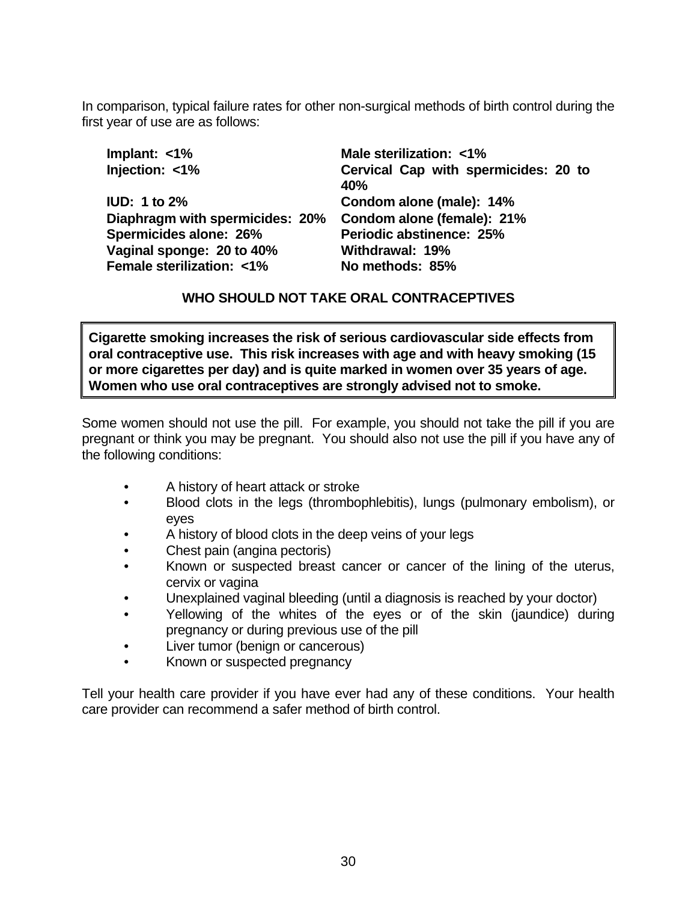In comparison, typical failure rates for other non-surgical methods of birth control during the first year of use are as follows:

**Implant: <1%**
**Injection: <1%**
**IUD: 1 to 2%**
**Diaphragm with spermicides: 20%**
**Spermicides alone: 26%**
**Vaginal sponge: 20 to 40%**
**Female sterilization: <1%**
**Male sterilization: <1%**
**Cervical Cap with spermicides: 20 to 40%**
**Condom alone (male): 14%**
**Condom alone (female): 21%**
**Periodic abstinence: 25%**
**Withdrawal: 19%**
**No methods: 85%**

## WHO SHOULD NOT TAKE ORAL CONTRACEPTIVES

**Cigarette smoking increases the risk of serious cardiovascular side effects from oral contraceptive use. This risk increases with age and with heavy smoking (15 or more cigarettes per day) and is quite marked in women over 35 years of age. Women who use oral contraceptives are strongly advised not to smoke.**

Some women should not use the pill. For example, you should not take the pill if you are pregnant or think you may be pregnant. You should also not use the pill if you have any of the following conditions:

- A history of heart attack or stroke
- Blood clots in the legs (thrombophlebitis), lungs (pulmonary embolism), or eyes
- A history of blood clots in the deep veins of your legs
- Chest pain (angina pectoris)
- Known or suspected breast cancer or cancer of the lining of the uterus, cervix or vagina
- Unexplained vaginal bleeding (until a diagnosis is reached by your doctor)
- Yellowing of the whites of the eyes or of the skin (jaundice) during pregnancy or during previous use of the pill
- Liver tumor (benign or cancerous)
- Known or suspected pregnancy

Tell your health care provider if you have ever had any of these conditions. Your health care provider can recommend a safer method of birth control.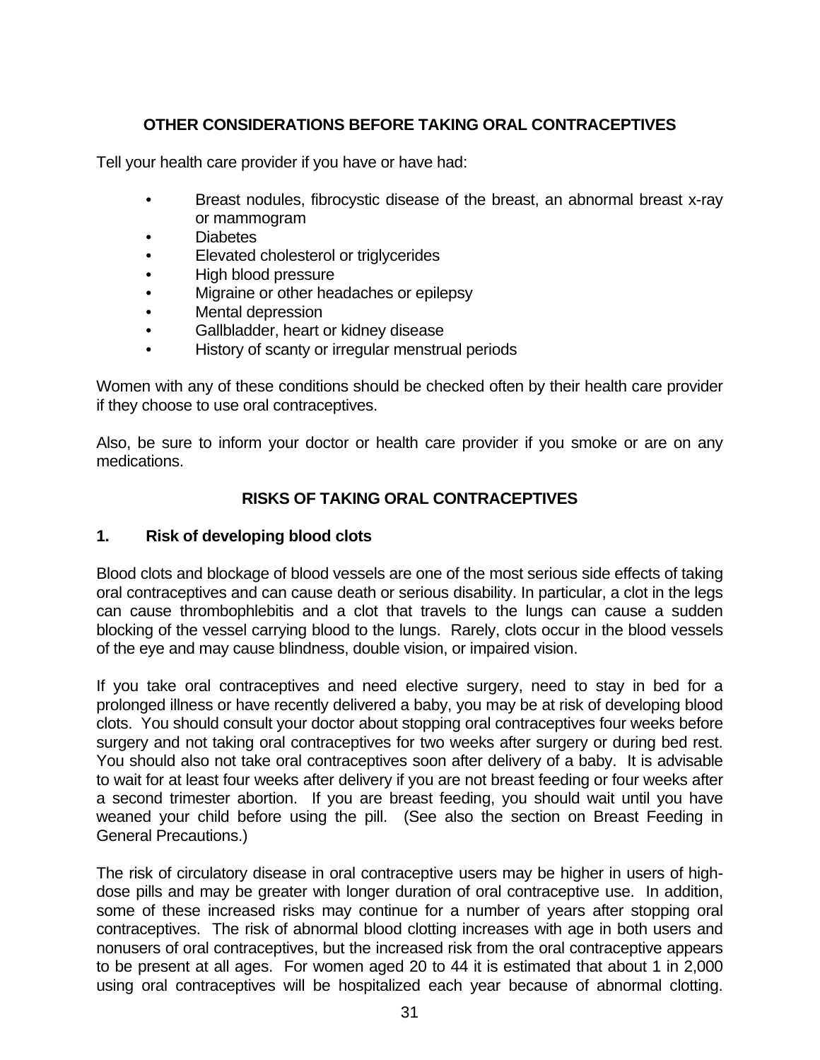## OTHER CONSIDERATIONS BEFORE TAKING ORAL CONTRACEPTIVES

Tell your health care provider if you have or have had:

- Breast nodules, fibrocystic disease of the breast, an abnormal breast x-ray or mammogram
- Diabetes
- Elevated cholesterol or triglycerides
- High blood pressure
- Migraine or other headaches or epilepsy
- Mental depression
- Gallbladder, heart or kidney disease
- History of scanty or irregular menstrual periods

Women with any of these conditions should be checked often by their health care provider if they choose to use oral contraceptives.

Also, be sure to inform your doctor or health care provider if you smoke or are on any medications.

## RISKS OF TAKING ORAL CONTRACEPTIVES

### 1. Risk of developing blood clots

Blood clots and blockage of blood vessels are one of the most serious side effects of taking oral contraceptives and can cause death or serious disability. In particular, a clot in the legs can cause thrombophlebitis and a clot that travels to the lungs can cause a sudden blocking of the vessel carrying blood to the lungs. Rarely, clots occur in the blood vessels of the eye and may cause blindness, double vision, or impaired vision.

If you take oral contraceptives and need elective surgery, need to stay in bed for a prolonged illness or have recently delivered a baby, you may be at risk of developing blood clots. You should consult your doctor about stopping oral contraceptives four weeks before surgery and not taking oral contraceptives for two weeks after surgery or during bed rest. You should also not take oral contraceptives soon after delivery of a baby. It is advisable to wait for at least four weeks after delivery if you are not breast feeding or four weeks after a second trimester abortion. If you are breast feeding, you should wait until you have weaned your child before using the pill. (See also the section on Breast Feeding in General Precautions.)

The risk of circulatory disease in oral contraceptive users may be higher in users of high-dose pills and may be greater with longer duration of oral contraceptive use. In addition, some of these increased risks may continue for a number of years after stopping oral contraceptives. The risk of abnormal blood clotting increases with age in both users and nonusers of oral contraceptives, but the increased risk from the oral contraceptive appears to be present at all ages. For women aged 20 to 44 it is estimated that about 1 in 2,000 using oral contraceptives will be hospitalized each year because of abnormal clotting.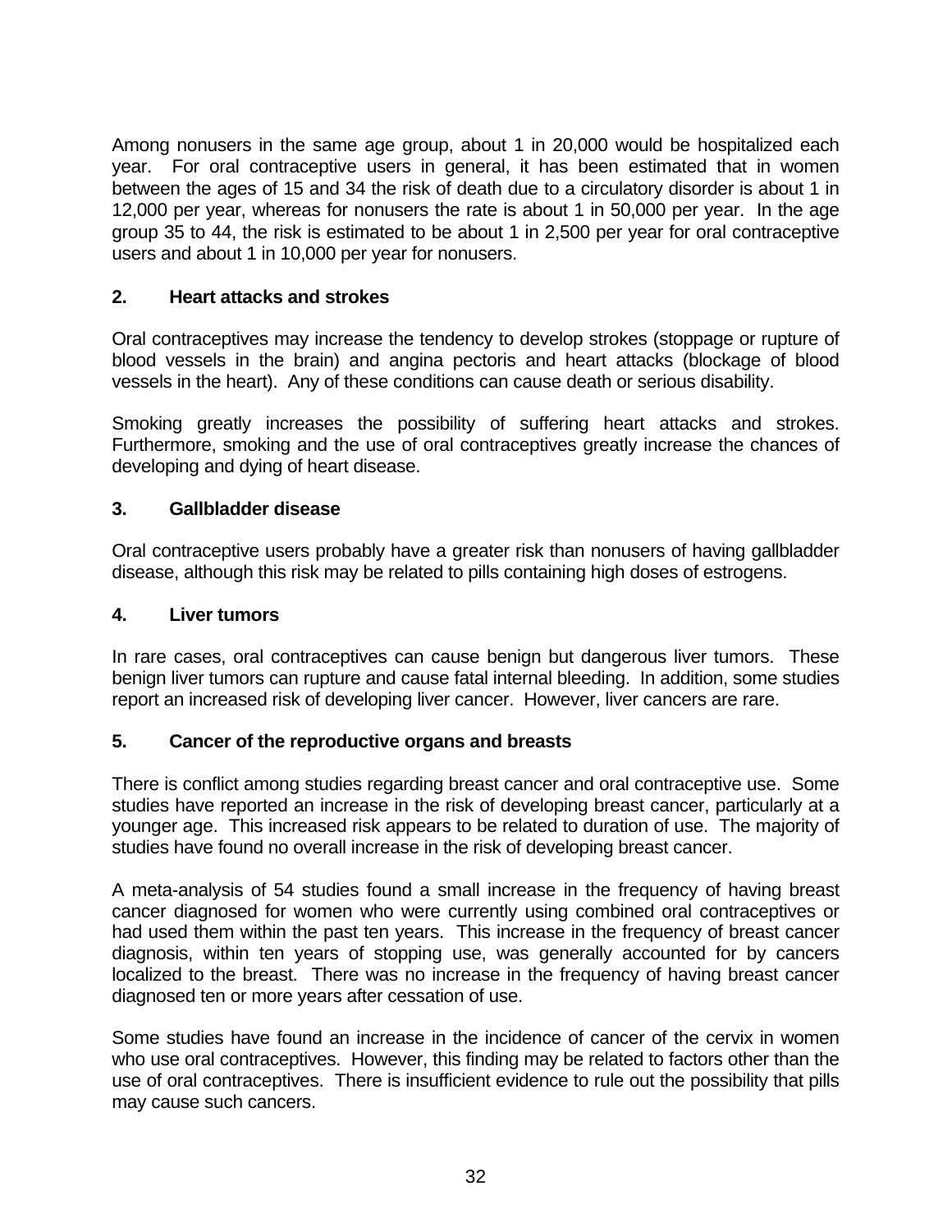Among nonusers in the same age group, about 1 in 20,000 would be hospitalized each year. For oral contraceptive users in general, it has been estimated that in women between the ages of 15 and 34 the risk of death due to a circulatory disorder is about 1 in 12,000 per year, whereas for nonusers the rate is about 1 in 50,000 per year. In the age group 35 to 44, the risk is estimated to be about 1 in 2,500 per year for oral contraceptive users and about 1 in 10,000 per year for nonusers.

**2. Heart attacks and strokes**

Oral contraceptives may increase the tendency to develop strokes (stoppage or rupture of blood vessels in the brain) and angina pectoris and heart attacks (blockage of blood vessels in the heart). Any of these conditions can cause death or serious disability.

Smoking greatly increases the possibility of suffering heart attacks and strokes. Furthermore, smoking and the use of oral contraceptives greatly increase the chances of developing and dying of heart disease.

**3. Gallbladder disease**

Oral contraceptive users probably have a greater risk than nonusers of having gallbladder disease, although this risk may be related to pills containing high doses of estrogens.

**4. Liver tumors**

In rare cases, oral contraceptives can cause benign but dangerous liver tumors. These benign liver tumors can rupture and cause fatal internal bleeding. In addition, some studies report an increased risk of developing liver cancer. However, liver cancers are rare.

**5. Cancer of the reproductive organs and breasts**

There is conflict among studies regarding breast cancer and oral contraceptive use. Some studies have reported an increase in the risk of developing breast cancer, particularly at a younger age. This increased risk appears to be related to duration of use. The majority of studies have found no overall increase in the risk of developing breast cancer.

A meta-analysis of 54 studies found a small increase in the frequency of having breast cancer diagnosed for women who were currently using combined oral contraceptives or had used them within the past ten years. This increase in the frequency of breast cancer diagnosis, within ten years of stopping use, was generally accounted for by cancers localized to the breast. There was no increase in the frequency of having breast cancer diagnosed ten or more years after cessation of use.

Some studies have found an increase in the incidence of cancer of the cervix in women who use oral contraceptives. However, this finding may be related to factors other than the use of oral contraceptives. There is insufficient evidence to rule out the possibility that pills may cause such cancers.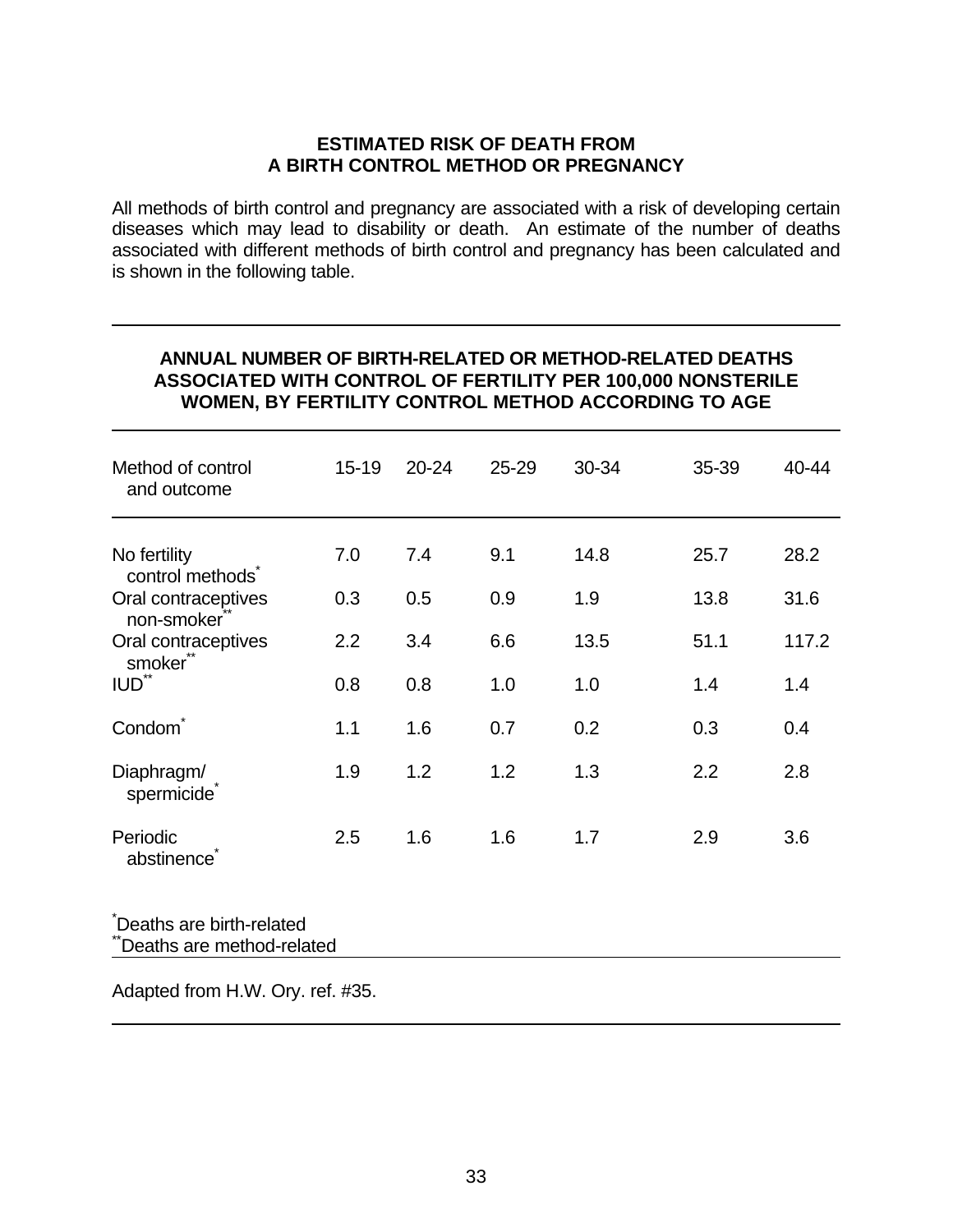## ESTIMATED RISK OF DEATH FROM A BIRTH CONTROL METHOD OR PREGNANCY

All methods of birth control and pregnancy are associated with a risk of developing certain diseases which may lead to disability or death. An estimate of the number of deaths associated with different methods of birth control and pregnancy has been calculated and is shown in the following table.

### ANNUAL NUMBER OF BIRTH-RELATED OR METHOD-RELATED DEATHS ASSOCIATED WITH CONTROL OF FERTILITY PER 100,000 NONSTERILE WOMEN, BY FERTILITY CONTROL METHOD ACCORDING TO AGE

| Method of control and outcome | 15-19 | 20-24 | 25-29 | 30-34 | 35-39 | 40-44 |
|---|---|---|---|---|---|---|
| No fertility control methods* | 7.0 | 7.4 | 9.1 | 14.8 | 25.7 | 28.2 |
| Oral contraceptives non-smoker** | 0.3 | 0.5 | 0.9 | 1.9 | 13.8 | 31.6 |
| Oral contraceptives smoker** | 2.2 | 3.4 | 6.6 | 13.5 | 51.1 | 117.2 |
| IUD** | 0.8 | 0.8 | 1.0 | 1.0 | 1.4 | 1.4 |
| Condom* | 1.1 | 1.6 | 0.7 | 0.2 | 0.3 | 0.4 |
| Diaphragm/ spermicide* | 1.9 | 1.2 | 1.2 | 1.3 | 2.2 | 2.8 |
| Periodic abstinence* | 2.5 | 1.6 | 1.6 | 1.7 | 2.9 | 3.6 |

*Deaths are birth-related
**Deaths are method-related

Adapted from H.W. Ory. ref. #35.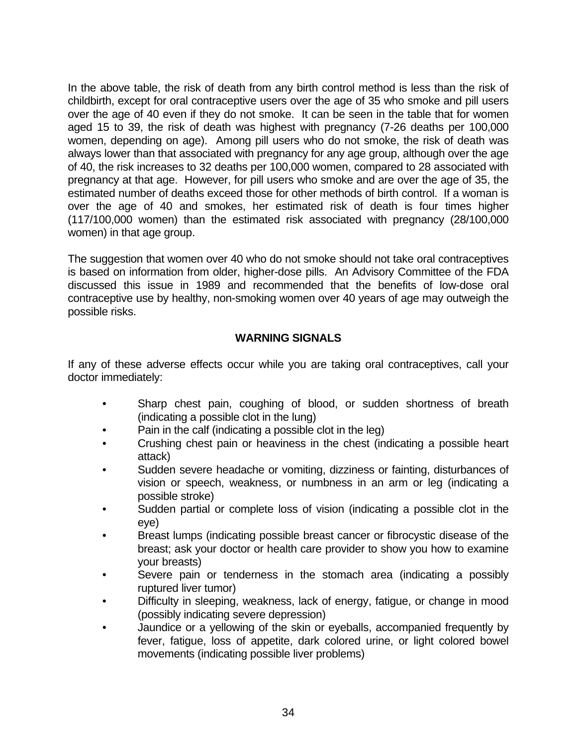In the above table, the risk of death from any birth control method is less than the risk of childbirth, except for oral contraceptive users over the age of 35 who smoke and pill users over the age of 40 even if they do not smoke. It can be seen in the table that for women aged 15 to 39, the risk of death was highest with pregnancy (7-26 deaths per 100,000 women, depending on age). Among pill users who do not smoke, the risk of death was always lower than that associated with pregnancy for any age group, although over the age of 40, the risk increases to 32 deaths per 100,000 women, compared to 28 associated with pregnancy at that age. However, for pill users who smoke and are over the age of 35, the estimated number of deaths exceed those for other methods of birth control. If a woman is over the age of 40 and smokes, her estimated risk of death is four times higher (117/100,000 women) than the estimated risk associated with pregnancy (28/100,000 women) in that age group.

The suggestion that women over 40 who do not smoke should not take oral contraceptives is based on information from older, higher-dose pills. An Advisory Committee of the FDA discussed this issue in 1989 and recommended that the benefits of low-dose oral contraceptive use by healthy, non-smoking women over 40 years of age may outweigh the possible risks.

## WARNING SIGNALS

If any of these adverse effects occur while you are taking oral contraceptives, call your doctor immediately:

- Sharp chest pain, coughing of blood, or sudden shortness of breath (indicating a possible clot in the lung)
- Pain in the calf (indicating a possible clot in the leg)
- Crushing chest pain or heaviness in the chest (indicating a possible heart attack)
- Sudden severe headache or vomiting, dizziness or fainting, disturbances of vision or speech, weakness, or numbness in an arm or leg (indicating a possible stroke)
- Sudden partial or complete loss of vision (indicating a possible clot in the eye)
- Breast lumps (indicating possible breast cancer or fibrocystic disease of the breast; ask your doctor or health care provider to show you how to examine your breasts)
- Severe pain or tenderness in the stomach area (indicating a possibly ruptured liver tumor)
- Difficulty in sleeping, weakness, lack of energy, fatigue, or change in mood (possibly indicating severe depression)
- Jaundice or a yellowing of the skin or eyeballs, accompanied frequently by fever, fatigue, loss of appetite, dark colored urine, or light colored bowel movements (indicating possible liver problems)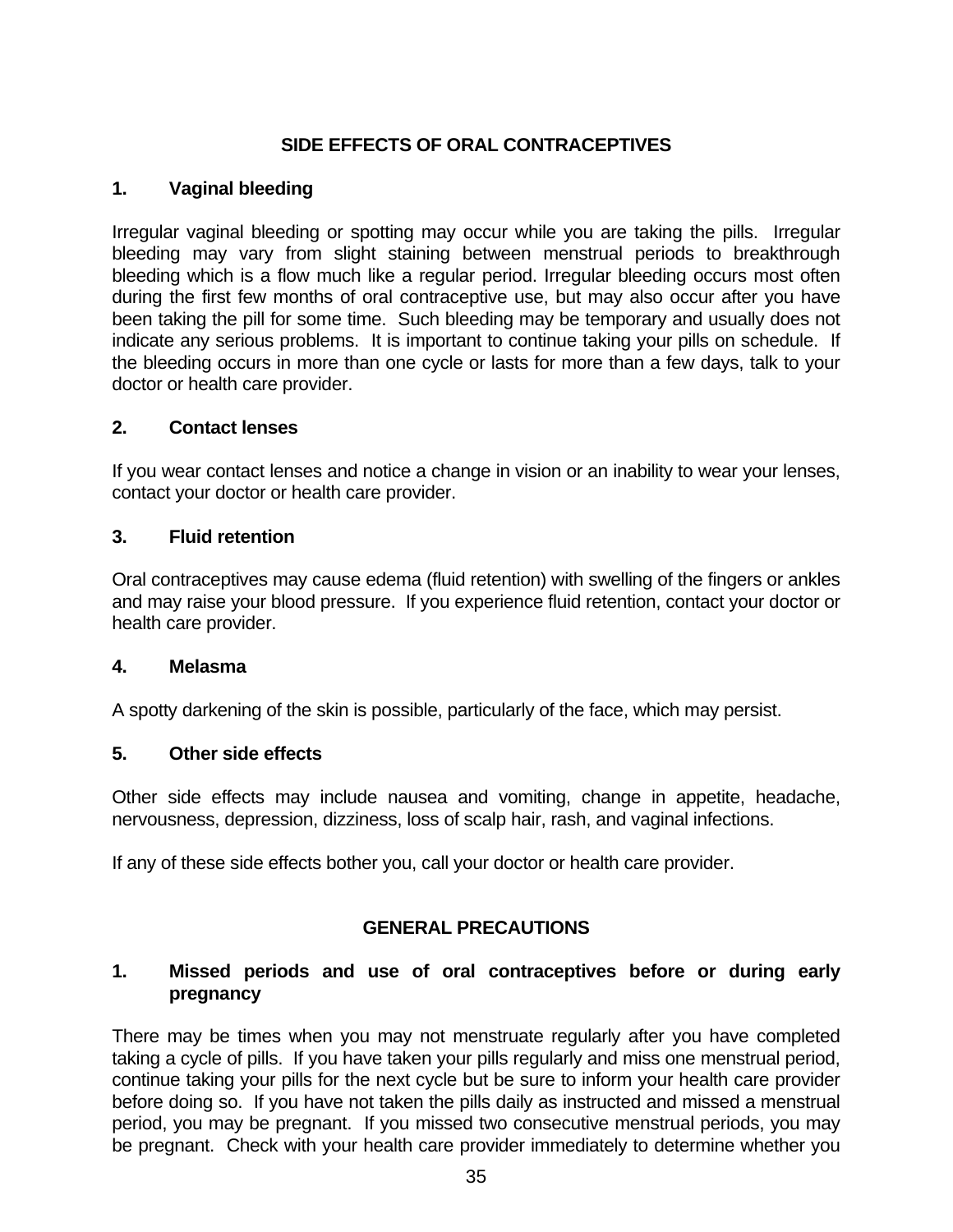## SIDE EFFECTS OF ORAL CONTRACEPTIVES

### 1. Vaginal bleeding

Irregular vaginal bleeding or spotting may occur while you are taking the pills. Irregular bleeding may vary from slight staining between menstrual periods to breakthrough bleeding which is a flow much like a regular period. Irregular bleeding occurs most often during the first few months of oral contraceptive use, but may also occur after you have been taking the pill for some time. Such bleeding may be temporary and usually does not indicate any serious problems. It is important to continue taking your pills on schedule. If the bleeding occurs in more than one cycle or lasts for more than a few days, talk to your doctor or health care provider.

### 2. Contact lenses

If you wear contact lenses and notice a change in vision or an inability to wear your lenses, contact your doctor or health care provider.

### 3. Fluid retention

Oral contraceptives may cause edema (fluid retention) with swelling of the fingers or ankles and may raise your blood pressure. If you experience fluid retention, contact your doctor or health care provider.

### 4. Melasma

A spotty darkening of the skin is possible, particularly of the face, which may persist.

### 5. Other side effects

Other side effects may include nausea and vomiting, change in appetite, headache, nervousness, depression, dizziness, loss of scalp hair, rash, and vaginal infections.

If any of these side effects bother you, call your doctor or health care provider.

## GENERAL PRECAUTIONS

### 1. Missed periods and use of oral contraceptives before or during early pregnancy

There may be times when you may not menstruate regularly after you have completed taking a cycle of pills. If you have taken your pills regularly and miss one menstrual period, continue taking your pills for the next cycle but be sure to inform your health care provider before doing so. If you have not taken the pills daily as instructed and missed a menstrual period, you may be pregnant. If you missed two consecutive menstrual periods, you may be pregnant. Check with your health care provider immediately to determine whether you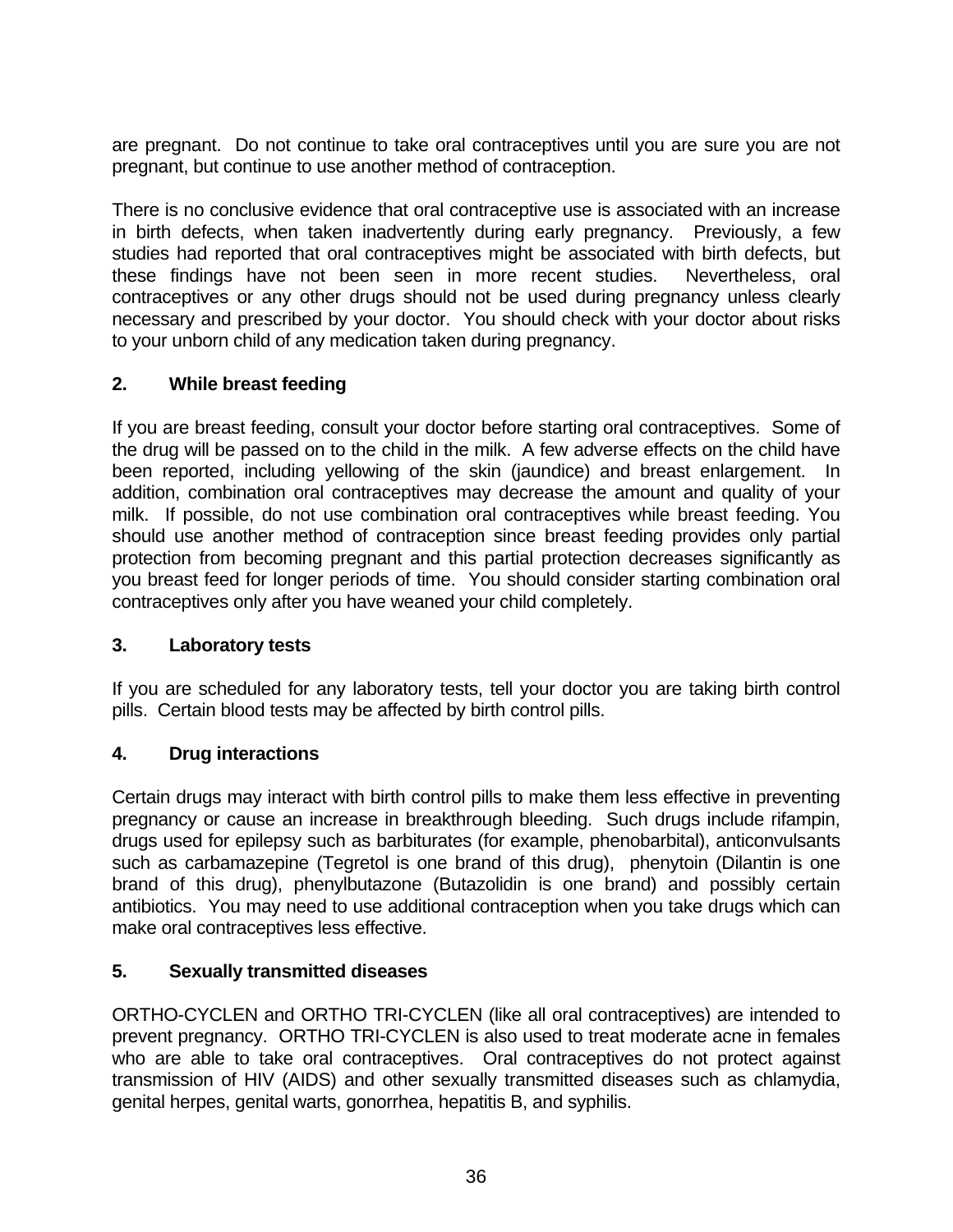are pregnant. Do not continue to take oral contraceptives until you are sure you are not pregnant, but continue to use another method of contraception.

There is no conclusive evidence that oral contraceptive use is associated with an increase in birth defects, when taken inadvertently during early pregnancy. Previously, a few studies had reported that oral contraceptives might be associated with birth defects, but these findings have not been seen in more recent studies. Nevertheless, oral contraceptives or any other drugs should not be used during pregnancy unless clearly necessary and prescribed by your doctor. You should check with your doctor about risks to your unborn child of any medication taken during pregnancy.

**2. While breast feeding**

If you are breast feeding, consult your doctor before starting oral contraceptives. Some of the drug will be passed on to the child in the milk. A few adverse effects on the child have been reported, including yellowing of the skin (jaundice) and breast enlargement. In addition, combination oral contraceptives may decrease the amount and quality of your milk. If possible, do not use combination oral contraceptives while breast feeding. You should use another method of contraception since breast feeding provides only partial protection from becoming pregnant and this partial protection decreases significantly as you breast feed for longer periods of time. You should consider starting combination oral contraceptives only after you have weaned your child completely.

**3. Laboratory tests**

If you are scheduled for any laboratory tests, tell your doctor you are taking birth control pills. Certain blood tests may be affected by birth control pills.

**4. Drug interactions**

Certain drugs may interact with birth control pills to make them less effective in preventing pregnancy or cause an increase in breakthrough bleeding. Such drugs include rifampin, drugs used for epilepsy such as barbiturates (for example, phenobarbital), anticonvulsants such as carbamazepine (Tegretol is one brand of this drug), phenytoin (Dilantin is one brand of this drug), phenylbutazone (Butazolidin is one brand) and possibly certain antibiotics. You may need to use additional contraception when you take drugs which can make oral contraceptives less effective.

**5. Sexually transmitted diseases**

ORTHO-CYCLEN and ORTHO TRI-CYCLEN (like all oral contraceptives) are intended to prevent pregnancy. ORTHO TRI-CYCLEN is also used to treat moderate acne in females who are able to take oral contraceptives. Oral contraceptives do not protect against transmission of HIV (AIDS) and other sexually transmitted diseases such as chlamydia, genital herpes, genital warts, gonorrhea, hepatitis B, and syphilis.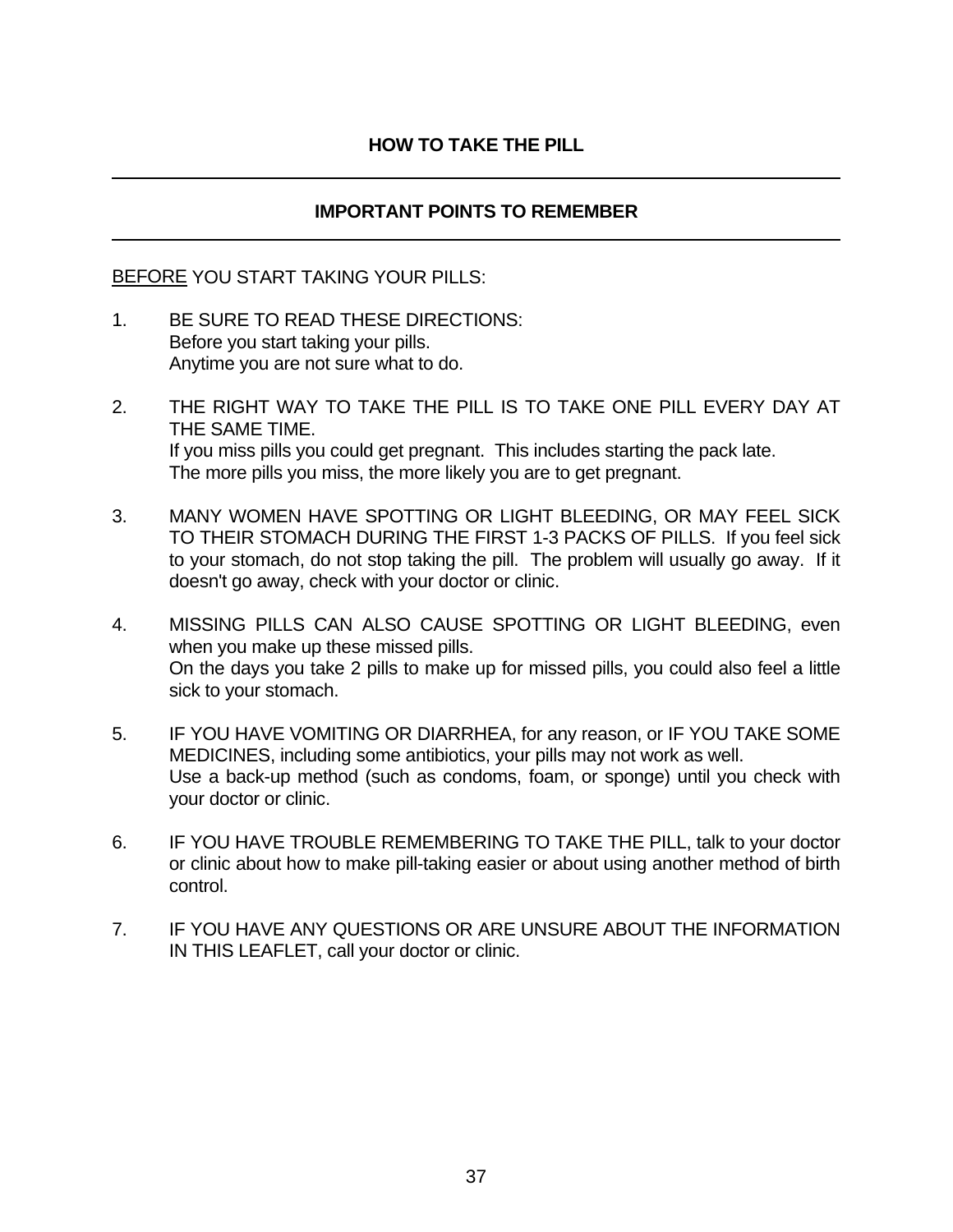## HOW TO TAKE THE PILL

---

### IMPORTANT POINTS TO REMEMBER

---

<u>BEFORE</u> YOU START TAKING YOUR PILLS:

1. BE SURE TO READ THESE DIRECTIONS:
   Before you start taking your pills.
   Anytime you are not sure what to do.

2. THE RIGHT WAY TO TAKE THE PILL IS TO TAKE ONE PILL EVERY DAY AT THE SAME TIME.
   If you miss pills you could get pregnant. This includes starting the pack late.
   The more pills you miss, the more likely you are to get pregnant.

3. MANY WOMEN HAVE SPOTTING OR LIGHT BLEEDING, OR MAY FEEL SICK TO THEIR STOMACH DURING THE FIRST 1-3 PACKS OF PILLS. If you feel sick to your stomach, do not stop taking the pill. The problem will usually go away. If it doesn't go away, check with your doctor or clinic.

4. MISSING PILLS CAN ALSO CAUSE SPOTTING OR LIGHT BLEEDING, even when you make up these missed pills.
   On the days you take 2 pills to make up for missed pills, you could also feel a little sick to your stomach.

5. IF YOU HAVE VOMITING OR DIARRHEA, for any reason, or IF YOU TAKE SOME MEDICINES, including some antibiotics, your pills may not work as well.
   Use a back-up method (such as condoms, foam, or sponge) until you check with your doctor or clinic.

6. IF YOU HAVE TROUBLE REMEMBERING TO TAKE THE PILL, talk to your doctor or clinic about how to make pill-taking easier or about using another method of birth control.

7. IF YOU HAVE ANY QUESTIONS OR ARE UNSURE ABOUT THE INFORMATION IN THIS LEAFLET, call your doctor or clinic.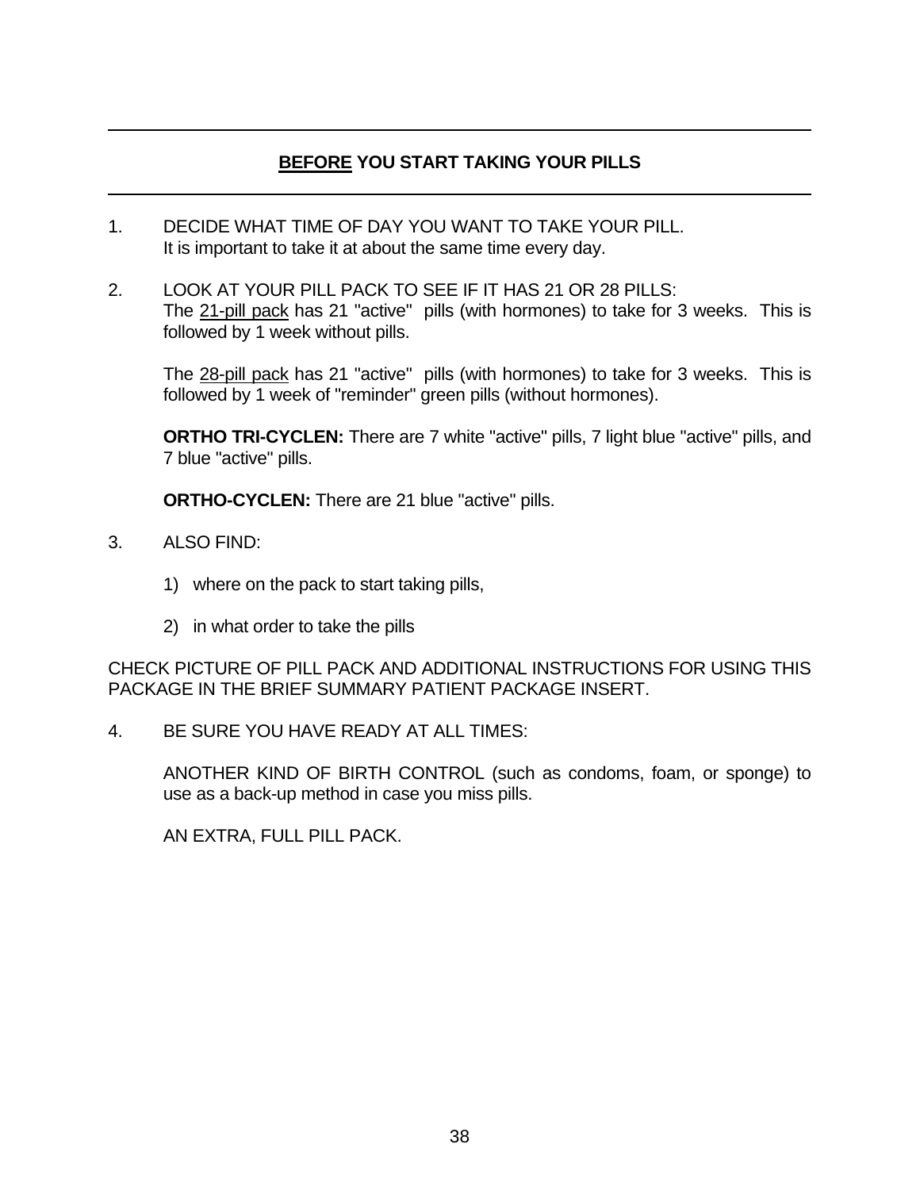## **<u>BEFORE</u> YOU START TAKING YOUR PILLS**

1. DECIDE WHAT TIME OF DAY YOU WANT TO TAKE YOUR PILL.
   It is important to take it at about the same time every day.

2. LOOK AT YOUR PILL PACK TO SEE IF IT HAS 21 OR 28 PILLS:
   The <u>21-pill pack</u> has 21 "active" pills (with hormones) to take for 3 weeks. This is followed by 1 week without pills.

   The <u>28-pill pack</u> has 21 "active" pills (with hormones) to take for 3 weeks. This is followed by 1 week of "reminder" green pills (without hormones).

   **ORTHO TRI-CYCLEN:** There are 7 white "active" pills, 7 light blue "active" pills, and 7 blue "active" pills.

   **ORTHO-CYCLEN:** There are 21 blue "active" pills.

3. ALSO FIND:

   1) where on the pack to start taking pills,

   2) in what order to take the pills

CHECK PICTURE OF PILL PACK AND ADDITIONAL INSTRUCTIONS FOR USING THIS PACKAGE IN THE BRIEF SUMMARY PATIENT PACKAGE INSERT.

4. BE SURE YOU HAVE READY AT ALL TIMES:

   ANOTHER KIND OF BIRTH CONTROL (such as condoms, foam, or sponge) to use as a back-up method in case you miss pills.

   AN EXTRA, FULL PILL PACK.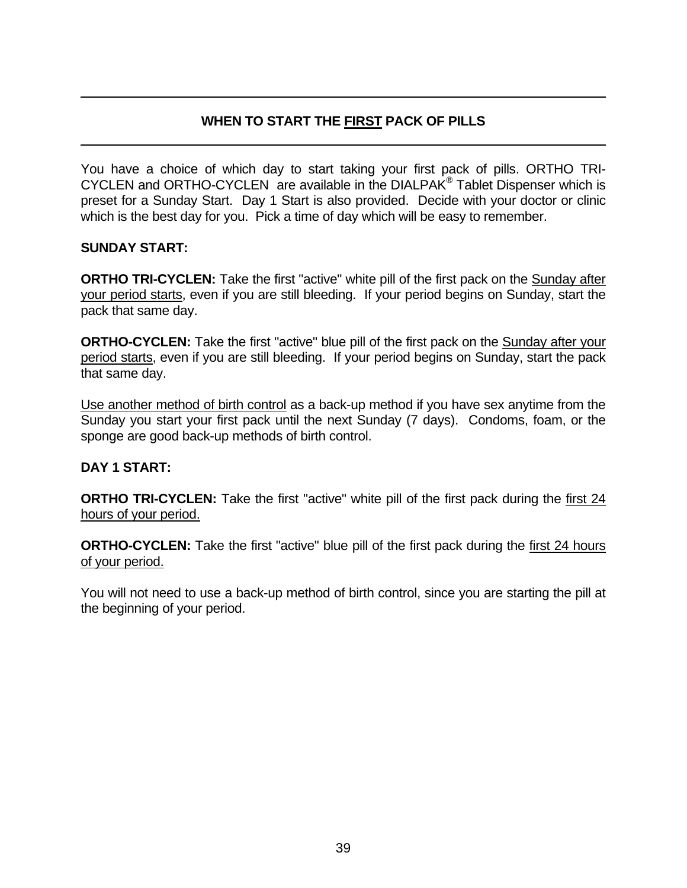## WHEN TO START THE FIRST PACK OF PILLS

You have a choice of which day to start taking your first pack of pills. ORTHO TRI-CYCLEN and ORTHO-CYCLEN are available in the DIALPAK® Tablet Dispenser which is preset for a Sunday Start. Day 1 Start is also provided. Decide with your doctor or clinic which is the best day for you. Pick a time of day which will be easy to remember.

**SUNDAY START:**

**ORTHO TRI-CYCLEN:** Take the first "active" white pill of the first pack on the Sunday after your period starts, even if you are still bleeding. If your period begins on Sunday, start the pack that same day.

**ORTHO-CYCLEN:** Take the first "active" blue pill of the first pack on the Sunday after your period starts, even if you are still bleeding. If your period begins on Sunday, start the pack that same day.

Use another method of birth control as a back-up method if you have sex anytime from the Sunday you start your first pack until the next Sunday (7 days). Condoms, foam, or the sponge are good back-up methods of birth control.

**DAY 1 START:**

**ORTHO TRI-CYCLEN:** Take the first "active" white pill of the first pack during the first 24 hours of your period.

**ORTHO-CYCLEN:** Take the first "active" blue pill of the first pack during the first 24 hours of your period.

You will not need to use a back-up method of birth control, since you are starting the pill at the beginning of your period.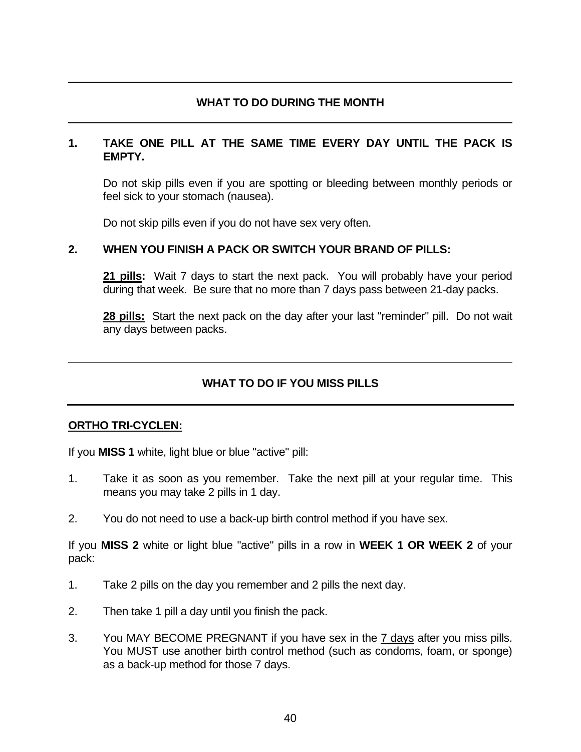## WHAT TO DO DURING THE MONTH

**1. TAKE ONE PILL AT THE SAME TIME EVERY DAY UNTIL THE PACK IS EMPTY.**

Do not skip pills even if you are spotting or bleeding between monthly periods or feel sick to your stomach (nausea).

Do not skip pills even if you do not have sex very often.

**2. WHEN YOU FINISH A PACK OR SWITCH YOUR BRAND OF PILLS:**

**21 pills:** Wait 7 days to start the next pack. You will probably have your period during that week. Be sure that no more than 7 days pass between 21-day packs.

**28 pills:** Start the next pack on the day after your last "reminder" pill. Do not wait any days between packs.

## WHAT TO DO IF YOU MISS PILLS

**ORTHO TRI-CYCLEN:**

If you **MISS 1** white, light blue or blue "active" pill:

1. Take it as soon as you remember. Take the next pill at your regular time. This means you may take 2 pills in 1 day.
2. You do not need to use a back-up birth control method if you have sex.

If you **MISS 2** white or light blue "active" pills in a row in **WEEK 1 OR WEEK 2** of your pack:

1. Take 2 pills on the day you remember and 2 pills the next day.
2. Then take 1 pill a day until you finish the pack.
3. You MAY BECOME PREGNANT if you have sex in the 7 days after you miss pills. You MUST use another birth control method (such as condoms, foam, or sponge) as a back-up method for those 7 days.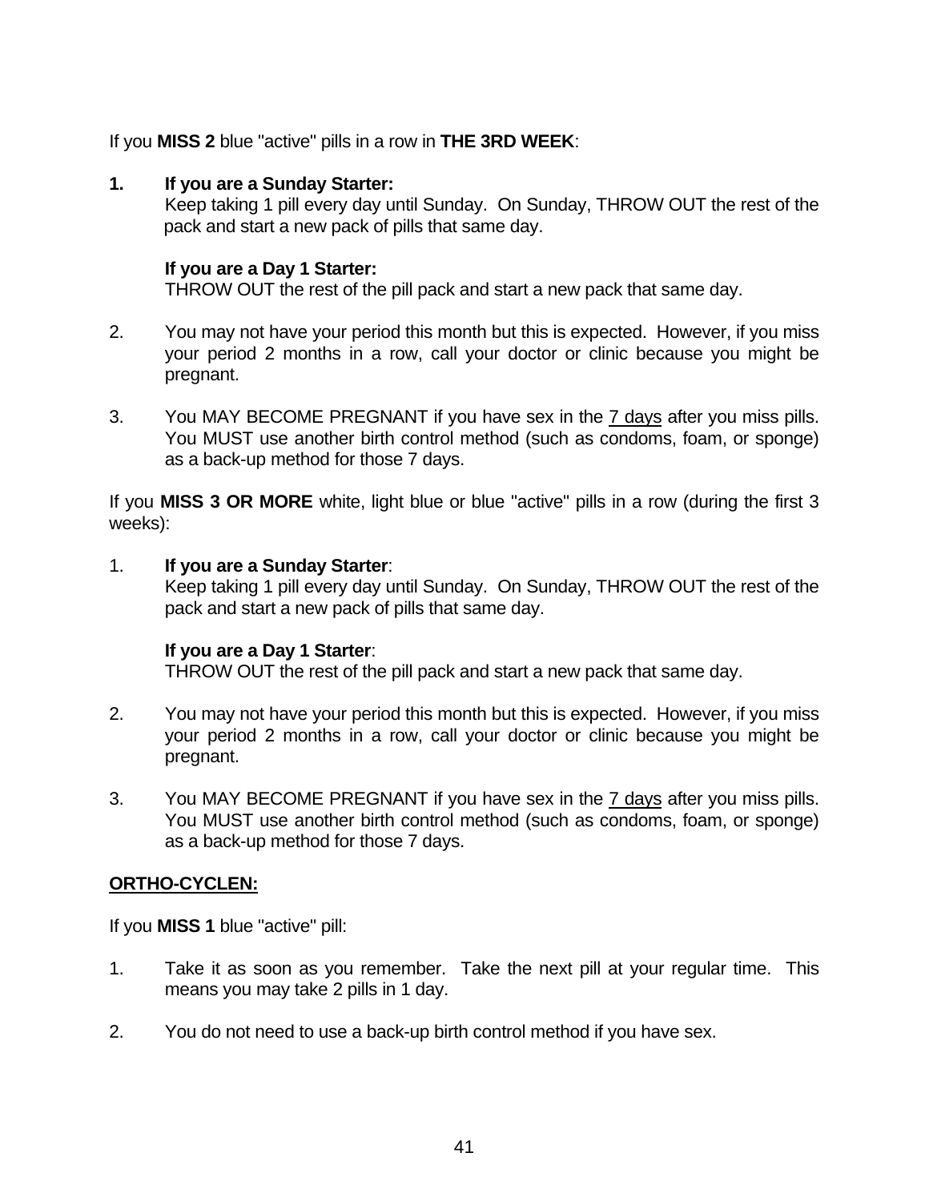If you **MISS 2** blue "active" pills in a row in **THE 3RD WEEK**:

1. **If you are a Sunday Starter:**
   Keep taking 1 pill every day until Sunday. On Sunday, THROW OUT the rest of the pack and start a new pack of pills that same day.

   **If you are a Day 1 Starter:**
   THROW OUT the rest of the pill pack and start a new pack that same day.

2. You may not have your period this month but this is expected. However, if you miss your period 2 months in a row, call your doctor or clinic because you might be pregnant.

3. You MAY BECOME PREGNANT if you have sex in the <u>7 days</u> after you miss pills. You MUST use another birth control method (such as condoms, foam, or sponge) as a back-up method for those 7 days.

If you **MISS 3 OR MORE** white, light blue or blue "active" pills in a row (during the first 3 weeks):

1. **If you are a Sunday Starter**:
   Keep taking 1 pill every day until Sunday. On Sunday, THROW OUT the rest of the pack and start a new pack of pills that same day.

   **If you are a Day 1 Starter**:
   THROW OUT the rest of the pill pack and start a new pack that same day.

2. You may not have your period this month but this is expected. However, if you miss your period 2 months in a row, call your doctor or clinic because you might be pregnant.

3. You MAY BECOME PREGNANT if you have sex in the <u>7 days</u> after you miss pills. You MUST use another birth control method (such as condoms, foam, or sponge) as a back-up method for those 7 days.

**<u>ORTHO-CYCLEN:</u>**

If you **MISS 1** blue "active" pill:

1. Take it as soon as you remember. Take the next pill at your regular time. This means you may take 2 pills in 1 day.

2. You do not need to use a back-up birth control method if you have sex.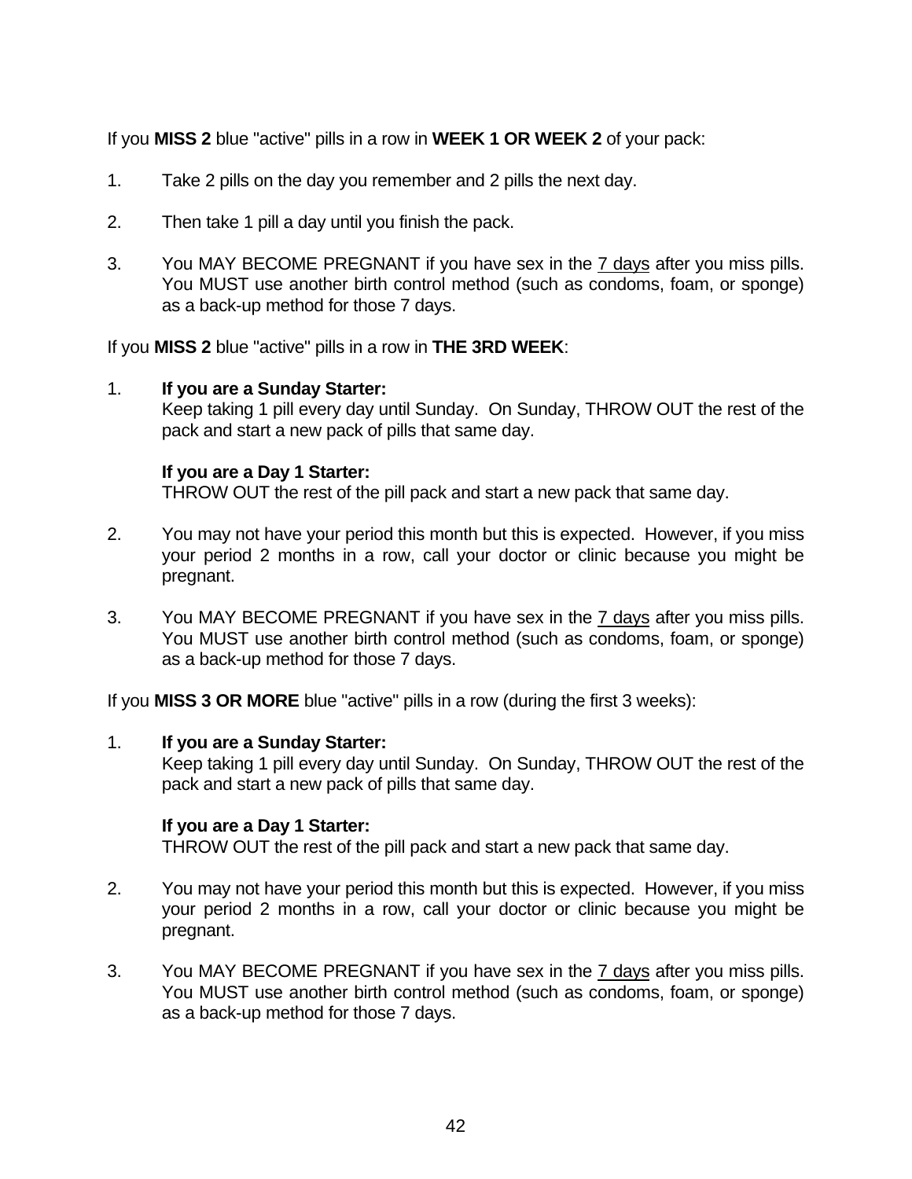If you **MISS 2** blue "active" pills in a row in **WEEK 1 OR WEEK 2** of your pack:

1. Take 2 pills on the day you remember and 2 pills the next day.

2. Then take 1 pill a day until you finish the pack.

3. You MAY BECOME PREGNANT if you have sex in the <u>7 days</u> after you miss pills. You MUST use another birth control method (such as condoms, foam, or sponge) as a back-up method for those 7 days.

If you **MISS 2** blue "active" pills in a row in **THE 3RD WEEK**:

1. **If you are a Sunday Starter:**
   Keep taking 1 pill every day until Sunday. On Sunday, THROW OUT the rest of the pack and start a new pack of pills that same day.

   **If you are a Day 1 Starter:**
   THROW OUT the rest of the pill pack and start a new pack that same day.

2. You may not have your period this month but this is expected. However, if you miss your period 2 months in a row, call your doctor or clinic because you might be pregnant.

3. You MAY BECOME PREGNANT if you have sex in the <u>7 days</u> after you miss pills. You MUST use another birth control method (such as condoms, foam, or sponge) as a back-up method for those 7 days.

If you **MISS 3 OR MORE** blue "active" pills in a row (during the first 3 weeks):

1. **If you are a Sunday Starter:**
   Keep taking 1 pill every day until Sunday. On Sunday, THROW OUT the rest of the pack and start a new pack of pills that same day.

   **If you are a Day 1 Starter:**
   THROW OUT the rest of the pill pack and start a new pack that same day.

2. You may not have your period this month but this is expected. However, if you miss your period 2 months in a row, call your doctor or clinic because you might be pregnant.

3. You MAY BECOME PREGNANT if you have sex in the <u>7 days</u> after you miss pills. You MUST use another birth control method (such as condoms, foam, or sponge) as a back-up method for those 7 days.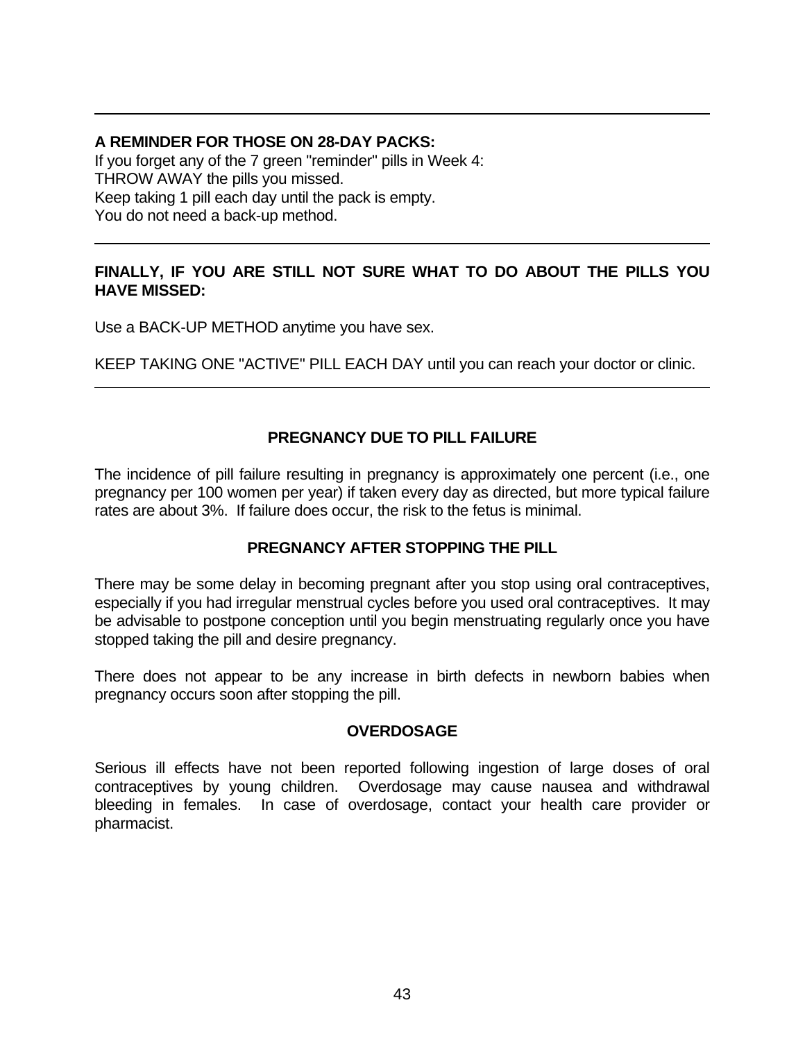---

**A REMINDER FOR THOSE ON 28-DAY PACKS:**
If you forget any of the 7 green "reminder" pills in Week 4:
THROW AWAY the pills you missed.
Keep taking 1 pill each day until the pack is empty.
You do not need a back-up method.

---

**FINALLY, IF YOU ARE STILL NOT SURE WHAT TO DO ABOUT THE PILLS YOU HAVE MISSED:**

Use a BACK-UP METHOD anytime you have sex.

KEEP TAKING ONE "ACTIVE" PILL EACH DAY until you can reach your doctor or clinic.

---

## PREGNANCY DUE TO PILL FAILURE

The incidence of pill failure resulting in pregnancy is approximately one percent (i.e., one pregnancy per 100 women per year) if taken every day as directed, but more typical failure rates are about 3%. If failure does occur, the risk to the fetus is minimal.

## PREGNANCY AFTER STOPPING THE PILL

There may be some delay in becoming pregnant after you stop using oral contraceptives, especially if you had irregular menstrual cycles before you used oral contraceptives. It may be advisable to postpone conception until you begin menstruating regularly once you have stopped taking the pill and desire pregnancy.

There does not appear to be any increase in birth defects in newborn babies when pregnancy occurs soon after stopping the pill.

## OVERDOSAGE

Serious ill effects have not been reported following ingestion of large doses of oral contraceptives by young children. Overdosage may cause nausea and withdrawal bleeding in females. In case of overdosage, contact your health care provider or pharmacist.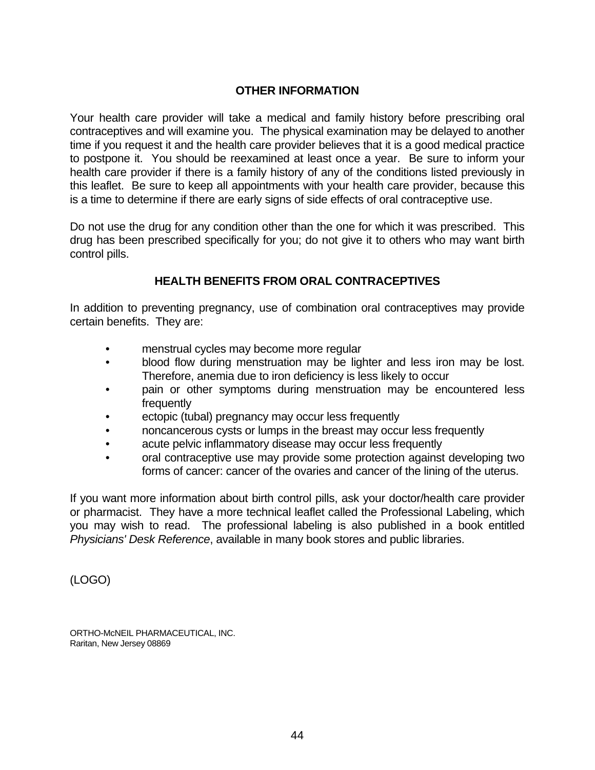## OTHER INFORMATION

Your health care provider will take a medical and family history before prescribing oral contraceptives and will examine you. The physical examination may be delayed to another time if you request it and the health care provider believes that it is a good medical practice to postpone it. You should be reexamined at least once a year. Be sure to inform your health care provider if there is a family history of any of the conditions listed previously in this leaflet. Be sure to keep all appointments with your health care provider, because this is a time to determine if there are early signs of side effects of oral contraceptive use.

Do not use the drug for any condition other than the one for which it was prescribed. This drug has been prescribed specifically for you; do not give it to others who may want birth control pills.

## HEALTH BENEFITS FROM ORAL CONTRACEPTIVES

In addition to preventing pregnancy, use of combination oral contraceptives may provide certain benefits. They are:

- menstrual cycles may become more regular
- blood flow during menstruation may be lighter and less iron may be lost. Therefore, anemia due to iron deficiency is less likely to occur
- pain or other symptoms during menstruation may be encountered less frequently
- ectopic (tubal) pregnancy may occur less frequently
- noncancerous cysts or lumps in the breast may occur less frequently
- acute pelvic inflammatory disease may occur less frequently
- oral contraceptive use may provide some protection against developing two forms of cancer: cancer of the ovaries and cancer of the lining of the uterus.

If you want more information about birth control pills, ask your doctor/health care provider or pharmacist. They have a more technical leaflet called the Professional Labeling, which you may wish to read. The professional labeling is also published in a book entitled *Physicians' Desk Reference*, available in many book stores and public libraries.

(LOGO)

ORTHO-McNEIL PHARMACEUTICAL, INC.
Raritan, New Jersey 08869